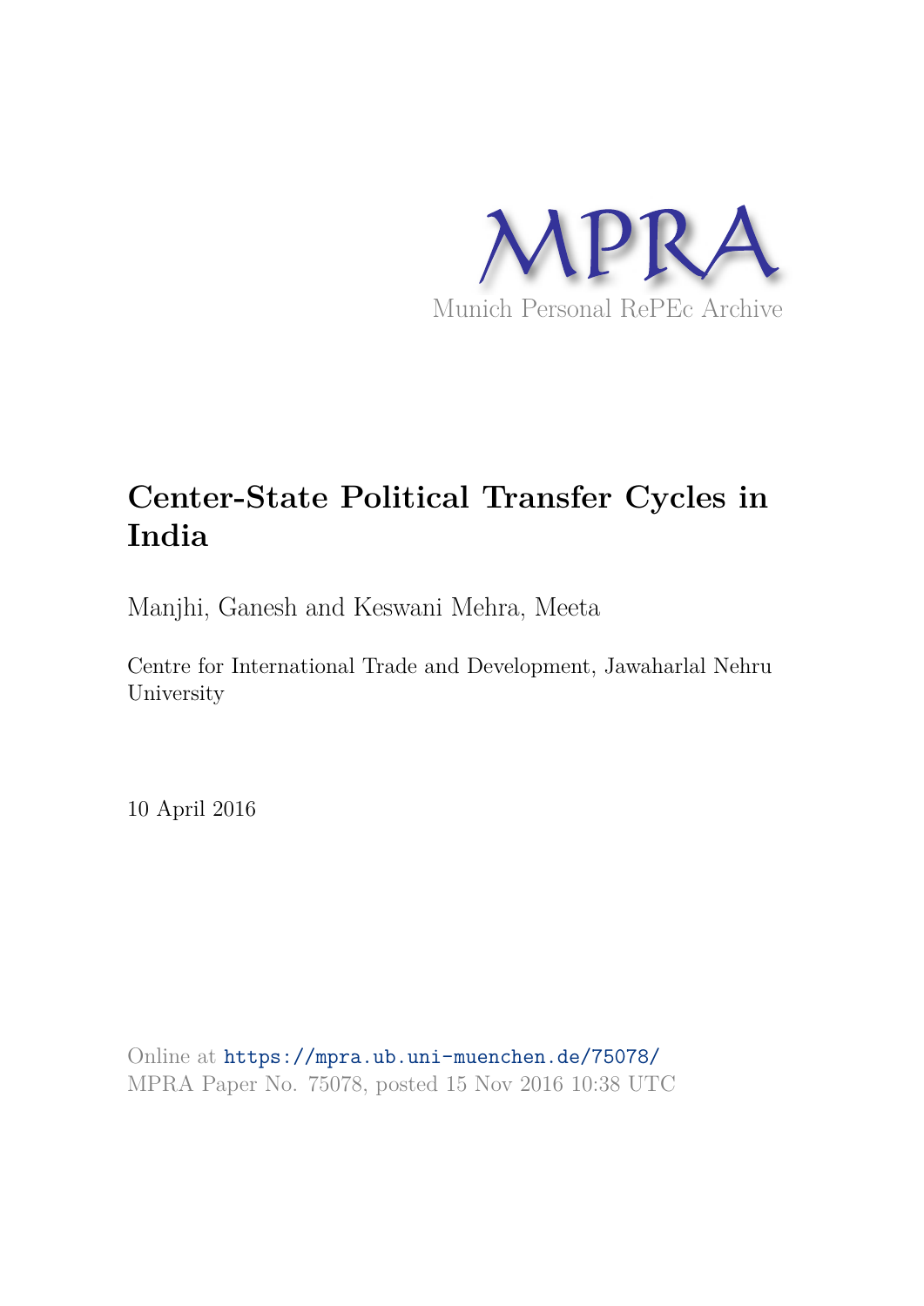MPRA

Munich Personal RePEc Archive

# Center-State Political Transfer Cycles in India

Manjhi, Ganesh and Keswani Mehra, Meeta

Centre for International Trade and Development, Jawaharlal Nehru University

10 April 2016

Online at https://mpra.ub.uni-muenchen.de/75078/
MPRA Paper No. 75078, posted 15 Nov 2016 10:38 UTC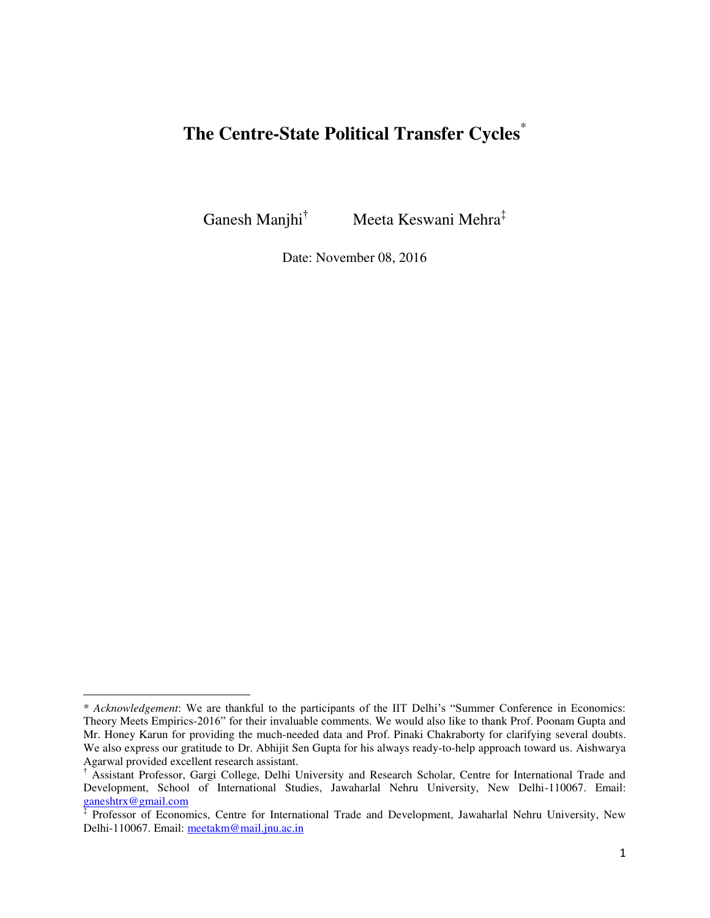# The Centre-State Political Transfer Cycles*

Ganesh Manjhi[†] Meeta Keswani Mehra[‡]

Date: November 08, 2016

---

\* *Acknowledgement*: We are thankful to the participants of the IIT Delhi's "Summer Conference in Economics: Theory Meets Empirics-2016" for their invaluable comments. We would also like to thank Prof. Poonam Gupta and Mr. Honey Karun for providing the much-needed data and Prof. Pinaki Chakraborty for clarifying several doubts. We also express our gratitude to Dr. Abhijit Sen Gupta for his always ready-to-help approach toward us. Aishwarya Agarwal provided excellent research assistant.

[†] Assistant Professor, Gargi College, Delhi University and Research Scholar, Centre for International Trade and Development, School of International Studies, Jawaharlal Nehru University, New Delhi-110067. Email: ganeshtrx@gmail.com

[‡] Professor of Economics, Centre for International Trade and Development, Jawaharlal Nehru University, New Delhi-110067. Email: meetakm@mail.jnu.ac.in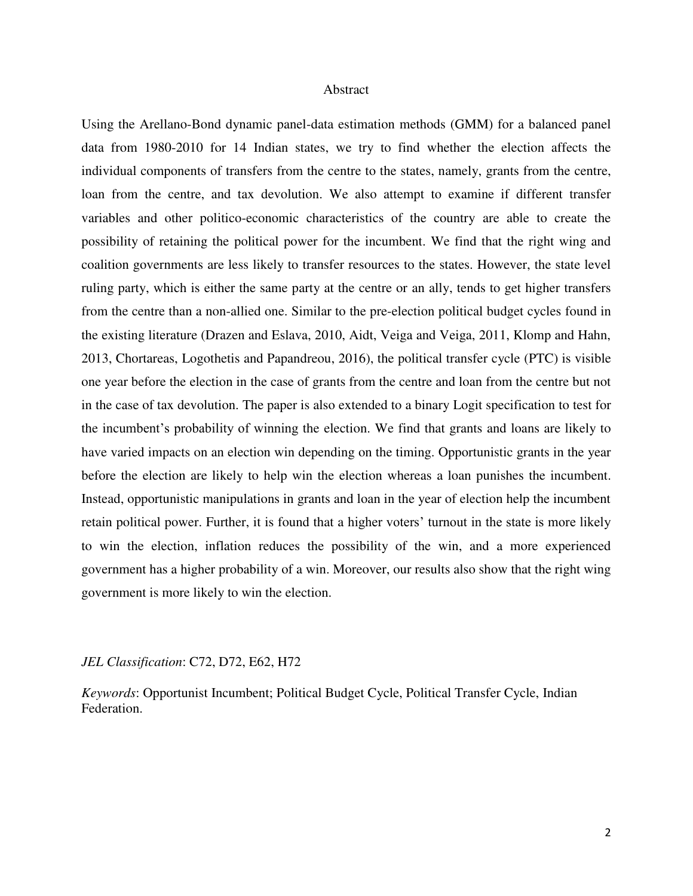## Abstract

Using the Arellano-Bond dynamic panel-data estimation methods (GMM) for a balanced panel data from 1980-2010 for 14 Indian states, we try to find whether the election affects the individual components of transfers from the centre to the states, namely, grants from the centre, loan from the centre, and tax devolution. We also attempt to examine if different transfer variables and other politico-economic characteristics of the country are able to create the possibility of retaining the political power for the incumbent. We find that the right wing and coalition governments are less likely to transfer resources to the states. However, the state level ruling party, which is either the same party at the centre or an ally, tends to get higher transfers from the centre than a non-allied one. Similar to the pre-election political budget cycles found in the existing literature (Drazen and Eslava, 2010, Aidt, Veiga and Veiga, 2011, Klomp and Hahn, 2013, Chortareas, Logothetis and Papandreou, 2016), the political transfer cycle (PTC) is visible one year before the election in the case of grants from the centre and loan from the centre but not in the case of tax devolution. The paper is also extended to a binary Logit specification to test for the incumbent's probability of winning the election. We find that grants and loans are likely to have varied impacts on an election win depending on the timing. Opportunistic grants in the year before the election are likely to help win the election whereas a loan punishes the incumbent. Instead, opportunistic manipulations in grants and loan in the year of election help the incumbent retain political power. Further, it is found that a higher voters' turnout in the state is more likely to win the election, inflation reduces the possibility of the win, and a more experienced government has a higher probability of a win. Moreover, our results also show that the right wing government is more likely to win the election.

*JEL Classification*: C72, D72, E62, H72

*Keywords*: Opportunist Incumbent; Political Budget Cycle, Political Transfer Cycle, Indian Federation.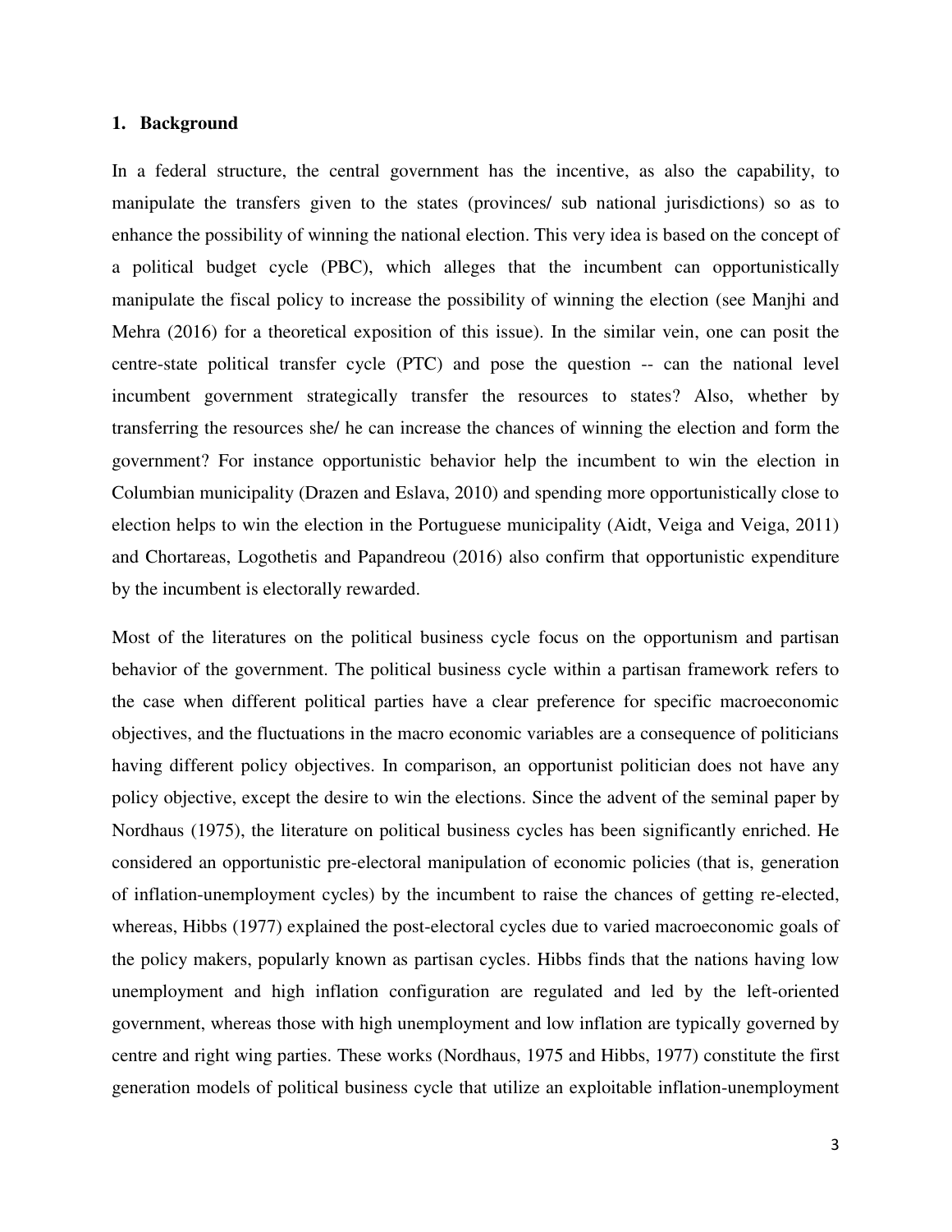## 1. Background

In a federal structure, the central government has the incentive, as also the capability, to manipulate the transfers given to the states (provinces/ sub national jurisdictions) so as to enhance the possibility of winning the national election. This very idea is based on the concept of a political budget cycle (PBC), which alleges that the incumbent can opportunistically manipulate the fiscal policy to increase the possibility of winning the election (see Manjhi and Mehra (2016) for a theoretical exposition of this issue). In the similar vein, one can posit the centre-state political transfer cycle (PTC) and pose the question -- can the national level incumbent government strategically transfer the resources to states? Also, whether by transferring the resources she/ he can increase the chances of winning the election and form the government? For instance opportunistic behavior help the incumbent to win the election in Columbian municipality (Drazen and Eslava, 2010) and spending more opportunistically close to election helps to win the election in the Portuguese municipality (Aidt, Veiga and Veiga, 2011) and Chortareas, Logothetis and Papandreou (2016) also confirm that opportunistic expenditure by the incumbent is electorally rewarded.

Most of the literatures on the political business cycle focus on the opportunism and partisan behavior of the government. The political business cycle within a partisan framework refers to the case when different political parties have a clear preference for specific macroeconomic objectives, and the fluctuations in the macro economic variables are a consequence of politicians having different policy objectives. In comparison, an opportunist politician does not have any policy objective, except the desire to win the elections. Since the advent of the seminal paper by Nordhaus (1975), the literature on political business cycles has been significantly enriched. He considered an opportunistic pre-electoral manipulation of economic policies (that is, generation of inflation-unemployment cycles) by the incumbent to raise the chances of getting re-elected, whereas, Hibbs (1977) explained the post-electoral cycles due to varied macroeconomic goals of the policy makers, popularly known as partisan cycles. Hibbs finds that the nations having low unemployment and high inflation configuration are regulated and led by the left-oriented government, whereas those with high unemployment and low inflation are typically governed by centre and right wing parties. These works (Nordhaus, 1975 and Hibbs, 1977) constitute the first generation models of political business cycle that utilize an exploitable inflation-unemployment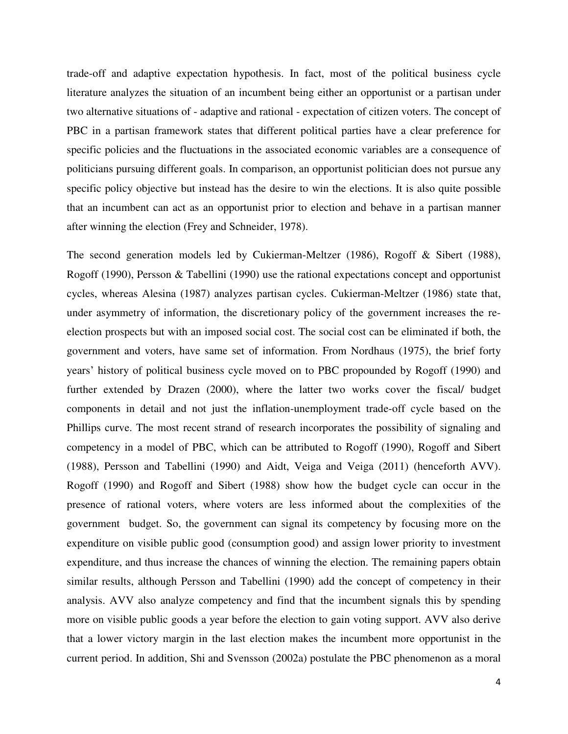trade-off and adaptive expectation hypothesis. In fact, most of the political business cycle literature analyzes the situation of an incumbent being either an opportunist or a partisan under two alternative situations of - adaptive and rational - expectation of citizen voters. The concept of PBC in a partisan framework states that different political parties have a clear preference for specific policies and the fluctuations in the associated economic variables are a consequence of politicians pursuing different goals. In comparison, an opportunist politician does not pursue any specific policy objective but instead has the desire to win the elections. It is also quite possible that an incumbent can act as an opportunist prior to election and behave in a partisan manner after winning the election (Frey and Schneider, 1978).

The second generation models led by Cukierman-Meltzer (1986), Rogoff & Sibert (1988), Rogoff (1990), Persson & Tabellini (1990) use the rational expectations concept and opportunist cycles, whereas Alesina (1987) analyzes partisan cycles. Cukierman-Meltzer (1986) state that, under asymmetry of information, the discretionary policy of the government increases the re-election prospects but with an imposed social cost. The social cost can be eliminated if both, the government and voters, have same set of information. From Nordhaus (1975), the brief forty years' history of political business cycle moved on to PBC propounded by Rogoff (1990) and further extended by Drazen (2000), where the latter two works cover the fiscal/ budget components in detail and not just the inflation-unemployment trade-off cycle based on the Phillips curve. The most recent strand of research incorporates the possibility of signaling and competency in a model of PBC, which can be attributed to Rogoff (1990), Rogoff and Sibert (1988), Persson and Tabellini (1990) and Aidt, Veiga and Veiga (2011) (henceforth AVV). Rogoff (1990) and Rogoff and Sibert (1988) show how the budget cycle can occur in the presence of rational voters, where voters are less informed about the complexities of the government budget. So, the government can signal its competency by focusing more on the expenditure on visible public good (consumption good) and assign lower priority to investment expenditure, and thus increase the chances of winning the election. The remaining papers obtain similar results, although Persson and Tabellini (1990) add the concept of competency in their analysis. AVV also analyze competency and find that the incumbent signals this by spending more on visible public goods a year before the election to gain voting support. AVV also derive that a lower victory margin in the last election makes the incumbent more opportunist in the current period. In addition, Shi and Svensson (2002a) postulate the PBC phenomenon as a moral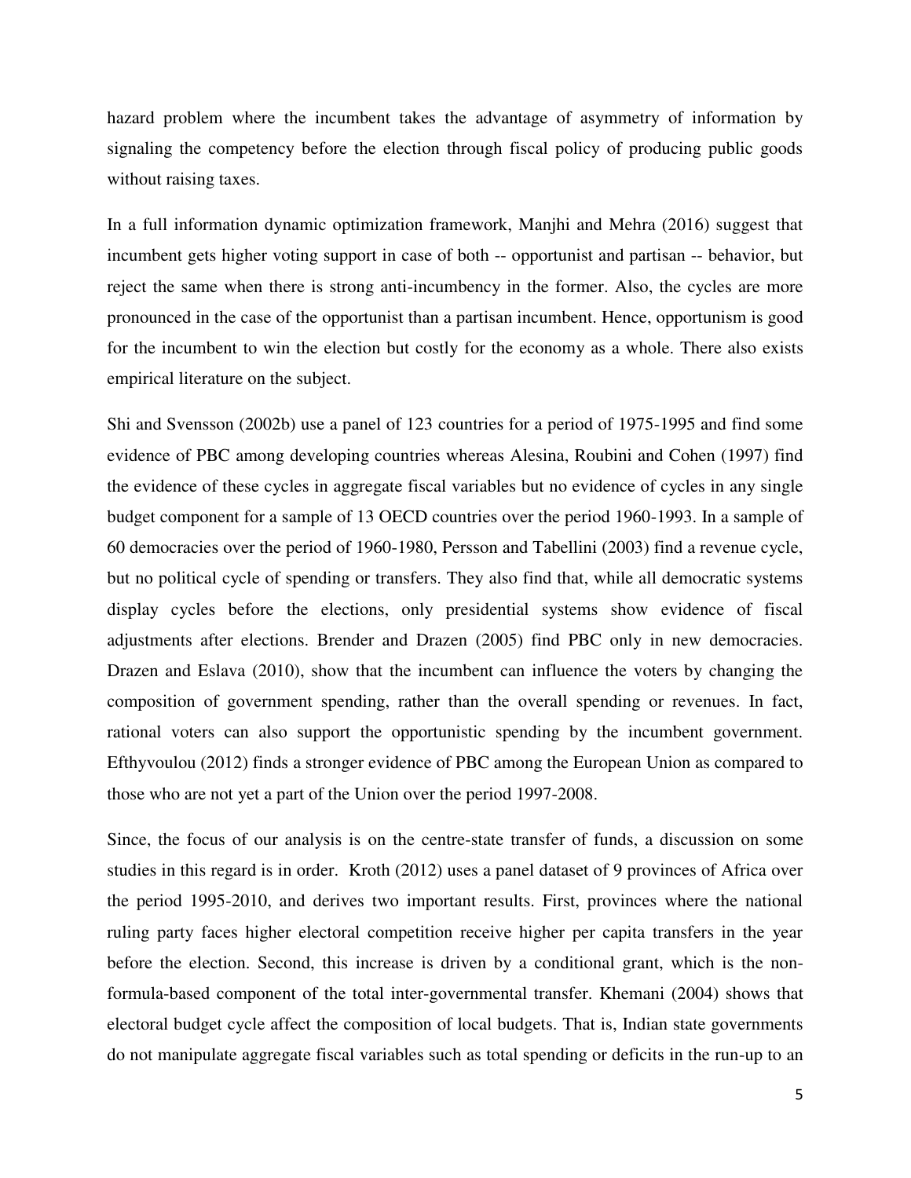hazard problem where the incumbent takes the advantage of asymmetry of information by signaling the competency before the election through fiscal policy of producing public goods without raising taxes.

In a full information dynamic optimization framework, Manjhi and Mehra (2016) suggest that incumbent gets higher voting support in case of both -- opportunist and partisan -- behavior, but reject the same when there is strong anti-incumbency in the former. Also, the cycles are more pronounced in the case of the opportunist than a partisan incumbent. Hence, opportunism is good for the incumbent to win the election but costly for the economy as a whole. There also exists empirical literature on the subject.

Shi and Svensson (2002b) use a panel of 123 countries for a period of 1975-1995 and find some evidence of PBC among developing countries whereas Alesina, Roubini and Cohen (1997) find the evidence of these cycles in aggregate fiscal variables but no evidence of cycles in any single budget component for a sample of 13 OECD countries over the period 1960-1993. In a sample of 60 democracies over the period of 1960-1980, Persson and Tabellini (2003) find a revenue cycle, but no political cycle of spending or transfers. They also find that, while all democratic systems display cycles before the elections, only presidential systems show evidence of fiscal adjustments after elections. Brender and Drazen (2005) find PBC only in new democracies. Drazen and Eslava (2010), show that the incumbent can influence the voters by changing the composition of government spending, rather than the overall spending or revenues. In fact, rational voters can also support the opportunistic spending by the incumbent government. Efthyvoulou (2012) finds a stronger evidence of PBC among the European Union as compared to those who are not yet a part of the Union over the period 1997-2008.

Since, the focus of our analysis is on the centre-state transfer of funds, a discussion on some studies in this regard is in order. Kroth (2012) uses a panel dataset of 9 provinces of Africa over the period 1995-2010, and derives two important results. First, provinces where the national ruling party faces higher electoral competition receive higher per capita transfers in the year before the election. Second, this increase is driven by a conditional grant, which is the non-formula-based component of the total inter-governmental transfer. Khemani (2004) shows that electoral budget cycle affect the composition of local budgets. That is, Indian state governments do not manipulate aggregate fiscal variables such as total spending or deficits in the run-up to an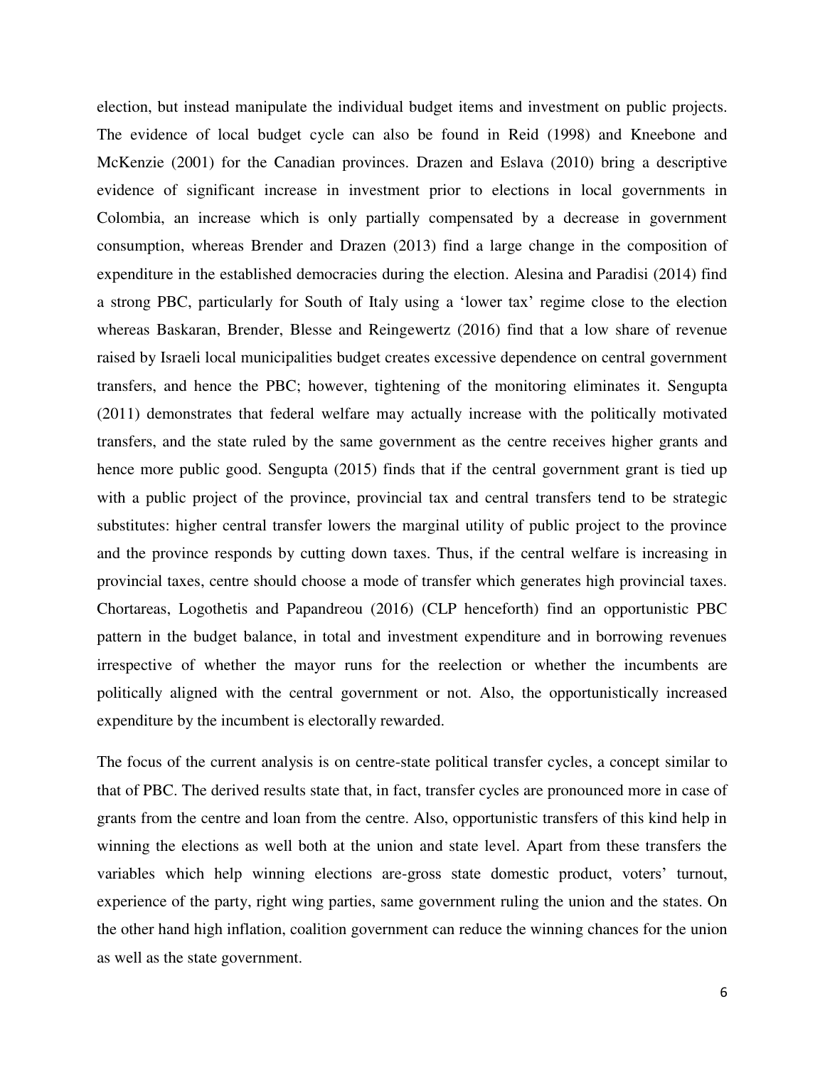election, but instead manipulate the individual budget items and investment on public projects. The evidence of local budget cycle can also be found in Reid (1998) and Kneebone and McKenzie (2001) for the Canadian provinces. Drazen and Eslava (2010) bring a descriptive evidence of significant increase in investment prior to elections in local governments in Colombia, an increase which is only partially compensated by a decrease in government consumption, whereas Brender and Drazen (2013) find a large change in the composition of expenditure in the established democracies during the election. Alesina and Paradisi (2014) find a strong PBC, particularly for South of Italy using a 'lower tax' regime close to the election whereas Baskaran, Brender, Blesse and Reingewertz (2016) find that a low share of revenue raised by Israeli local municipalities budget creates excessive dependence on central government transfers, and hence the PBC; however, tightening of the monitoring eliminates it. Sengupta (2011) demonstrates that federal welfare may actually increase with the politically motivated transfers, and the state ruled by the same government as the centre receives higher grants and hence more public good. Sengupta (2015) finds that if the central government grant is tied up with a public project of the province, provincial tax and central transfers tend to be strategic substitutes: higher central transfer lowers the marginal utility of public project to the province and the province responds by cutting down taxes. Thus, if the central welfare is increasing in provincial taxes, centre should choose a mode of transfer which generates high provincial taxes. Chortareas, Logothetis and Papandreou (2016) (CLP henceforth) find an opportunistic PBC pattern in the budget balance, in total and investment expenditure and in borrowing revenues irrespective of whether the mayor runs for the reelection or whether the incumbents are politically aligned with the central government or not. Also, the opportunistically increased expenditure by the incumbent is electorally rewarded.

The focus of the current analysis is on centre-state political transfer cycles, a concept similar to that of PBC. The derived results state that, in fact, transfer cycles are pronounced more in case of grants from the centre and loan from the centre. Also, opportunistic transfers of this kind help in winning the elections as well both at the union and state level. Apart from these transfers the variables which help winning elections are-gross state domestic product, voters' turnout, experience of the party, right wing parties, same government ruling the union and the states. On the other hand high inflation, coalition government can reduce the winning chances for the union as well as the state government.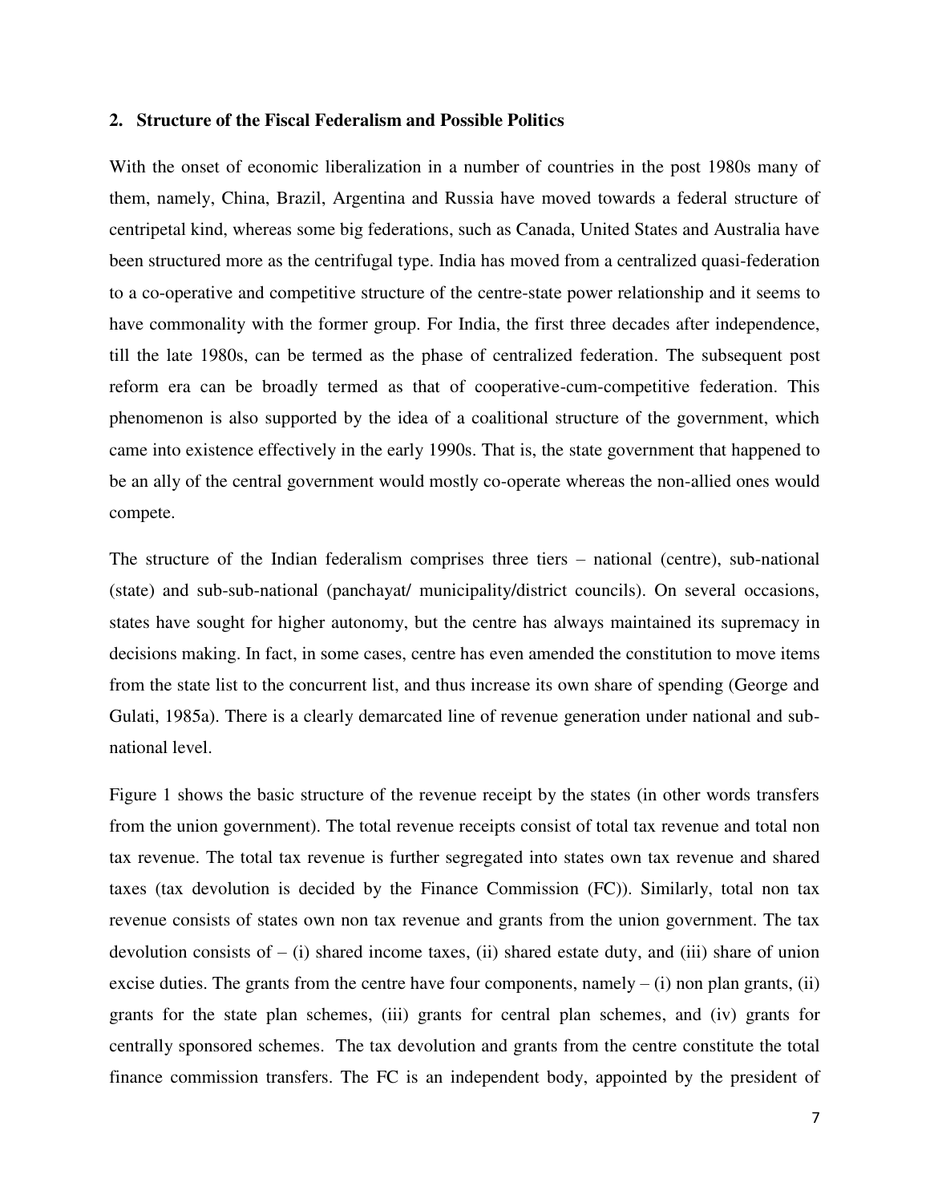## 2. Structure of the Fiscal Federalism and Possible Politics

With the onset of economic liberalization in a number of countries in the post 1980s many of them, namely, China, Brazil, Argentina and Russia have moved towards a federal structure of centripetal kind, whereas some big federations, such as Canada, United States and Australia have been structured more as the centrifugal type. India has moved from a centralized quasi-federation to a co-operative and competitive structure of the centre-state power relationship and it seems to have commonality with the former group. For India, the first three decades after independence, till the late 1980s, can be termed as the phase of centralized federation. The subsequent post reform era can be broadly termed as that of cooperative-cum-competitive federation. This phenomenon is also supported by the idea of a coalitional structure of the government, which came into existence effectively in the early 1990s. That is, the state government that happened to be an ally of the central government would mostly co-operate whereas the non-allied ones would compete.

The structure of the Indian federalism comprises three tiers – national (centre), sub-national (state) and sub-sub-national (panchayat/ municipality/district councils). On several occasions, states have sought for higher autonomy, but the centre has always maintained its supremacy in decisions making. In fact, in some cases, centre has even amended the constitution to move items from the state list to the concurrent list, and thus increase its own share of spending (George and Gulati, 1985a). There is a clearly demarcated line of revenue generation under national and sub-national level.

Figure 1 shows the basic structure of the revenue receipt by the states (in other words transfers from the union government). The total revenue receipts consist of total tax revenue and total non tax revenue. The total tax revenue is further segregated into states own tax revenue and shared taxes (tax devolution is decided by the Finance Commission (FC)). Similarly, total non tax revenue consists of states own non tax revenue and grants from the union government. The tax devolution consists of – (i) shared income taxes, (ii) shared estate duty, and (iii) share of union excise duties. The grants from the centre have four components, namely – (i) non plan grants, (ii) grants for the state plan schemes, (iii) grants for central plan schemes, and (iv) grants for centrally sponsored schemes. The tax devolution and grants from the centre constitute the total finance commission transfers. The FC is an independent body, appointed by the president of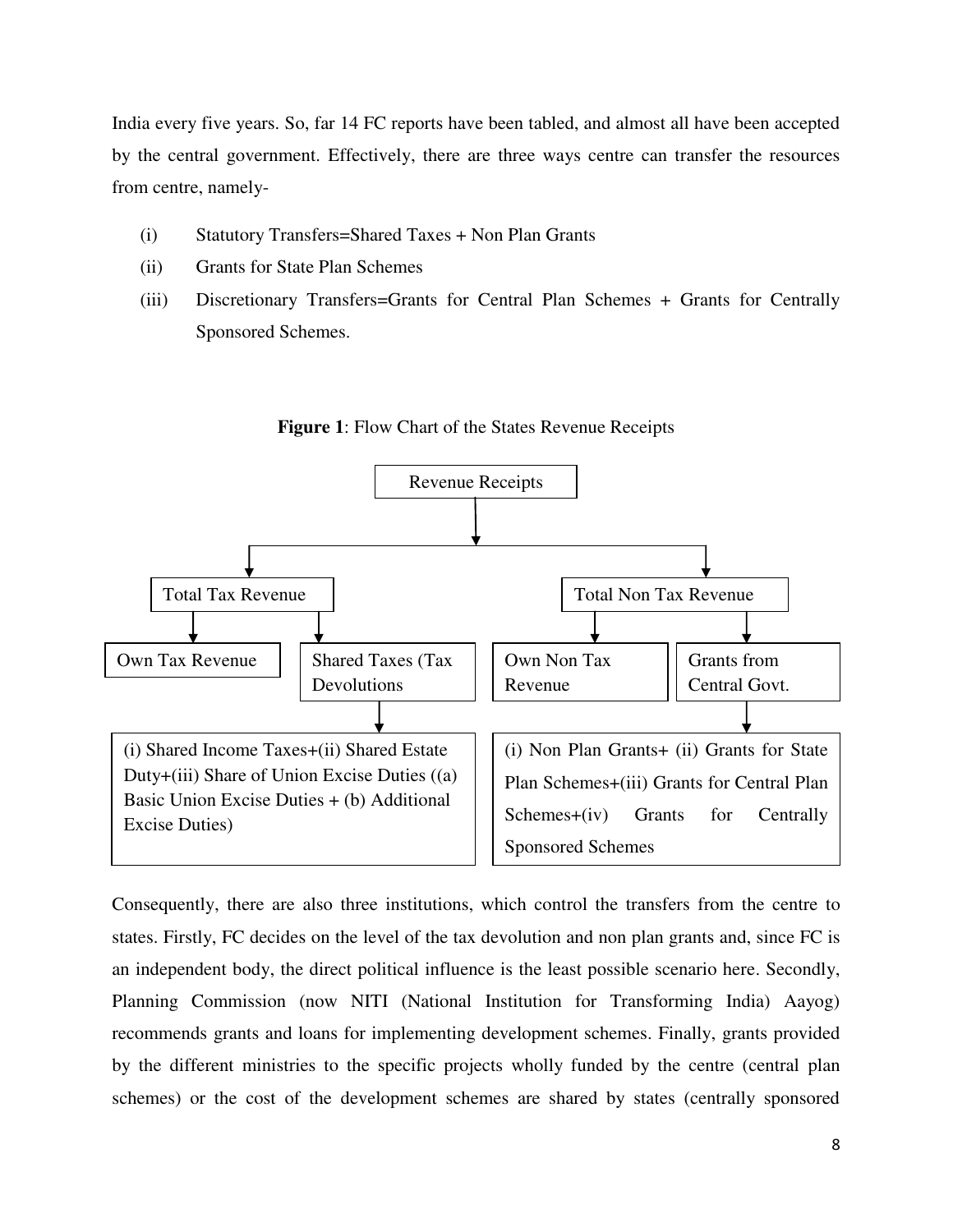India every five years. So, far 14 FC reports have been tabled, and almost all have been accepted by the central government. Effectively, there are three ways centre can transfer the resources from centre, namely-

(i) Statutory Transfers=Shared Taxes + Non Plan Grants

(ii) Grants for State Plan Schemes

(iii) Discretionary Transfers=Grants for Central Plan Schemes + Grants for Centrally Sponsored Schemes.

**Figure 1**: Flow Chart of the States Revenue Receipts

Revenue Receipts

Total Tax Revenue

Total Non Tax Revenue

Own Tax Revenue

Shared Taxes (Tax Devolutions

Own Non Tax Revenue

Grants from Central Govt.

(i) Shared Income Taxes+(ii) Shared Estate Duty+(iii) Share of Union Excise Duties ((a) Basic Union Excise Duties + (b) Additional Excise Duties)

(i) Non Plan Grants+ (ii) Grants for State Plan Schemes+(iii) Grants for Central Plan Schemes+(iv) Grants for Centrally Sponsored Schemes

Consequently, there are also three institutions, which control the transfers from the centre to states. Firstly, FC decides on the level of the tax devolution and non plan grants and, since FC is an independent body, the direct political influence is the least possible scenario here. Secondly, Planning Commission (now NITI (National Institution for Transforming India) Aayog) recommends grants and loans for implementing development schemes. Finally, grants provided by the different ministries to the specific projects wholly funded by the centre (central plan schemes) or the cost of the development schemes are shared by states (centrally sponsored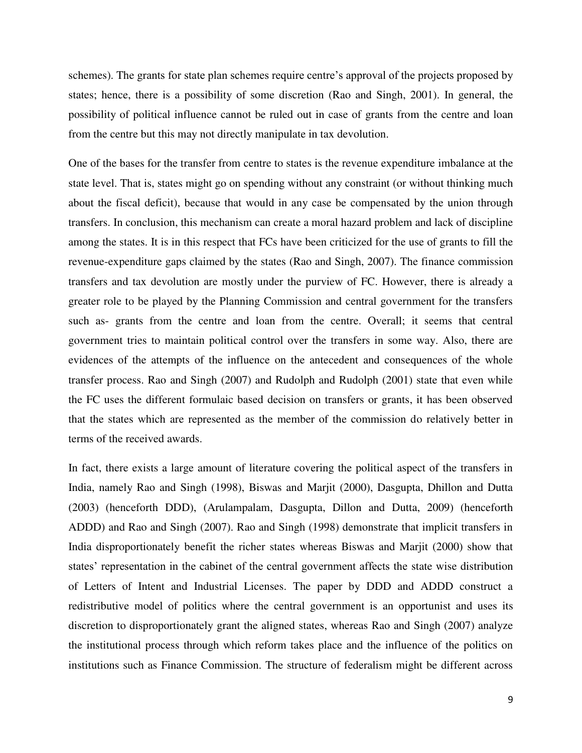schemes). The grants for state plan schemes require centre's approval of the projects proposed by states; hence, there is a possibility of some discretion (Rao and Singh, 2001). In general, the possibility of political influence cannot be ruled out in case of grants from the centre and loan from the centre but this may not directly manipulate in tax devolution.

One of the bases for the transfer from centre to states is the revenue expenditure imbalance at the state level. That is, states might go on spending without any constraint (or without thinking much about the fiscal deficit), because that would in any case be compensated by the union through transfers. In conclusion, this mechanism can create a moral hazard problem and lack of discipline among the states. It is in this respect that FCs have been criticized for the use of grants to fill the revenue-expenditure gaps claimed by the states (Rao and Singh, 2007). The finance commission transfers and tax devolution are mostly under the purview of FC. However, there is already a greater role to be played by the Planning Commission and central government for the transfers such as- grants from the centre and loan from the centre. Overall; it seems that central government tries to maintain political control over the transfers in some way. Also, there are evidences of the attempts of the influence on the antecedent and consequences of the whole transfer process. Rao and Singh (2007) and Rudolph and Rudolph (2001) state that even while the FC uses the different formulaic based decision on transfers or grants, it has been observed that the states which are represented as the member of the commission do relatively better in terms of the received awards.

In fact, there exists a large amount of literature covering the political aspect of the transfers in India, namely Rao and Singh (1998), Biswas and Marjit (2000), Dasgupta, Dhillon and Dutta (2003) (henceforth DDD), (Arulampalam, Dasgupta, Dillon and Dutta, 2009) (henceforth ADDD) and Rao and Singh (2007). Rao and Singh (1998) demonstrate that implicit transfers in India disproportionately benefit the richer states whereas Biswas and Marjit (2000) show that states' representation in the cabinet of the central government affects the state wise distribution of Letters of Intent and Industrial Licenses. The paper by DDD and ADDD construct a redistributive model of politics where the central government is an opportunist and uses its discretion to disproportionately grant the aligned states, whereas Rao and Singh (2007) analyze the institutional process through which reform takes place and the influence of the politics on institutions such as Finance Commission. The structure of federalism might be different across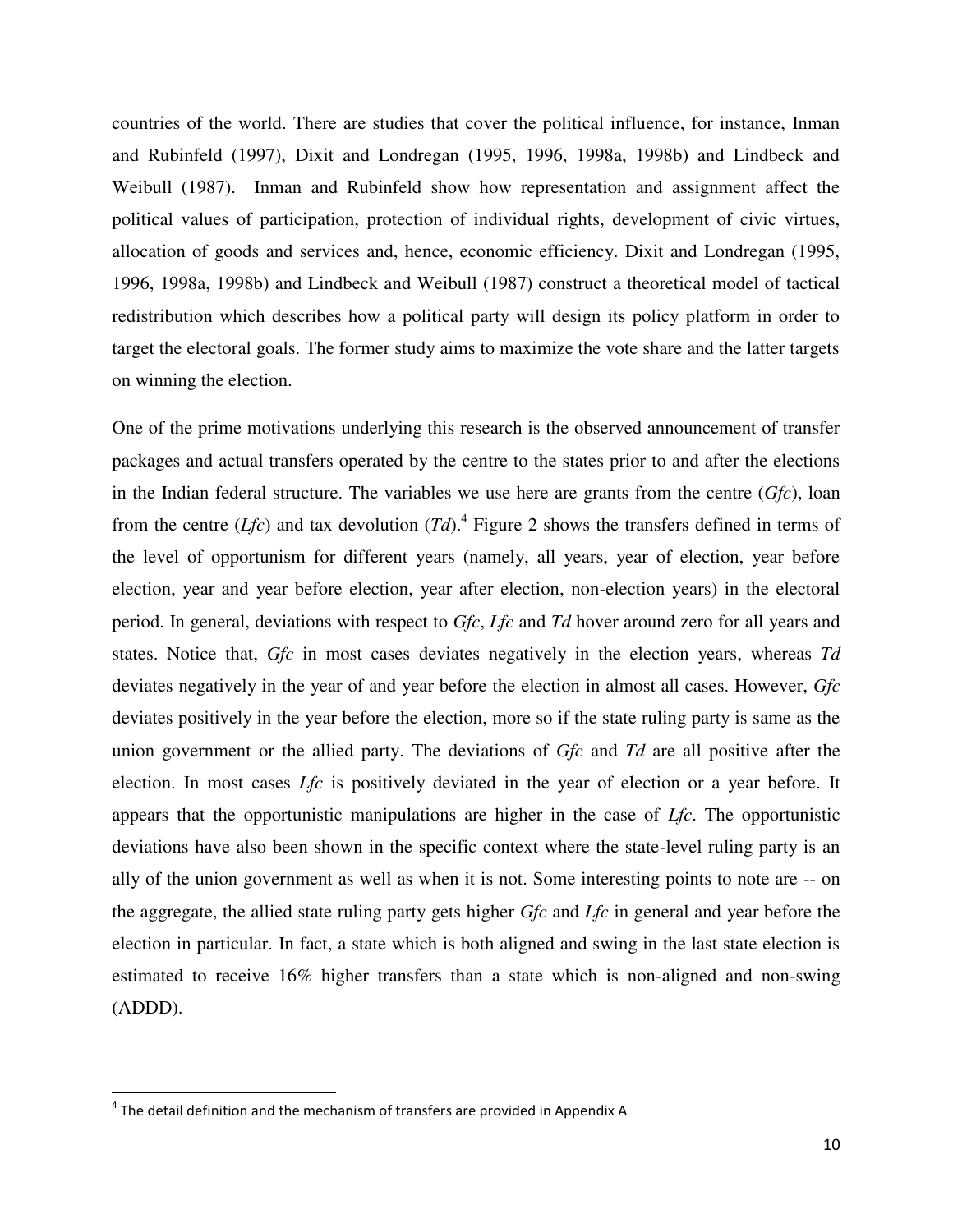countries of the world. There are studies that cover the political influence, for instance, Inman and Rubinfeld (1997), Dixit and Londregan (1995, 1996, 1998a, 1998b) and Lindbeck and Weibull (1987). Inman and Rubinfeld show how representation and assignment affect the political values of participation, protection of individual rights, development of civic virtues, allocation of goods and services and, hence, economic efficiency. Dixit and Londregan (1995, 1996, 1998a, 1998b) and Lindbeck and Weibull (1987) construct a theoretical model of tactical redistribution which describes how a political party will design its policy platform in order to target the electoral goals. The former study aims to maximize the vote share and the latter targets on winning the election.

One of the prime motivations underlying this research is the observed announcement of transfer packages and actual transfers operated by the centre to the states prior to and after the elections in the Indian federal structure. The variables we use here are grants from the centre (*Gfc*), loan from the centre (*Lfc*) and tax devolution (*Td*).[4] Figure 2 shows the transfers defined in terms of the level of opportunism for different years (namely, all years, year of election, year before election, year and year before election, year after election, non-election years) in the electoral period. In general, deviations with respect to *Gfc*, *Lfc* and *Td* hover around zero for all years and states. Notice that, *Gfc* in most cases deviates negatively in the election years, whereas *Td* deviates negatively in the year of and year before the election in almost all cases. However, *Gfc* deviates positively in the year before the election, more so if the state ruling party is same as the union government or the allied party. The deviations of *Gfc* and *Td* are all positive after the election. In most cases *Lfc* is positively deviated in the year of election or a year before. It appears that the opportunistic manipulations are higher in the case of *Lfc*. The opportunistic deviations have also been shown in the specific context where the state-level ruling party is an ally of the union government as well as when it is not. Some interesting points to note are -- on the aggregate, the allied state ruling party gets higher *Gfc* and *Lfc* in general and year before the election in particular. In fact, a state which is both aligned and swing in the last state election is estimated to receive 16% higher transfers than a state which is non-aligned and non-swing (ADDD).

[4] The detail definition and the mechanism of transfers are provided in Appendix A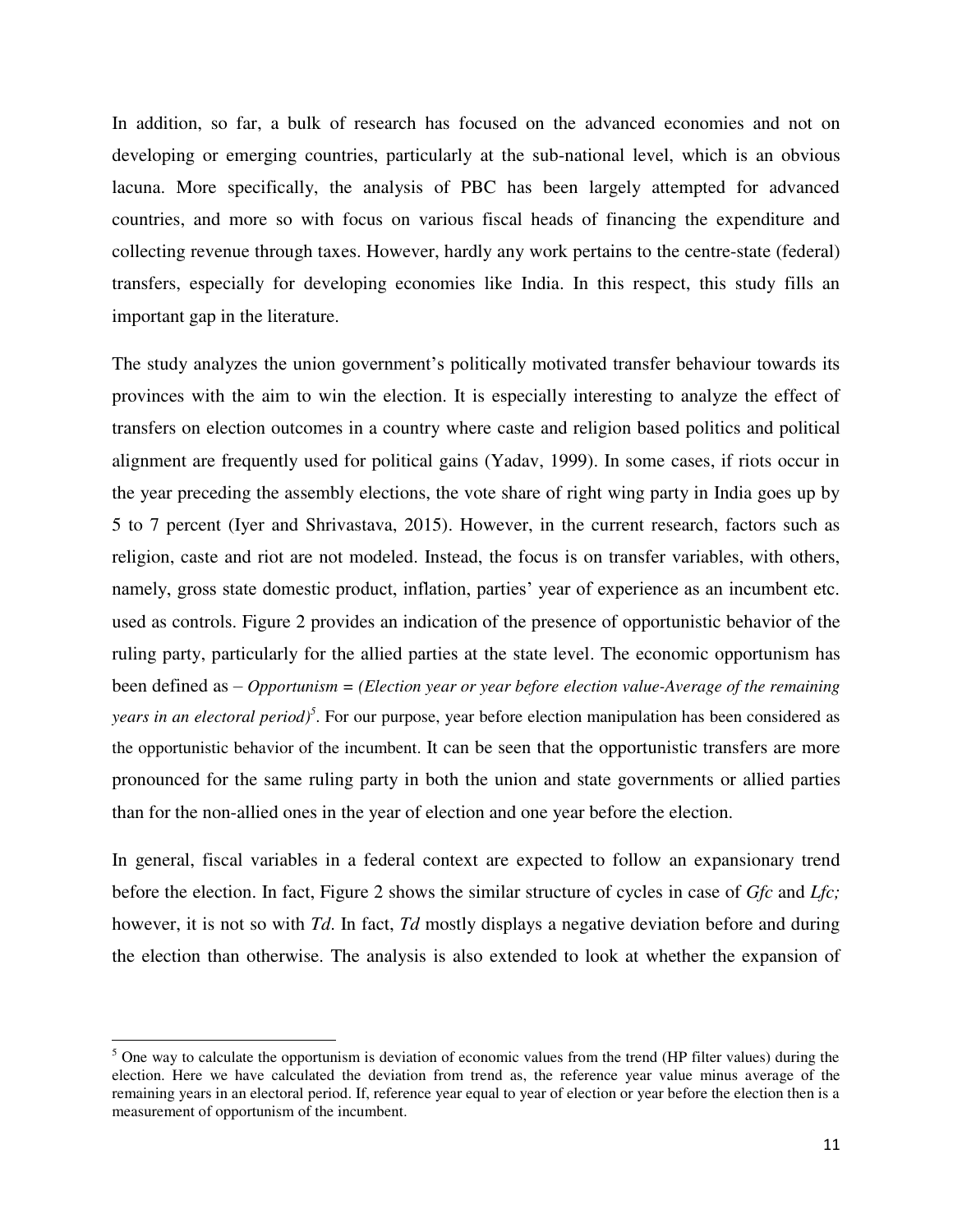In addition, so far, a bulk of research has focused on the advanced economies and not on developing or emerging countries, particularly at the sub-national level, which is an obvious lacuna. More specifically, the analysis of PBC has been largely attempted for advanced countries, and more so with focus on various fiscal heads of financing the expenditure and collecting revenue through taxes. However, hardly any work pertains to the centre-state (federal) transfers, especially for developing economies like India. In this respect, this study fills an important gap in the literature.

The study analyzes the union government's politically motivated transfer behaviour towards its provinces with the aim to win the election. It is especially interesting to analyze the effect of transfers on election outcomes in a country where caste and religion based politics and political alignment are frequently used for political gains (Yadav, 1999). In some cases, if riots occur in the year preceding the assembly elections, the vote share of right wing party in India goes up by 5 to 7 percent (Iyer and Shrivastava, 2015). However, in the current research, factors such as religion, caste and riot are not modeled. Instead, the focus is on transfer variables, with others, namely, gross state domestic product, inflation, parties' year of experience as an incumbent etc. used as controls. Figure 2 provides an indication of the presence of opportunistic behavior of the ruling party, particularly for the allied parties at the state level. The economic opportunism has been defined as – *Opportunism = (Election year or year before election value-Average of the remaining years in an electoral period)*[5]. For our purpose, year before election manipulation has been considered as the opportunistic behavior of the incumbent. It can be seen that the opportunistic transfers are more pronounced for the same ruling party in both the union and state governments or allied parties than for the non-allied ones in the year of election and one year before the election.

In general, fiscal variables in a federal context are expected to follow an expansionary trend before the election. In fact, Figure 2 shows the similar structure of cycles in case of *Gfc* and *Lfc;* however, it is not so with *Td*. In fact, *Td* mostly displays a negative deviation before and during the election than otherwise. The analysis is also extended to look at whether the expansion of

[5] One way to calculate the opportunism is deviation of economic values from the trend (HP filter values) during the election. Here we have calculated the deviation from trend as, the reference year value minus average of the remaining years in an electoral period. If, reference year equal to year of election or year before the election then is a measurement of opportunism of the incumbent.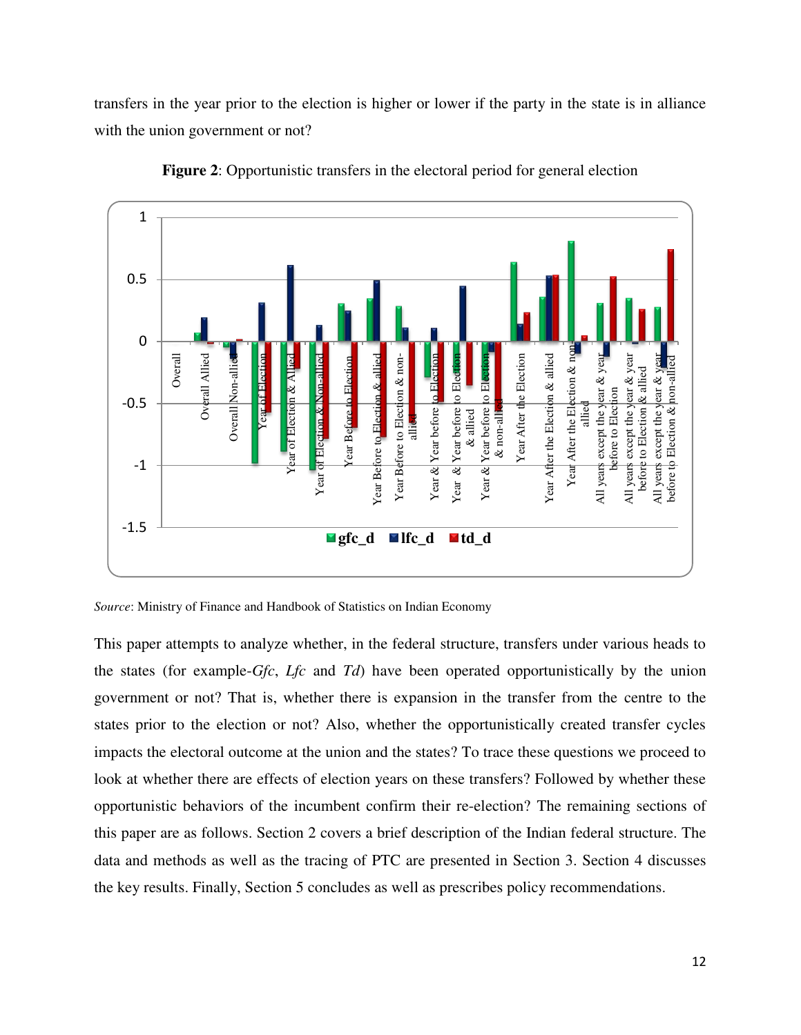transfers in the year prior to the election is higher or lower if the party in the state is in alliance with the union government or not?

**Figure 2**: Opportunistic transfers in the electoral period for general election

1
0.5
0
-0.5
-1
-1.5

Overall
Overall Allied
Overall Non-allied
Year of Election
Year of Election & Allied
Year of Election & Non-allied
Year Before to Election
Year Before to Election & allied
Year Before to Election & non-allied
Year & Year before to Election
Year & Year before to Election & allied
Year & Year before to Election & non-allied
Year After the Election
Year After the Election & allied
Year After the Election & non-allied
All years except the year & year before to Election
All years except the year & year before to Election & allied
All years except the year & year before to Election & non-allied

gfc_d lfc_d td_d

*Source*: Ministry of Finance and Handbook of Statistics on Indian Economy

This paper attempts to analyze whether, in the federal structure, transfers under various heads to the states (for example-*Gfc*, *Lfc* and *Td*) have been operated opportunistically by the union government or not? That is, whether there is expansion in the transfer from the centre to the states prior to the election or not? Also, whether the opportunistically created transfer cycles impacts the electoral outcome at the union and the states? To trace these questions we proceed to look at whether there are effects of election years on these transfers? Followed by whether these opportunistic behaviors of the incumbent confirm their re-election? The remaining sections of this paper are as follows. Section 2 covers a brief description of the Indian federal structure. The data and methods as well as the tracing of PTC are presented in Section 3. Section 4 discusses the key results. Finally, Section 5 concludes as well as prescribes policy recommendations.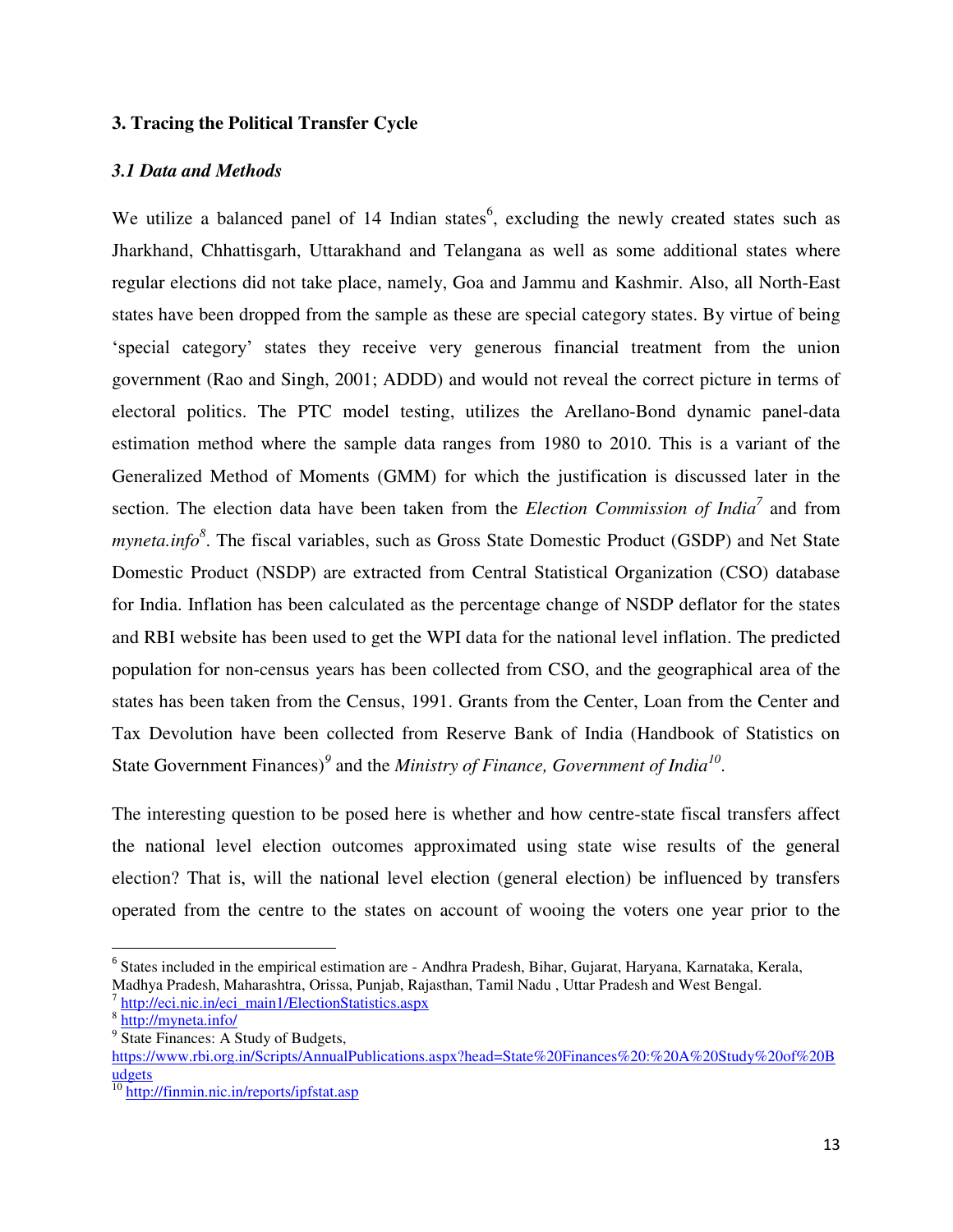## 3. Tracing the Political Transfer Cycle

### *3.1 Data and Methods*

We utilize a balanced panel of 14 Indian states[6], excluding the newly created states such as Jharkhand, Chhattisgarh, Uttarakhand and Telangana as well as some additional states where regular elections did not take place, namely, Goa and Jammu and Kashmir. Also, all North-East states have been dropped from the sample as these are special category states. By virtue of being 'special category' states they receive very generous financial treatment from the union government (Rao and Singh, 2001; ADDD) and would not reveal the correct picture in terms of electoral politics. The PTC model testing, utilizes the Arellano-Bond dynamic panel-data estimation method where the sample data ranges from 1980 to 2010. This is a variant of the Generalized Method of Moments (GMM) for which the justification is discussed later in the section. The election data have been taken from the *Election Commission of India*[7] and from *myneta.info*[8]. The fiscal variables, such as Gross State Domestic Product (GSDP) and Net State Domestic Product (NSDP) are extracted from Central Statistical Organization (CSO) database for India. Inflation has been calculated as the percentage change of NSDP deflator for the states and RBI website has been used to get the WPI data for the national level inflation. The predicted population for non-census years has been collected from CSO, and the geographical area of the states has been taken from the Census, 1991. Grants from the Center, Loan from the Center and Tax Devolution have been collected from Reserve Bank of India (Handbook of Statistics on State Government Finances)[9] and the *Ministry of Finance, Government of India*[10].

The interesting question to be posed here is whether and how centre-state fiscal transfers affect the national level election outcomes approximated using state wise results of the general election? That is, will the national level election (general election) be influenced by transfers operated from the centre to the states on account of wooing the voters one year prior to the

---

[6] States included in the empirical estimation are - Andhra Pradesh, Bihar, Gujarat, Haryana, Karnataka, Kerala, Madhya Pradesh, Maharashtra, Orissa, Punjab, Rajasthan, Tamil Nadu , Uttar Pradesh and West Bengal.

[7] http://eci.nic.in/eci_main1/ElectionStatistics.aspx

[8] http://myneta.info/

[9] State Finances: A Study of Budgets, https://www.rbi.org.in/Scripts/AnnualPublications.aspx?head=State%20Finances%20:%20A%20Study%20of%20Budgets

[10] http://finmin.nic.in/reports/ipfstat.asp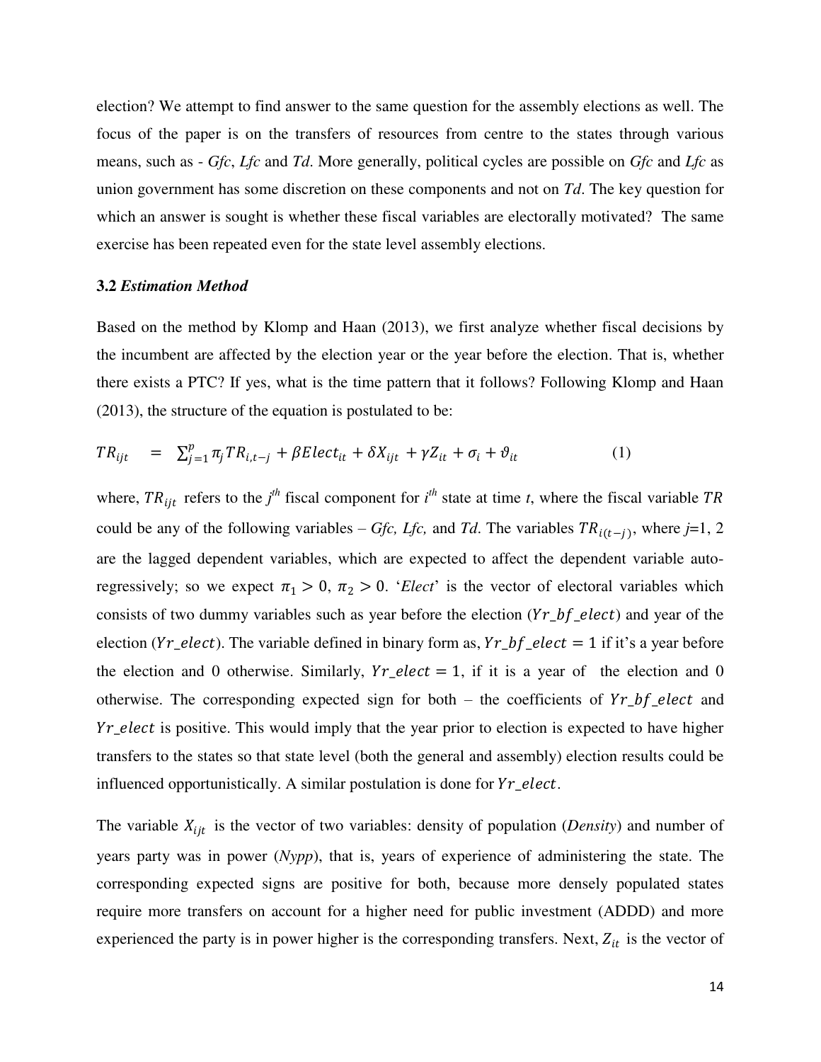election? We attempt to find answer to the same question for the assembly elections as well. The focus of the paper is on the transfers of resources from centre to the states through various means, such as - *Gfc*, *Lfc* and *Td*. More generally, political cycles are possible on *Gfc* and *Lfc* as union government has some discretion on these components and not on *Td*. The key question for which an answer is sought is whether these fiscal variables are electorally motivated? The same exercise has been repeated even for the state level assembly elections.

### 3.2 *Estimation Method*

Based on the method by Klomp and Haan (2013), we first analyze whether fiscal decisions by the incumbent are affected by the election year or the year before the election. That is, whether there exists a PTC? If yes, what is the time pattern that it follows? Following Klomp and Haan (2013), the structure of the equation is postulated to be:

$$TR_{ijt} \quad = \quad \sum_{j=1}^{p} \pi_j TR_{i,t-j} + \beta Elect_{it} + \delta X_{ijt} + \gamma Z_{it} + \sigma_i + \vartheta_{it} \qquad (1)$$

where, $TR_{ijt}$ refers to the $j^{th}$ fiscal component for $i^{th}$ state at time *t*, where the fiscal variable $TR$ could be any of the following variables – *Gfc, Lfc,* and *Td*. The variables $TR_{i(t-j)}$, where *j*=1, 2 are the lagged dependent variables, which are expected to affect the dependent variable auto-regressively; so we expect $\pi_1 > 0$, $\pi_2 > 0$. '*Elect*' is the vector of electoral variables which consists of two dummy variables such as year before the election ($Yr\_bf\_elect$) and year of the election ($Yr\_elect$). The variable defined in binary form as, $Yr\_bf\_elect = 1$ if it's a year before the election and 0 otherwise. Similarly, $Yr\_elect = 1$, if it is a year of the election and 0 otherwise. The corresponding expected sign for both – the coefficients of $Yr\_bf\_elect$ and $Yr\_elect$ is positive. This would imply that the year prior to election is expected to have higher transfers to the states so that state level (both the general and assembly) election results could be influenced opportunistically. A similar postulation is done for $Yr\_elect$.

The variable $X_{ijt}$ is the vector of two variables: density of population (*Density*) and number of years party was in power (*Nypp*), that is, years of experience of administering the state. The corresponding expected signs are positive for both, because more densely populated states require more transfers on account for a higher need for public investment (ADDD) and more experienced the party is in power higher is the corresponding transfers. Next, $Z_{it}$ is the vector of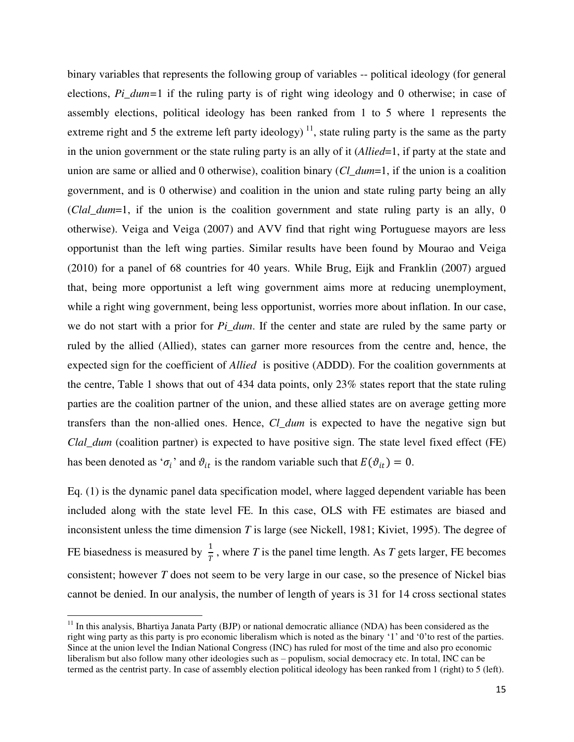binary variables that represents the following group of variables -- political ideology (for general elections, *Pi_dum*=1 if the ruling party is of right wing ideology and 0 otherwise; in case of assembly elections, political ideology has been ranked from 1 to 5 where 1 represents the extreme right and 5 the extreme left party ideology) [11], state ruling party is the same as the party in the union government or the state ruling party is an ally of it (*Allied*=1, if party at the state and union are same or allied and 0 otherwise), coalition binary (*Cl_dum*=1, if the union is a coalition government, and is 0 otherwise) and coalition in the union and state ruling party being an ally (*Clal_dum*=1, if the union is the coalition government and state ruling party is an ally, 0 otherwise). Veiga and Veiga (2007) and AVV find that right wing Portuguese mayors are less opportunist than the left wing parties. Similar results have been found by Mourao and Veiga (2010) for a panel of 68 countries for 40 years. While Brug, Eijk and Franklin (2007) argued that, being more opportunist a left wing government aims more at reducing unemployment, while a right wing government, being less opportunist, worries more about inflation. In our case, we do not start with a prior for *Pi_dum*. If the center and state are ruled by the same party or ruled by the allied (Allied), states can garner more resources from the centre and, hence, the expected sign for the coefficient of *Allied* is positive (ADDD). For the coalition governments at the centre, Table 1 shows that out of 434 data points, only 23% states report that the state ruling parties are the coalition partner of the union, and these allied states are on average getting more transfers than the non-allied ones. Hence, *Cl_dum* is expected to have the negative sign but *Clal_dum* (coalition partner) is expected to have positive sign. The state level fixed effect (FE) has been denoted as '$\sigma_i$' and $\vartheta_{it}$ is the random variable such that $E(\vartheta_{it}) = 0$.

Eq. (1) is the dynamic panel data specification model, where lagged dependent variable has been included along with the state level FE. In this case, OLS with FE estimates are biased and inconsistent unless the time dimension *T* is large (see Nickell, 1981; Kiviet, 1995). The degree of FE biasedness is measured by $\frac{1}{T}$, where *T* is the panel time length. As *T* gets larger, FE becomes consistent; however *T* does not seem to be very large in our case, so the presence of Nickel bias cannot be denied. In our analysis, the number of length of years is 31 for 14 cross sectional states

[11] In this analysis, Bhartiya Janata Party (BJP) or national democratic alliance (NDA) has been considered as the right wing party as this party is pro economic liberalism which is noted as the binary '1' and '0'to rest of the parties. Since at the union level the Indian National Congress (INC) has ruled for most of the time and also pro economic liberalism but also follow many other ideologies such as – populism, social democracy etc. In total, INC can be termed as the centrist party. In case of assembly election political ideology has been ranked from 1 (right) to 5 (left).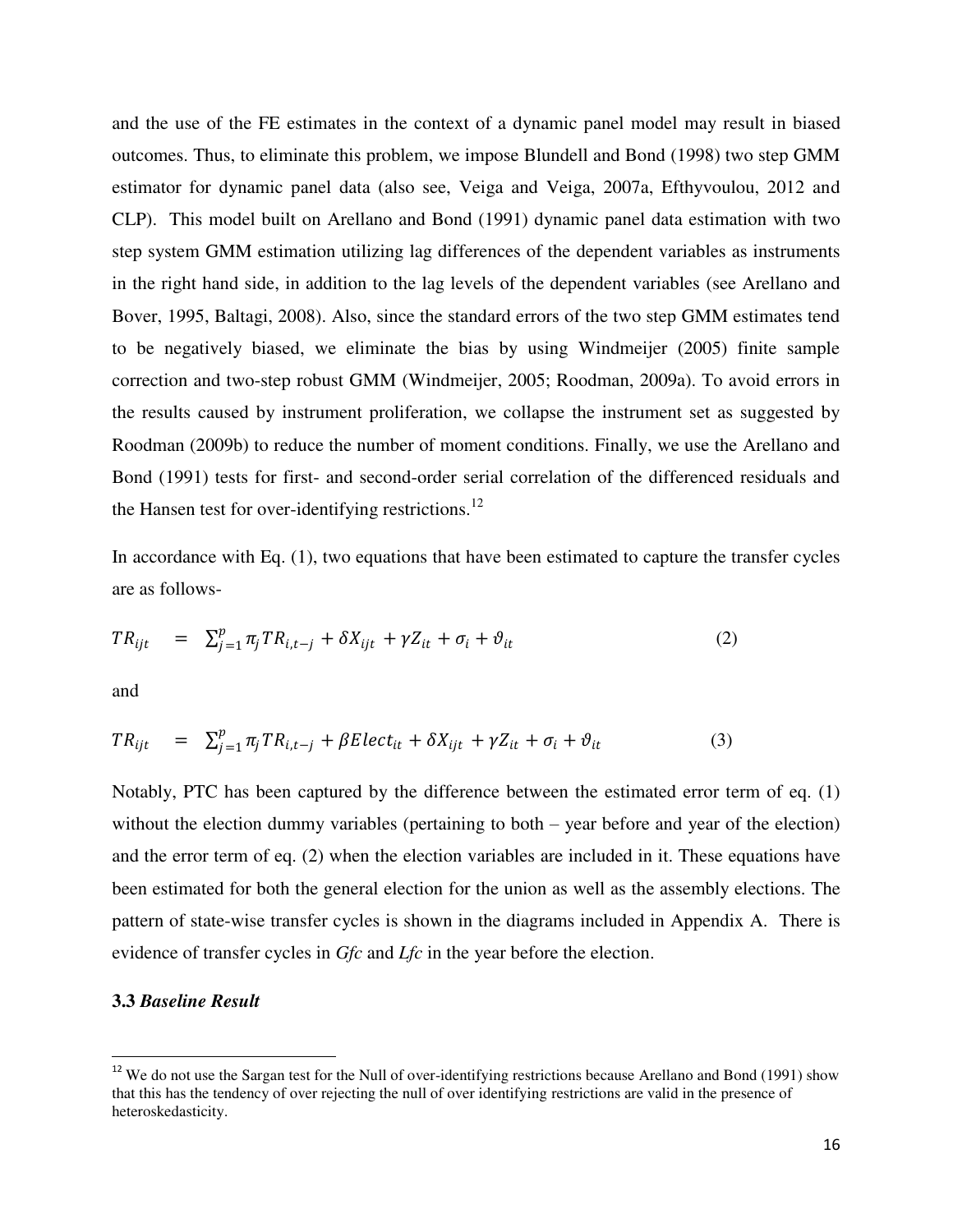and the use of the FE estimates in the context of a dynamic panel model may result in biased outcomes. Thus, to eliminate this problem, we impose Blundell and Bond (1998) two step GMM estimator for dynamic panel data (also see, Veiga and Veiga, 2007a, Efthyvoulou, 2012 and CLP). This model built on Arellano and Bond (1991) dynamic panel data estimation with two step system GMM estimation utilizing lag differences of the dependent variables as instruments in the right hand side, in addition to the lag levels of the dependent variables (see Arellano and Bover, 1995, Baltagi, 2008). Also, since the standard errors of the two step GMM estimates tend to be negatively biased, we eliminate the bias by using Windmeijer (2005) finite sample correction and two-step robust GMM (Windmeijer, 2005; Roodman, 2009a). To avoid errors in the results caused by instrument proliferation, we collapse the instrument set as suggested by Roodman (2009b) to reduce the number of moment conditions. Finally, we use the Arellano and Bond (1991) tests for first- and second-order serial correlation of the differenced residuals and the Hansen test for over-identifying restrictions.[12]

In accordance with Eq. (1), two equations that have been estimated to capture the transfer cycles are as follows-

$$TR_{ijt} \quad = \quad \sum_{j=1}^{p} \pi_j TR_{i,t-j} + \delta X_{ijt} + \gamma Z_{it} + \sigma_i + \vartheta_{it} \qquad (2)$$

and

$$TR_{ijt} \quad = \quad \sum_{j=1}^{p} \pi_j TR_{i,t-j} + \beta Elect_{it} + \delta X_{ijt} + \gamma Z_{it} + \sigma_i + \vartheta_{it} \qquad (3)$$

Notably, PTC has been captured by the difference between the estimated error term of eq. (1) without the election dummy variables (pertaining to both – year before and year of the election) and the error term of eq. (2) when the election variables are included in it. These equations have been estimated for both the general election for the union as well as the assembly elections. The pattern of state-wise transfer cycles is shown in the diagrams included in Appendix A. There is evidence of transfer cycles in *Gfc* and *Lfc* in the year before the election.

### 3.3 *Baseline Result*

[12] We do not use the Sargan test for the Null of over-identifying restrictions because Arellano and Bond (1991) show that this has the tendency of over rejecting the null of over identifying restrictions are valid in the presence of heteroskedasticity.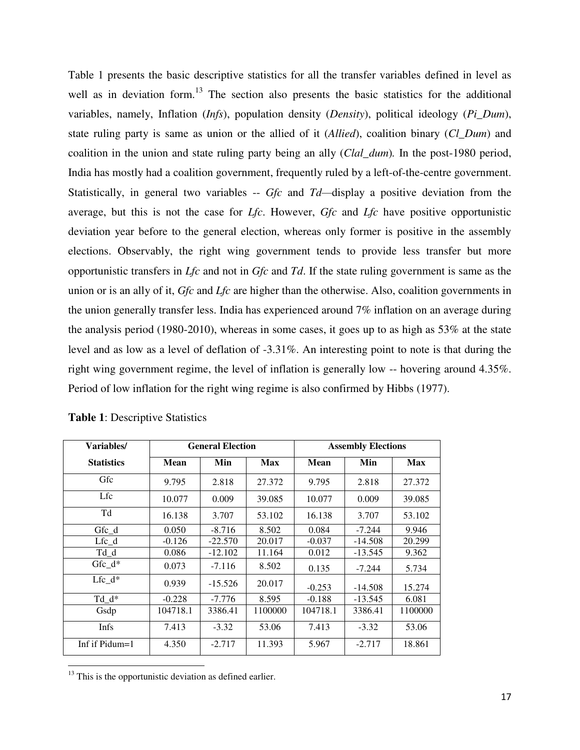Table 1 presents the basic descriptive statistics for all the transfer variables defined in level as well as in deviation form.[13] The section also presents the basic statistics for the additional variables, namely, Inflation (*Infs*), population density (*Density*), political ideology (*Pi_Dum*), state ruling party is same as union or the allied of it (*Allied*), coalition binary (*Cl_Dum*) and coalition in the union and state ruling party being an ally (*Clal_dum*). In the post-1980 period, India has mostly had a coalition government, frequently ruled by a left-of-the-centre government. Statistically, in general two variables -- *Gfc* and *Td*—display a positive deviation from the average, but this is not the case for *Lfc*. However, *Gfc* and *Lfc* have positive opportunistic deviation year before to the general election, whereas only former is positive in the assembly elections. Observably, the right wing government tends to provide less transfer but more opportunistic transfers in *Lfc* and not in *Gfc* and *Td*. If the state ruling government is same as the union or is an ally of it, *Gfc* and *Lfc* are higher than the otherwise. Also, coalition governments in the union generally transfer less. India has experienced around 7% inflation on an average during the analysis period (1980-2010), whereas in some cases, it goes up to as high as 53% at the state level and as low as a level of deflation of -3.31%. An interesting point to note is that during the right wing government regime, the level of inflation is generally low -- hovering around 4.35%. Period of low inflation for the right wing regime is also confirmed by Hibbs (1977).

**Table 1**: Descriptive Statistics

| Variables/ | General Election | | | Assembly Elections | | |
|---|---|---|---|---|---|---|
| Statistics | Mean | Min | Max | Mean | Min | Max |
| Gfc | 9.795 | 2.818 | 27.372 | 9.795 | 2.818 | 27.372 |
| Lfc | 10.077 | 0.009 | 39.085 | 10.077 | 0.009 | 39.085 |
| Td | 16.138 | 3.707 | 53.102 | 16.138 | 3.707 | 53.102 |
| Gfc_d | 0.050 | -8.716 | 8.502 | 0.084 | -7.244 | 9.946 |
| Lfc_d | -0.126 | -22.570 | 20.017 | -0.037 | -14.508 | 20.299 |
| Td_d | 0.086 | -12.102 | 11.164 | 0.012 | -13.545 | 9.362 |
| Gfc_d* | 0.073 | -7.116 | 8.502 | 0.135 | -7.244 | 5.734 |
| Lfc_d* | 0.939 | -15.526 | 20.017 | -0.253 | -14.508 | 15.274 |
| Td_d* | -0.228 | -7.776 | 8.595 | -0.188 | -13.545 | 6.081 |
| Gsdp | 104718.1 | 3386.41 | 1100000 | 104718.1 | 3386.41 | 1100000 |
| Infs | 7.413 | -3.32 | 53.06 | 7.413 | -3.32 | 53.06 |
| Inf if Pidum=1 | 4.350 | -2.717 | 11.393 | 5.967 | -2.717 | 18.861 |

[13] This is the opportunistic deviation as defined earlier.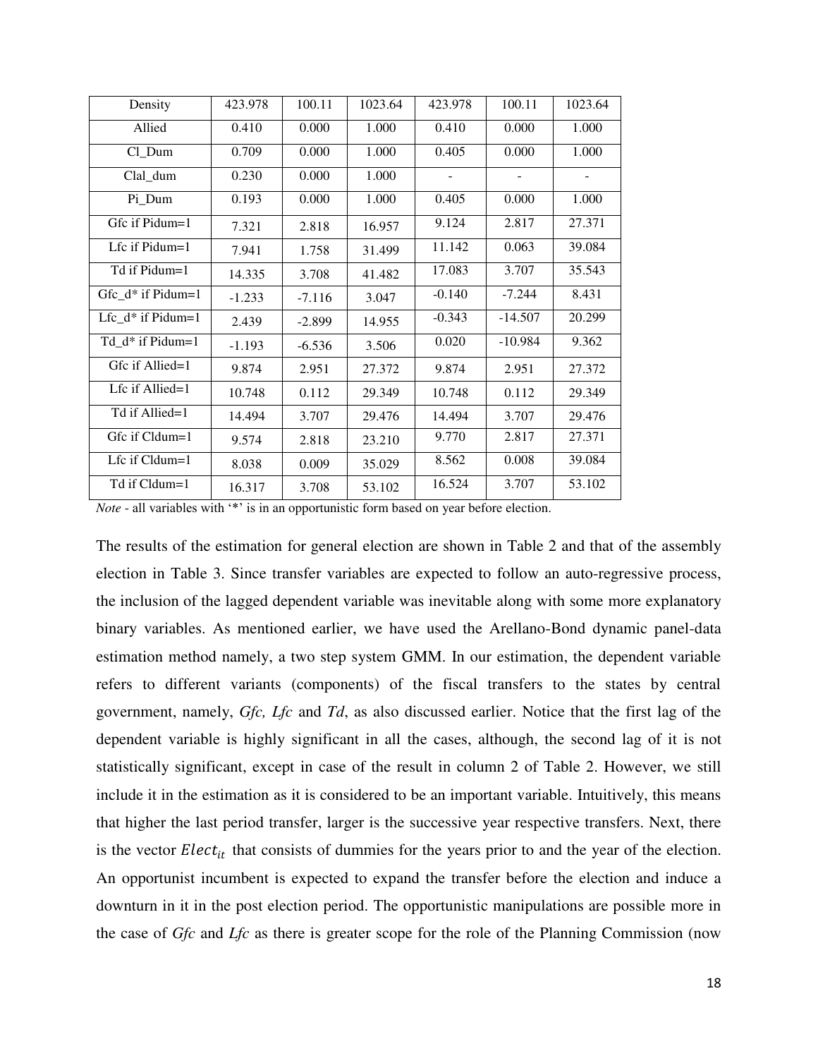| | | | | | | |
|---|---|---|---|---|---|---|
| Density | 423.978 | 100.11 | 1023.64 | 423.978 | 100.11 | 1023.64 |
| Allied | 0.410 | 0.000 | 1.000 | 0.410 | 0.000 | 1.000 |
| Cl_Dum | 0.709 | 0.000 | 1.000 | 0.405 | 0.000 | 1.000 |
| Clal_dum | 0.230 | 0.000 | 1.000 | - | - | - |
| Pi_Dum | 0.193 | 0.000 | 1.000 | 0.405 | 0.000 | 1.000 |
| Gfc if Pidum=1 | 7.321 | 2.818 | 16.957 | 9.124 | 2.817 | 27.371 |
| Lfc if Pidum=1 | 7.941 | 1.758 | 31.499 | 11.142 | 0.063 | 39.084 |
| Td if Pidum=1 | 14.335 | 3.708 | 41.482 | 17.083 | 3.707 | 35.543 |
| Gfc_d* if Pidum=1 | -1.233 | -7.116 | 3.047 | -0.140 | -7.244 | 8.431 |
| Lfc_d* if Pidum=1 | 2.439 | -2.899 | 14.955 | -0.343 | -14.507 | 20.299 |
| Td_d* if Pidum=1 | -1.193 | -6.536 | 3.506 | 0.020 | -10.984 | 9.362 |
| Gfc if Allied=1 | 9.874 | 2.951 | 27.372 | 9.874 | 2.951 | 27.372 |
| Lfc if Allied=1 | 10.748 | 0.112 | 29.349 | 10.748 | 0.112 | 29.349 |
| Td if Allied=1 | 14.494 | 3.707 | 29.476 | 14.494 | 3.707 | 29.476 |
| Gfc if Cldum=1 | 9.574 | 2.818 | 23.210 | 9.770 | 2.817 | 27.371 |
| Lfc if Cldum=1 | 8.038 | 0.009 | 35.029 | 8.562 | 0.008 | 39.084 |
| Td if Cldum=1 | 16.317 | 3.708 | 53.102 | 16.524 | 3.707 | 53.102 |

*Note* - all variables with '*' is in an opportunistic form based on year before election.

The results of the estimation for general election are shown in Table 2 and that of the assembly election in Table 3. Since transfer variables are expected to follow an auto-regressive process, the inclusion of the lagged dependent variable was inevitable along with some more explanatory binary variables. As mentioned earlier, we have used the Arellano-Bond dynamic panel-data estimation method namely, a two step system GMM. In our estimation, the dependent variable refers to different variants (components) of the fiscal transfers to the states by central government, namely, *Gfc, Lfc* and *Td*, as also discussed earlier. Notice that the first lag of the dependent variable is highly significant in all the cases, although, the second lag of it is not statistically significant, except in case of the result in column 2 of Table 2. However, we still include it in the estimation as it is considered to be an important variable. Intuitively, this means that higher the last period transfer, larger is the successive year respective transfers. Next, there is the vector $Elect_{it}$ that consists of dummies for the years prior to and the year of the election. An opportunist incumbent is expected to expand the transfer before the election and induce a downturn in it in the post election period. The opportunistic manipulations are possible more in the case of *Gfc* and *Lfc* as there is greater scope for the role of the Planning Commission (now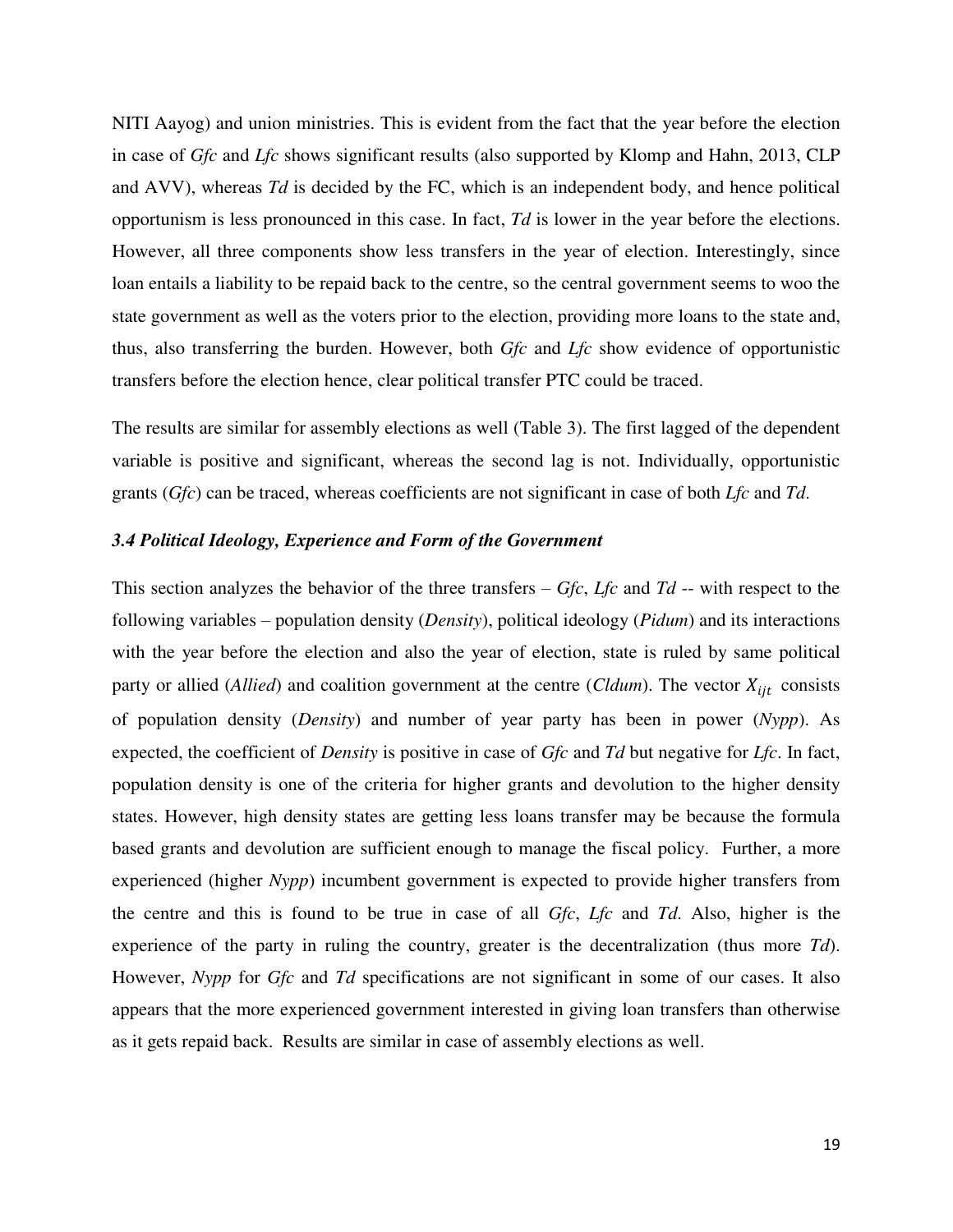NITI Aayog) and union ministries. This is evident from the fact that the year before the election in case of *Gfc* and *Lfc* shows significant results (also supported by Klomp and Hahn, 2013, CLP and AVV), whereas *Td* is decided by the FC, which is an independent body, and hence political opportunism is less pronounced in this case. In fact, *Td* is lower in the year before the elections. However, all three components show less transfers in the year of election. Interestingly, since loan entails a liability to be repaid back to the centre, so the central government seems to woo the state government as well as the voters prior to the election, providing more loans to the state and, thus, also transferring the burden. However, both *Gfc* and *Lfc* show evidence of opportunistic transfers before the election hence, clear political transfer PTC could be traced.

The results are similar for assembly elections as well (Table 3). The first lagged of the dependent variable is positive and significant, whereas the second lag is not. Individually, opportunistic grants (*Gfc*) can be traced, whereas coefficients are not significant in case of both *Lfc* and *Td*.

### *3.4 Political Ideology, Experience and Form of the Government*

This section analyzes the behavior of the three transfers – *Gfc*, *Lfc* and *Td* -- with respect to the following variables – population density (*Density*), political ideology (*Pidum*) and its interactions with the year before the election and also the year of election, state is ruled by same political party or allied (*Allied*) and coalition government at the centre (*Cldum*). The vector $X_{ijt}$ consists of population density (*Density*) and number of year party has been in power (*Nypp*). As expected, the coefficient of *Density* is positive in case of *Gfc* and *Td* but negative for *Lfc*. In fact, population density is one of the criteria for higher grants and devolution to the higher density states. However, high density states are getting less loans transfer may be because the formula based grants and devolution are sufficient enough to manage the fiscal policy. Further, a more experienced (higher *Nypp*) incumbent government is expected to provide higher transfers from the centre and this is found to be true in case of all *Gfc*, *Lfc* and *Td*. Also, higher is the experience of the party in ruling the country, greater is the decentralization (thus more *Td*). However, *Nypp* for *Gfc* and *Td* specifications are not significant in some of our cases. It also appears that the more experienced government interested in giving loan transfers than otherwise as it gets repaid back. Results are similar in case of assembly elections as well.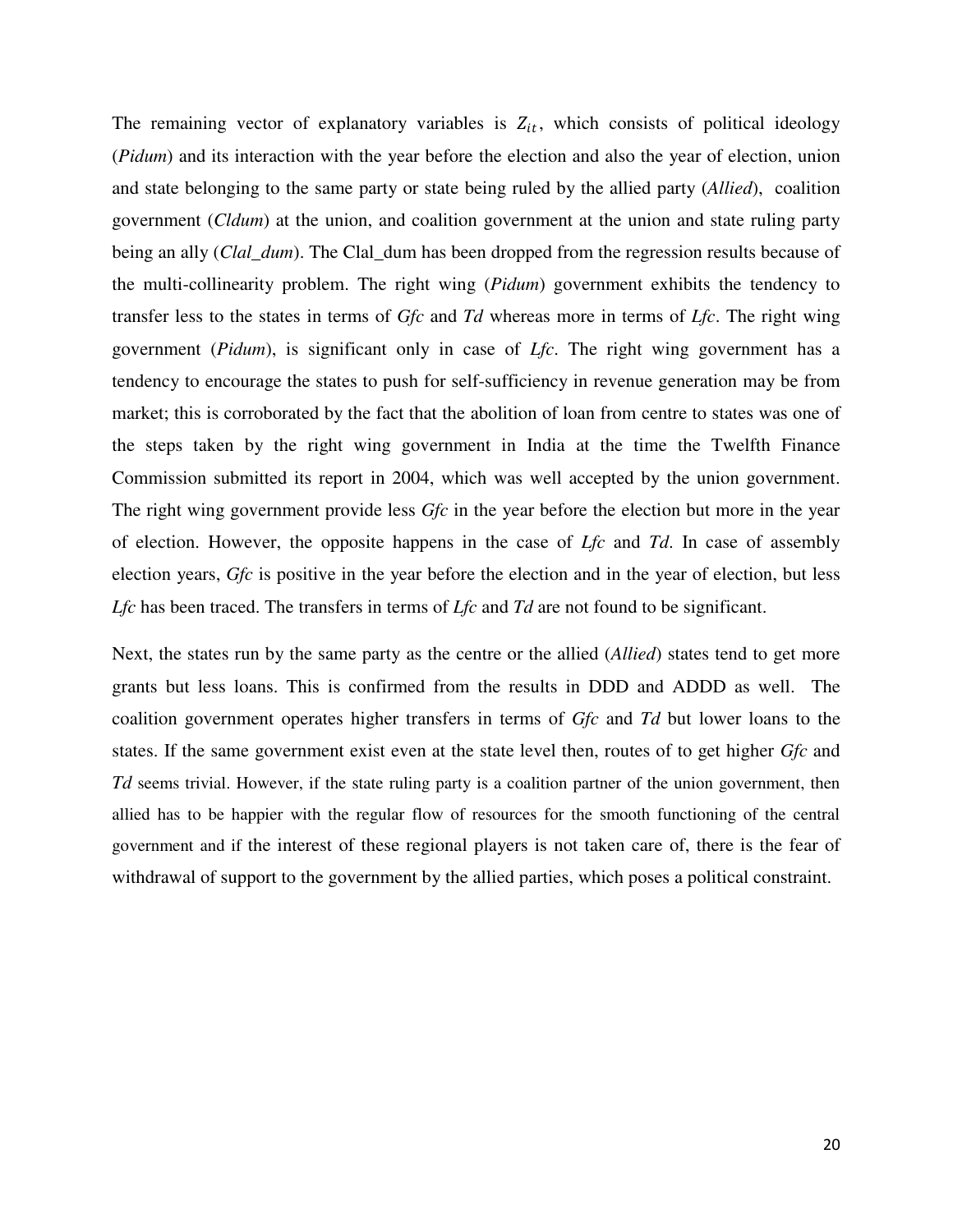The remaining vector of explanatory variables is $Z_{it}$, which consists of political ideology (*Pidum*) and its interaction with the year before the election and also the year of election, union and state belonging to the same party or state being ruled by the allied party (*Allied*), coalition government (*Cldum*) at the union, and coalition government at the union and state ruling party being an ally (*Clal_dum*). The Clal_dum has been dropped from the regression results because of the multi-collinearity problem. The right wing (*Pidum*) government exhibits the tendency to transfer less to the states in terms of *Gfc* and *Td* whereas more in terms of *Lfc*. The right wing government (*Pidum*), is significant only in case of *Lfc*. The right wing government has a tendency to encourage the states to push for self-sufficiency in revenue generation may be from market; this is corroborated by the fact that the abolition of loan from centre to states was one of the steps taken by the right wing government in India at the time the Twelfth Finance Commission submitted its report in 2004, which was well accepted by the union government. The right wing government provide less *Gfc* in the year before the election but more in the year of election. However, the opposite happens in the case of *Lfc* and *Td*. In case of assembly election years, *Gfc* is positive in the year before the election and in the year of election, but less *Lfc* has been traced. The transfers in terms of *Lfc* and *Td* are not found to be significant.

Next, the states run by the same party as the centre or the allied (*Allied*) states tend to get more grants but less loans. This is confirmed from the results in DDD and ADDD as well. The coalition government operates higher transfers in terms of *Gfc* and *Td* but lower loans to the states. If the same government exist even at the state level then, routes of to get higher *Gfc* and *Td* seems trivial. However, if the state ruling party is a coalition partner of the union government, then allied has to be happier with the regular flow of resources for the smooth functioning of the central government and if the interest of these regional players is not taken care of, there is the fear of withdrawal of support to the government by the allied parties, which poses a political constraint.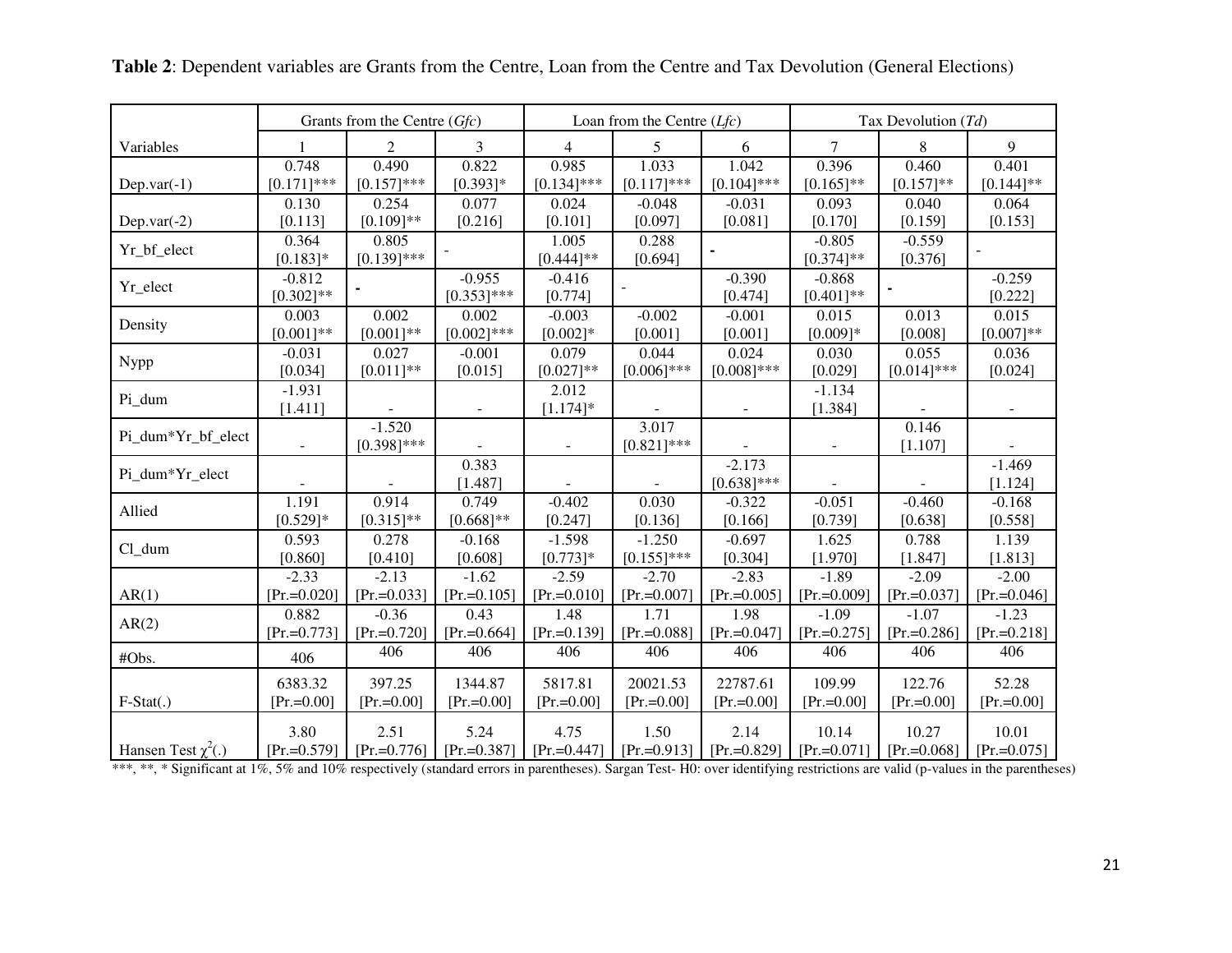**Table 2**: Dependent variables are Grants from the Centre, Loan from the Centre and Tax Devolution (General Elections)

| | Grants from the Centre (*Gfc*) | | | Loan from the Centre (*Lfc*) | | | Tax Devolution (*Td*) | | |
|---|---|---|---|---|---|---|---|---|---|
| Variables | 1 | 2 | 3 | 4 | 5 | 6 | 7 | 8 | 9 |
| Dep.var(-1) | 0.748 [0.171]*** | 0.490 [0.157]*** | 0.822 [0.393]* | 0.985 [0.134]*** | 1.033 [0.117]*** | 1.042 [0.104]*** | 0.396 [0.165]** | 0.460 [0.157]** | 0.401 [0.144]** |
| Dep.var(-2) | 0.130 [0.113] | 0.254 [0.109]** | 0.077 [0.216] | 0.024 [0.101] | -0.048 [0.097] | -0.031 [0.081] | 0.093 [0.170] | 0.040 [0.159] | 0.064 [0.153] |
| Yr_bf_elect | 0.364 [0.183]* | 0.805 [0.139]*** | - | 1.005 [0.444]** | 0.288 [0.694] | - | -0.805 [0.374]** | -0.559 [0.376] | - |
| Yr_elect | -0.812 [0.302]** | - | -0.955 [0.353]*** | -0.416 [0.774] | - | -0.390 [0.474] | -0.868 [0.401]** | - | -0.259 [0.222] |
| Density | 0.003 [0.001]** | 0.002 [0.001]** | 0.002 [0.002]*** | -0.003 [0.002]* | -0.002 [0.001] | -0.001 [0.001] | 0.015 [0.009]* | 0.013 [0.008] | 0.015 [0.007]** |
| Nypp | -0.031 [0.034] | 0.027 [0.011]** | -0.001 [0.015] | 0.079 [0.027]** | 0.044 [0.006]*** | 0.024 [0.008]*** | 0.030 [0.029] | 0.055 [0.014]*** | 0.036 [0.024] |
| Pi_dum | -1.931 [1.411] | - | - | 2.012 [1.174]* | - | - | -1.134 [1.384] | - | - |
| Pi_dum*Yr_bf_elect | - | -1.520 [0.398]*** | - | - | 3.017 [0.821]*** | - | - | 0.146 [1.107] | - |
| Pi_dum*Yr_elect | - | - | 0.383 [1.487] | - | - | -2.173 [0.638]*** | - | - | -1.469 [1.124] |
| Allied | 1.191 [0.529]* | 0.914 [0.315]** | 0.749 [0.668]** | -0.402 [0.247] | 0.030 [0.136] | -0.322 [0.166] | -0.051 [0.739] | -0.460 [0.638] | -0.168 [0.558] |
| Cl_dum | 0.593 [0.860] | 0.278 [0.410] | -0.168 [0.608] | -1.598 [0.773]* | -1.250 [0.155]*** | -0.697 [0.304] | 1.625 [1.970] | 0.788 [1.847] | 1.139 [1.813] |
| AR(1) | -2.33 [Pr.=0.020] | -2.13 [Pr.=0.033] | -1.62 [Pr.=0.105] | -2.59 [Pr.=0.010] | -2.70 [Pr.=0.007] | -2.83 [Pr.=0.005] | -1.89 [Pr.=0.009] | -2.09 [Pr.=0.037] | -2.00 [Pr.=0.046] |
| AR(2) | 0.882 [Pr.=0.773] | -0.36 [Pr.=0.720] | 0.43 [Pr.=0.664] | 1.48 [Pr.=0.139] | 1.71 [Pr.=0.088] | 1.98 [Pr.=0.047] | -1.09 [Pr.=0.275] | -1.07 [Pr.=0.286] | -1.23 [Pr.=0.218] |
| #Obs. | 406 | 406 | 406 | 406 | 406 | 406 | 406 | 406 | 406 |
| F-Stat(.) | 6383.32 [Pr.=0.00] | 397.25 [Pr.=0.00] | 1344.87 [Pr.=0.00] | 5817.81 [Pr.=0.00] | 20021.53 [Pr.=0.00] | 22787.61 [Pr.=0.00] | 109.99 [Pr.=0.00] | 122.76 [Pr.=0.00] | 52.28 [Pr.=0.00] |
| Hansen Test $\chi^2$(.) | 3.80 [Pr.=0.579] | 2.51 [Pr.=0.776] | 5.24 [Pr.=0.387] | 4.75 [Pr.=0.447] | 1.50 [Pr.=0.913] | 2.14 [Pr.=0.829] | 10.14 [Pr.=0.071] | 10.27 [Pr.=0.068] | 10.01 [Pr.=0.075] |

***, **, * Significant at 1%, 5% and 10% respectively (standard errors in parentheses). Sargan Test- H0: over identifying restrictions are valid (p-values in the parentheses)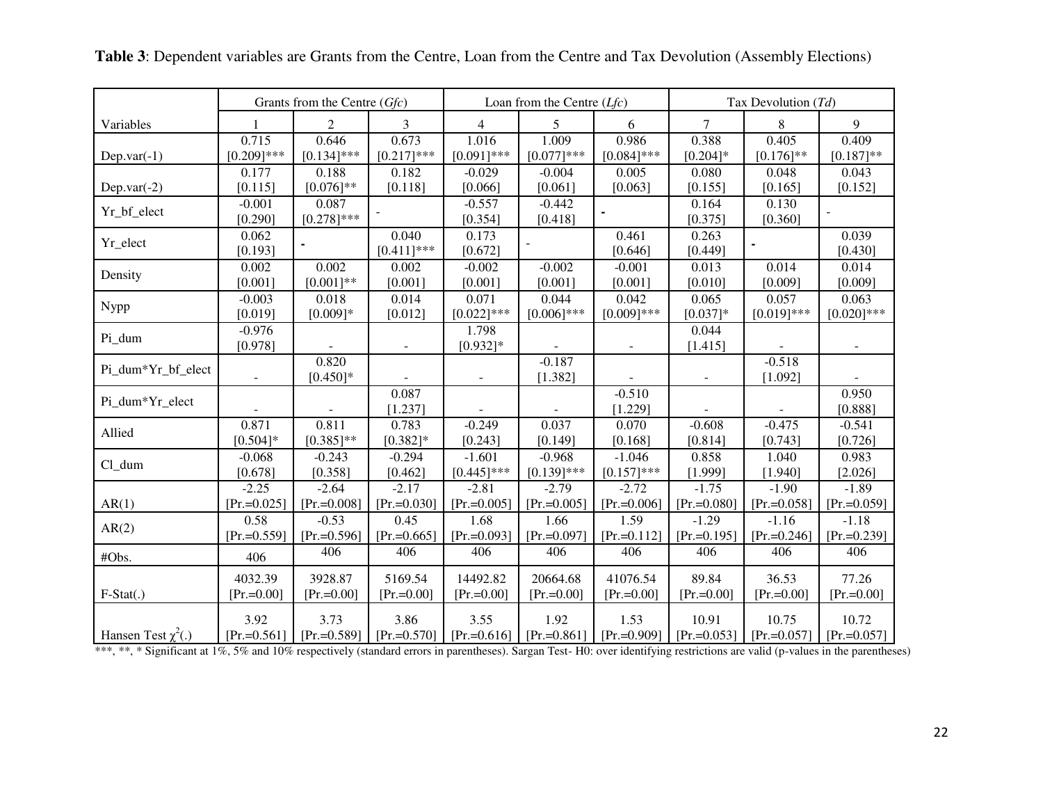**Table 3**: Dependent variables are Grants from the Centre, Loan from the Centre and Tax Devolution (Assembly Elections)

| | Grants from the Centre (*Gfc*) | | | Loan from the Centre (*Lfc*) | | | Tax Devolution (*Td*) | | |
|---|---|---|---|---|---|---|---|---|---|
| Variables | 1 | 2 | 3 | 4 | 5 | 6 | 7 | 8 | 9 |
| Dep.var(-1) | 0.715 [0.209]*** | 0.646 [0.134]*** | 0.673 [0.217]*** | 1.016 [0.091]*** | 1.009 [0.077]*** | 0.986 [0.084]*** | 0.388 [0.204]* | 0.405 [0.176]** | 0.409 [0.187]** |
| Dep.var(-2) | 0.177 [0.115] | 0.188 [0.076]** | 0.182 [0.118] | -0.029 [0.066] | -0.004 [0.061] | 0.005 [0.063] | 0.080 [0.155] | 0.048 [0.165] | 0.043 [0.152] |
| Yr_bf_elect | -0.001 [0.290] | 0.087 [0.278]*** | - | -0.557 [0.354] | -0.442 [0.418] | - | 0.164 [0.375] | 0.130 [0.360] | - |
| Yr_elect | 0.062 [0.193] | - | 0.040 [0.411]*** | 0.173 [0.672] | - | 0.461 [0.646] | 0.263 [0.449] | - | 0.039 [0.430] |
| Density | 0.002 [0.001] | 0.002 [0.001]** | 0.002 [0.001] | -0.002 [0.001] | -0.002 [0.001] | -0.001 [0.001] | 0.013 [0.010] | 0.014 [0.009] | 0.014 [0.009] |
| Nypp | -0.003 [0.019] | 0.018 [0.009]* | 0.014 [0.012] | 0.071 [0.022]*** | 0.044 [0.006]*** | 0.042 [0.009]*** | 0.065 [0.037]* | 0.057 [0.019]*** | 0.063 [0.020]*** |
| Pi_dum | -0.976 [0.978] | - | - | 1.798 [0.932]* | - | - | 0.044 [1.415] | - | - |
| Pi_dum*Yr_bf_elect | - | 0.820 [0.450]* | - | - | -0.187 [1.382] | - | - | -0.518 [1.092] | - |
| Pi_dum*Yr_elect | - | - | 0.087 [1.237] | - | - | -0.510 [1.229] | - | - | 0.950 [0.888] |
| Allied | 0.871 [0.504]* | 0.811 [0.385]** | 0.783 [0.382]* | -0.249 [0.243] | 0.037 [0.149] | 0.070 [0.168] | -0.608 [0.814] | -0.475 [0.743] | -0.541 [0.726] |
| Cl_dum | -0.068 [0.678] | -0.243 [0.358] | -0.294 [0.462] | -1.601 [0.445]*** | -0.968 [0.139]*** | -1.046 [0.157]*** | 0.858 [1.999] | 1.040 [1.940] | 0.983 [2.026] |
| AR(1) | -2.25 [Pr.=0.025] | -2.64 [Pr.=0.008] | -2.17 [Pr.=0.030] | -2.81 [Pr.=0.005] | -2.79 [Pr.=0.005] | -2.72 [Pr.=0.006] | -1.75 [Pr.=0.080] | -1.90 [Pr.=0.058] | -1.89 [Pr.=0.059] |
| AR(2) | 0.58 [Pr.=0.559] | -0.53 [Pr.=0.596] | 0.45 [Pr.=0.665] | 1.68 [Pr.=0.093] | 1.66 [Pr.=0.097] | 1.59 [Pr.=0.112] | -1.29 [Pr.=0.195] | -1.16 [Pr.=0.246] | -1.18 [Pr.=0.239] |
| #Obs. | 406 | 406 | 406 | 406 | 406 | 406 | 406 | 406 | 406 |
| F-Stat(.) | 4032.39 [Pr.=0.00] | 3928.87 [Pr.=0.00] | 5169.54 [Pr.=0.00] | 14492.82 [Pr.=0.00] | 20664.68 [Pr.=0.00] | 41076.54 [Pr.=0.00] | 89.84 [Pr.=0.00] | 36.53 [Pr.=0.00] | 77.26 [Pr.=0.00] |
| Hansen Test $\chi^2(.)$ | 3.92 [Pr.=0.561] | 3.73 [Pr.=0.589] | 3.86 [Pr.=0.570] | 3.55 [Pr.=0.616] | 1.92 [Pr.=0.861] | 1.53 [Pr.=0.909] | 10.91 [Pr.=0.053] | 10.75 [Pr.=0.057] | 10.72 [Pr.=0.057] |

***, **, * Significant at 1%, 5% and 10% respectively (standard errors in parentheses). Sargan Test- H0: over identifying restrictions are valid (p-values in the parentheses)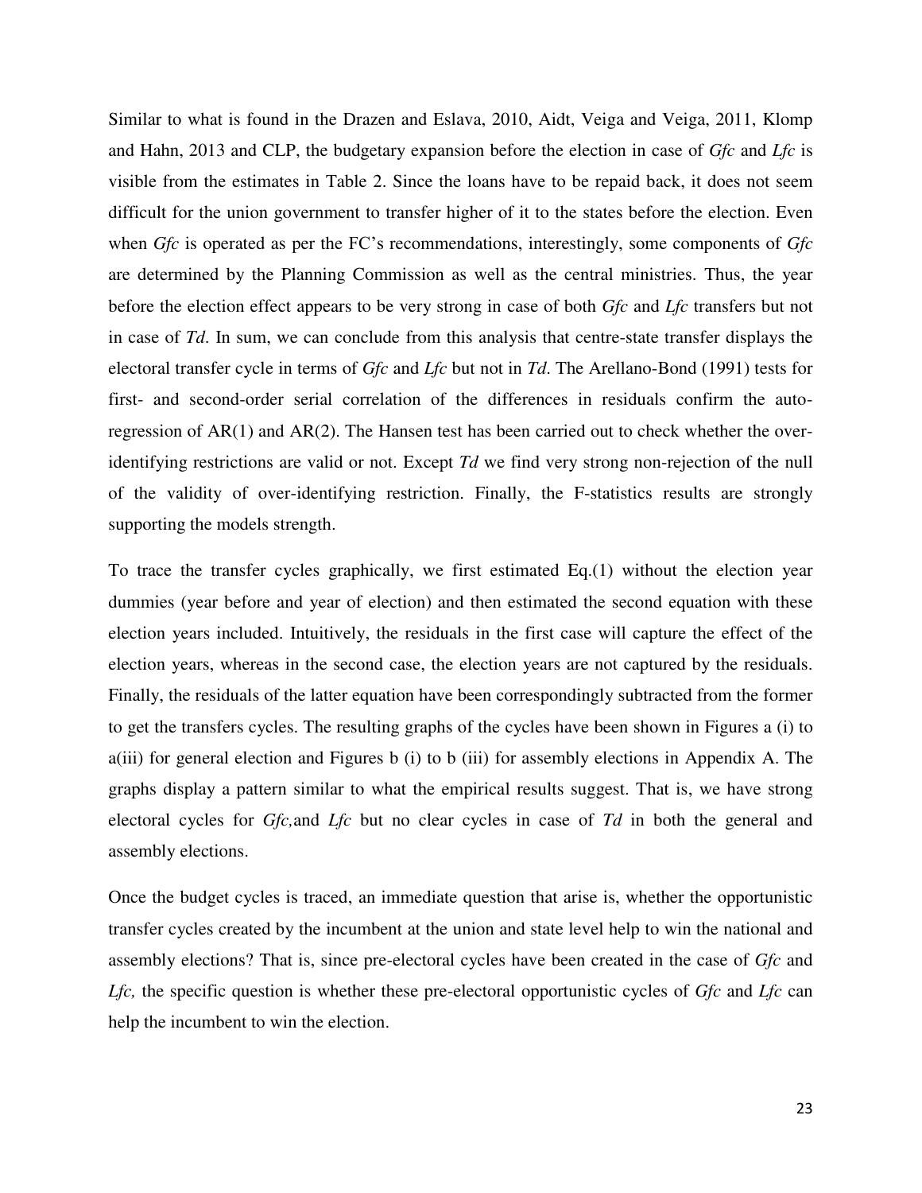Similar to what is found in the Drazen and Eslava, 2010, Aidt, Veiga and Veiga, 2011, Klomp and Hahn, 2013 and CLP, the budgetary expansion before the election in case of *Gfc* and *Lfc* is visible from the estimates in Table 2. Since the loans have to be repaid back, it does not seem difficult for the union government to transfer higher of it to the states before the election. Even when *Gfc* is operated as per the FC's recommendations, interestingly, some components of *Gfc* are determined by the Planning Commission as well as the central ministries. Thus, the year before the election effect appears to be very strong in case of both *Gfc* and *Lfc* transfers but not in case of *Td*. In sum, we can conclude from this analysis that centre-state transfer displays the electoral transfer cycle in terms of *Gfc* and *Lfc* but not in *Td*. The Arellano-Bond (1991) tests for first- and second-order serial correlation of the differences in residuals confirm the auto-regression of AR(1) and AR(2). The Hansen test has been carried out to check whether the over-identifying restrictions are valid or not. Except *Td* we find very strong non-rejection of the null of the validity of over-identifying restriction. Finally, the F-statistics results are strongly supporting the models strength.

To trace the transfer cycles graphically, we first estimated Eq.(1) without the election year dummies (year before and year of election) and then estimated the second equation with these election years included. Intuitively, the residuals in the first case will capture the effect of the election years, whereas in the second case, the election years are not captured by the residuals. Finally, the residuals of the latter equation have been correspondingly subtracted from the former to get the transfers cycles. The resulting graphs of the cycles have been shown in Figures a (i) to a(iii) for general election and Figures b (i) to b (iii) for assembly elections in Appendix A. The graphs display a pattern similar to what the empirical results suggest. That is, we have strong electoral cycles for *Gfc,*and *Lfc* but no clear cycles in case of *Td* in both the general and assembly elections.

Once the budget cycles is traced, an immediate question that arise is, whether the opportunistic transfer cycles created by the incumbent at the union and state level help to win the national and assembly elections? That is, since pre-electoral cycles have been created in the case of *Gfc* and *Lfc,* the specific question is whether these pre-electoral opportunistic cycles of *Gfc* and *Lfc* can help the incumbent to win the election.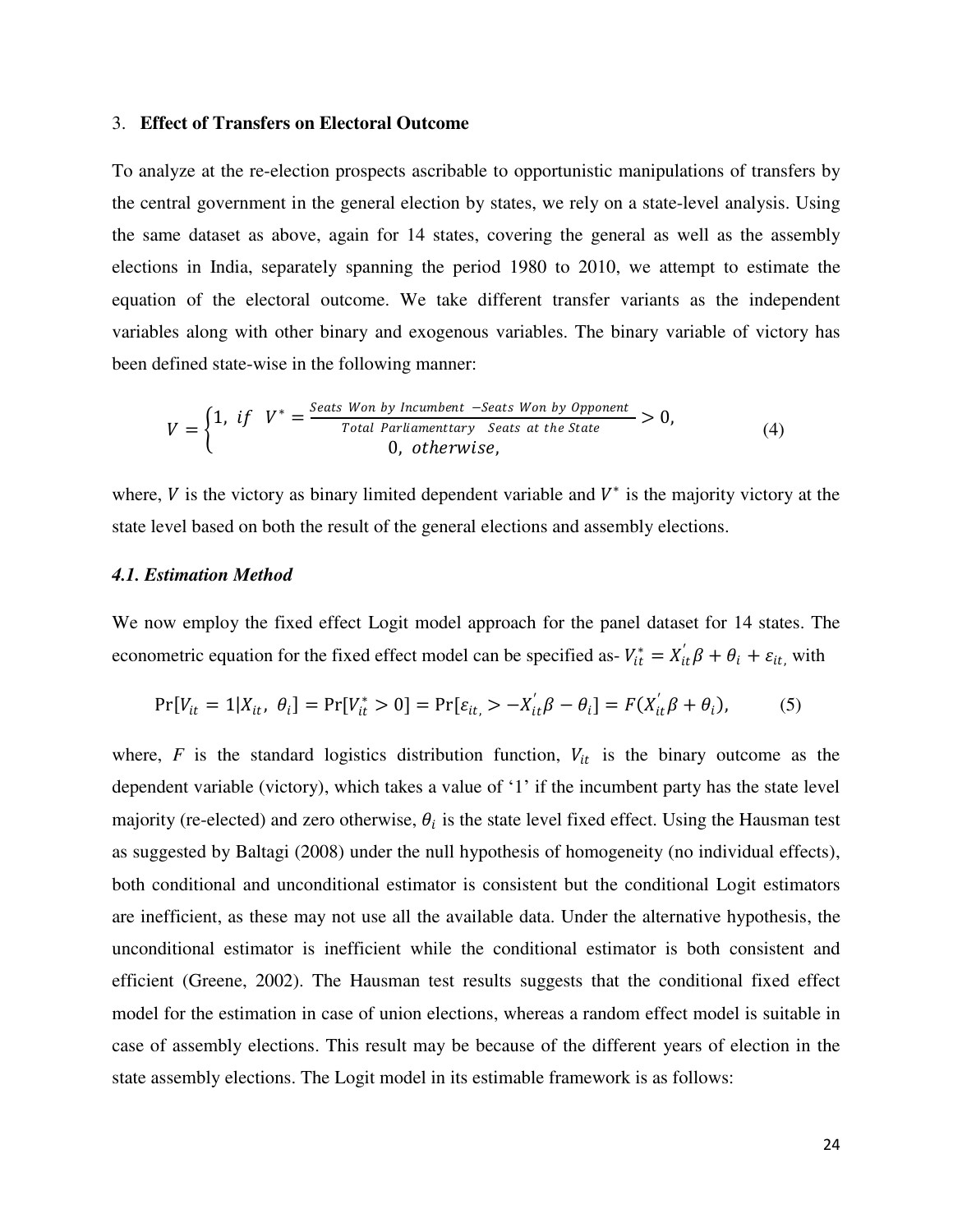3. **Effect of Transfers on Electoral Outcome**

To analyze at the re-election prospects ascribable to opportunistic manipulations of transfers by the central government in the general election by states, we rely on a state-level analysis. Using the same dataset as above, again for 14 states, covering the general as well as the assembly elections in India, separately spanning the period 1980 to 2010, we attempt to estimate the equation of the electoral outcome. We take different transfer variants as the independent variables along with other binary and exogenous variables. The binary variable of victory has been defined state-wise in the following manner:

$$V = \begin{cases} 1, \; if \quad V^* = \frac{Seats\ Won\ by\ Incumbent\ \ - Seats\ Won\ by\ Opponent}{Total\ \ Parliamenttary\ \ \ Seats\ at\ the\ State} > 0, \\ \qquad\qquad 0, \; otherwise, \end{cases} \tag{4}$$

where, $V$ is the victory as binary limited dependent variable and $V^*$ is the majority victory at the state level based on both the result of the general elections and assembly elections.

### *4.1. Estimation Method*

We now employ the fixed effect Logit model approach for the panel dataset for 14 states. The econometric equation for the fixed effect model can be specified as- $V_{it}^* = X_{it}^{'}\beta + \theta_i + \varepsilon_{it,}$ with

$$\Pr[V_{it} = 1|X_{it},\ \theta_i] = \Pr[V_{it}^* > 0] = \Pr[\varepsilon_{it,} > -X_{it}^{'}\beta - \theta_i] = F(X_{it}^{'}\beta + \theta_i), \tag{5}$$

where, $F$ is the standard logistics distribution function, $V_{it}$ is the binary outcome as the dependent variable (victory), which takes a value of '1' if the incumbent party has the state level majority (re-elected) and zero otherwise, $\theta_i$ is the state level fixed effect. Using the Hausman test as suggested by Baltagi (2008) under the null hypothesis of homogeneity (no individual effects), both conditional and unconditional estimator is consistent but the conditional Logit estimators are inefficient, as these may not use all the available data. Under the alternative hypothesis, the unconditional estimator is inefficient while the conditional estimator is both consistent and efficient (Greene, 2002). The Hausman test results suggests that the conditional fixed effect model for the estimation in case of union elections, whereas a random effect model is suitable in case of assembly elections. This result may be because of the different years of election in the state assembly elections. The Logit model in its estimable framework is as follows: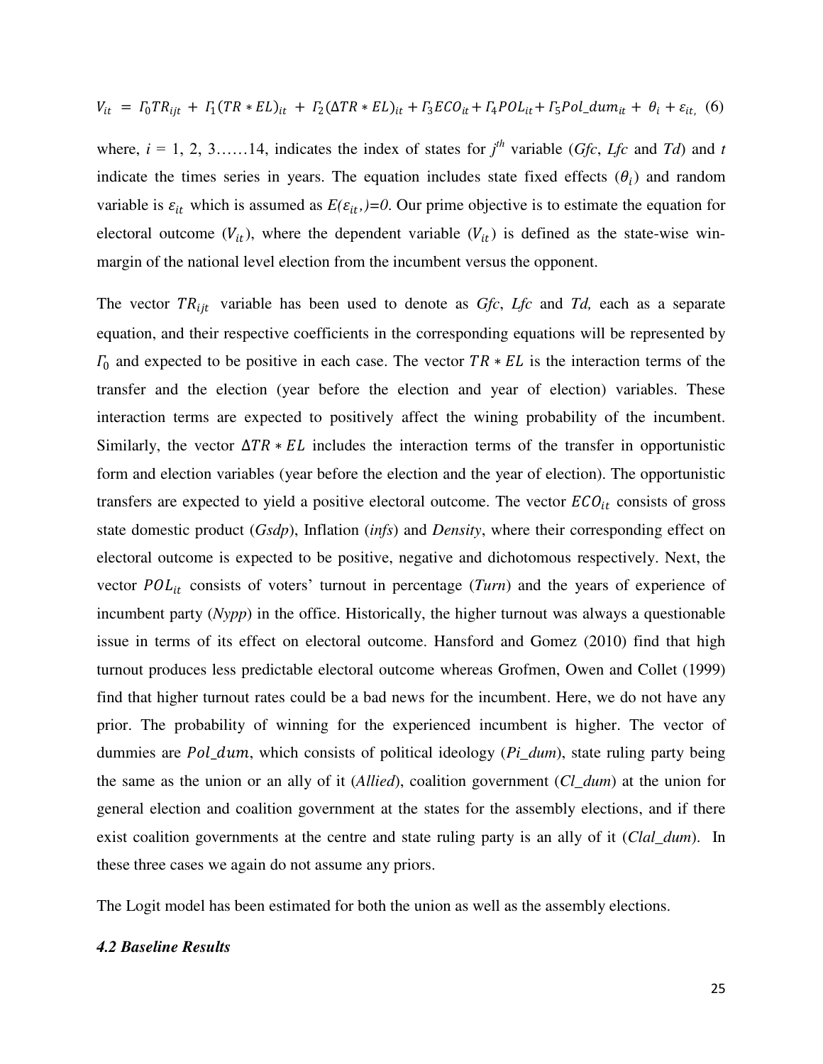$$V_{it} = \Gamma_0 TR_{ijt} + \Gamma_1 (TR * EL)_{it} + \Gamma_2 (\Delta TR * EL)_{it} + \Gamma_3 ECO_{it} + \Gamma_4 POL_{it} + \Gamma_5 Pol\_dum_{it} + \theta_i + \varepsilon_{it,} \quad (6)$$

where, $i$ = 1, 2, 3……14, indicates the index of states for $j^{th}$ variable (*Gfc*, *Lfc* and *Td*) and $t$ indicate the times series in years. The equation includes state fixed effects ($\theta_i$) and random variable is $\varepsilon_{it}$ which is assumed as $E(\varepsilon_{it},)=0$. Our prime objective is to estimate the equation for electoral outcome ($V_{it}$), where the dependent variable ($V_{it}$) is defined as the state-wise win-margin of the national level election from the incumbent versus the opponent.

The vector $TR_{ijt}$ variable has been used to denote as *Gfc*, *Lfc* and *Td,* each as a separate equation, and their respective coefficients in the corresponding equations will be represented by $\Gamma_0$ and expected to be positive in each case. The vector $TR * EL$ is the interaction terms of the transfer and the election (year before the election and year of election) variables. These interaction terms are expected to positively affect the wining probability of the incumbent. Similarly, the vector $\Delta TR * EL$ includes the interaction terms of the transfer in opportunistic form and election variables (year before the election and the year of election). The opportunistic transfers are expected to yield a positive electoral outcome. The vector $ECO_{it}$ consists of gross state domestic product (*Gsdp*), Inflation (*infs*) and *Density*, where their corresponding effect on electoral outcome is expected to be positive, negative and dichotomous respectively. Next, the vector $POL_{it}$ consists of voters' turnout in percentage (*Turn*) and the years of experience of incumbent party (*Nypp*) in the office. Historically, the higher turnout was always a questionable issue in terms of its effect on electoral outcome. Hansford and Gomez (2010) find that high turnout produces less predictable electoral outcome whereas Grofmen, Owen and Collet (1999) find that higher turnout rates could be a bad news for the incumbent. Here, we do not have any prior. The probability of winning for the experienced incumbent is higher. The vector of dummies are $Pol\_dum$, which consists of political ideology (*Pi_dum*), state ruling party being the same as the union or an ally of it (*Allied*), coalition government (*Cl_dum*) at the union for general election and coalition government at the states for the assembly elections, and if there exist coalition governments at the centre and state ruling party is an ally of it (*Clal_dum*). In these three cases we again do not assume any priors.

The Logit model has been estimated for both the union as well as the assembly elections.

#### *4.2 Baseline Results*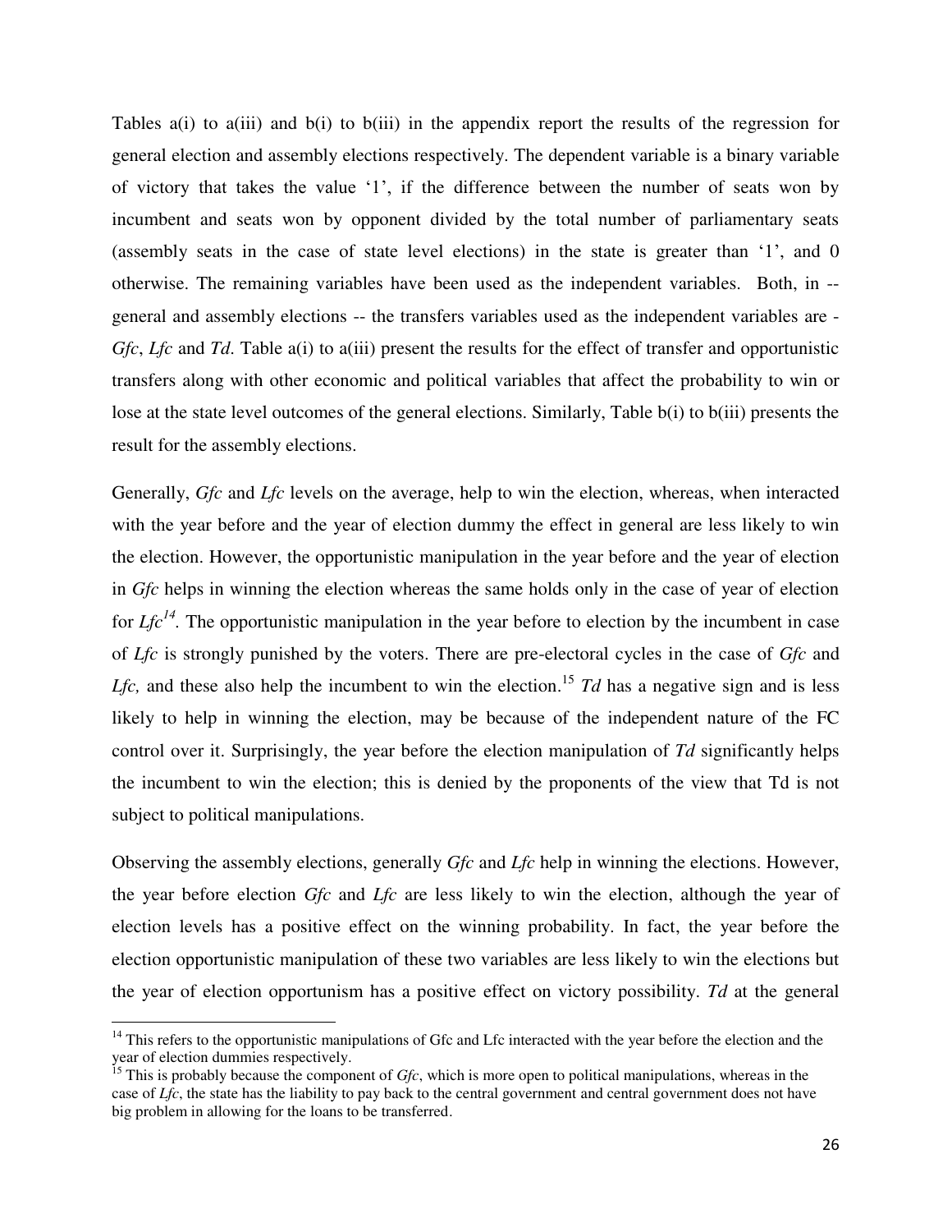Tables a(i) to a(iii) and b(i) to b(iii) in the appendix report the results of the regression for general election and assembly elections respectively. The dependent variable is a binary variable of victory that takes the value '1', if the difference between the number of seats won by incumbent and seats won by opponent divided by the total number of parliamentary seats (assembly seats in the case of state level elections) in the state is greater than '1', and 0 otherwise. The remaining variables have been used as the independent variables. Both, in -- general and assembly elections -- the transfers variables used as the independent variables are - *Gfc*, *Lfc* and *Td*. Table a(i) to a(iii) present the results for the effect of transfer and opportunistic transfers along with other economic and political variables that affect the probability to win or lose at the state level outcomes of the general elections. Similarly, Table b(i) to b(iii) presents the result for the assembly elections.

Generally, *Gfc* and *Lfc* levels on the average, help to win the election, whereas, when interacted with the year before and the year of election dummy the effect in general are less likely to win the election. However, the opportunistic manipulation in the year before and the year of election in *Gfc* helps in winning the election whereas the same holds only in the case of year of election for *Lfc*[14]. The opportunistic manipulation in the year before to election by the incumbent in case of *Lfc* is strongly punished by the voters. There are pre-electoral cycles in the case of *Gfc* and *Lfc,* and these also help the incumbent to win the election.[15] *Td* has a negative sign and is less likely to help in winning the election, may be because of the independent nature of the FC control over it. Surprisingly, the year before the election manipulation of *Td* significantly helps the incumbent to win the election; this is denied by the proponents of the view that Td is not subject to political manipulations.

Observing the assembly elections, generally *Gfc* and *Lfc* help in winning the elections. However, the year before election *Gfc* and *Lfc* are less likely to win the election, although the year of election levels has a positive effect on the winning probability. In fact, the year before the election opportunistic manipulation of these two variables are less likely to win the elections but the year of election opportunism has a positive effect on victory possibility. *Td* at the general

[14] This refers to the opportunistic manipulations of Gfc and Lfc interacted with the year before the election and the year of election dummies respectively.

[15] This is probably because the component of *Gfc*, which is more open to political manipulations, whereas in the case of *Lfc*, the state has the liability to pay back to the central government and central government does not have big problem in allowing for the loans to be transferred.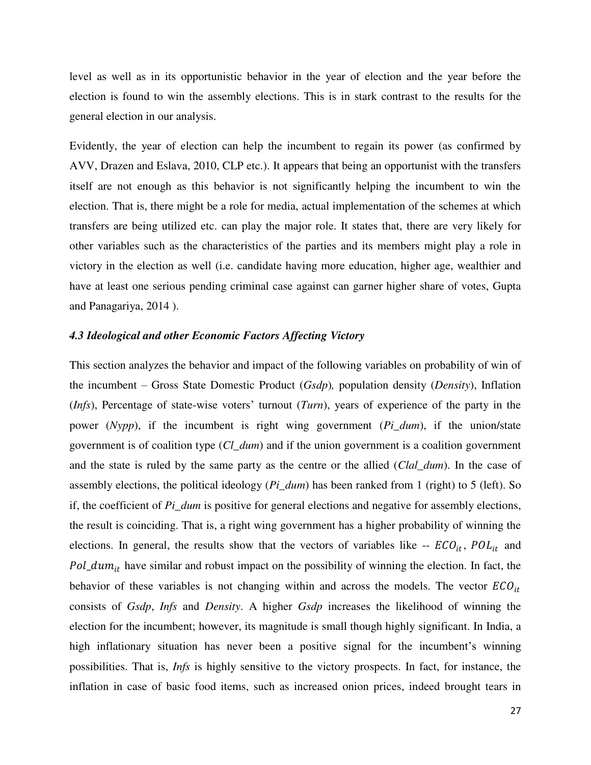level as well as in its opportunistic behavior in the year of election and the year before the election is found to win the assembly elections. This is in stark contrast to the results for the general election in our analysis.

Evidently, the year of election can help the incumbent to regain its power (as confirmed by AVV, Drazen and Eslava, 2010, CLP etc.). It appears that being an opportunist with the transfers itself are not enough as this behavior is not significantly helping the incumbent to win the election. That is, there might be a role for media, actual implementation of the schemes at which transfers are being utilized etc. can play the major role. It states that, there are very likely for other variables such as the characteristics of the parties and its members might play a role in victory in the election as well (i.e. candidate having more education, higher age, wealthier and have at least one serious pending criminal case against can garner higher share of votes, Gupta and Panagariya, 2014 ).

### *4.3 Ideological and other Economic Factors Affecting Victory*

This section analyzes the behavior and impact of the following variables on probability of win of the incumbent – Gross State Domestic Product (*Gsdp*)*,* population density (*Density*), Inflation (*Infs*), Percentage of state-wise voters' turnout (*Turn*), years of experience of the party in the power (*Nypp*), if the incumbent is right wing government (*Pi_dum*), if the union/state government is of coalition type (*Cl_dum*) and if the union government is a coalition government and the state is ruled by the same party as the centre or the allied (*Clal_dum*). In the case of assembly elections, the political ideology (*Pi_dum*) has been ranked from 1 (right) to 5 (left). So if, the coefficient of *Pi_dum* is positive for general elections and negative for assembly elections, the result is coinciding. That is, a right wing government has a higher probability of winning the elections. In general, the results show that the vectors of variables like -- $ECO_{it}$, $POL_{it}$ and $Pol\_dum_{it}$ have similar and robust impact on the possibility of winning the election. In fact, the behavior of these variables is not changing within and across the models. The vector $ECO_{it}$ consists of *Gsdp*, *Infs* and *Density*. A higher *Gsdp* increases the likelihood of winning the election for the incumbent; however, its magnitude is small though highly significant. In India, a high inflationary situation has never been a positive signal for the incumbent's winning possibilities. That is, *Infs* is highly sensitive to the victory prospects. In fact, for instance, the inflation in case of basic food items, such as increased onion prices, indeed brought tears in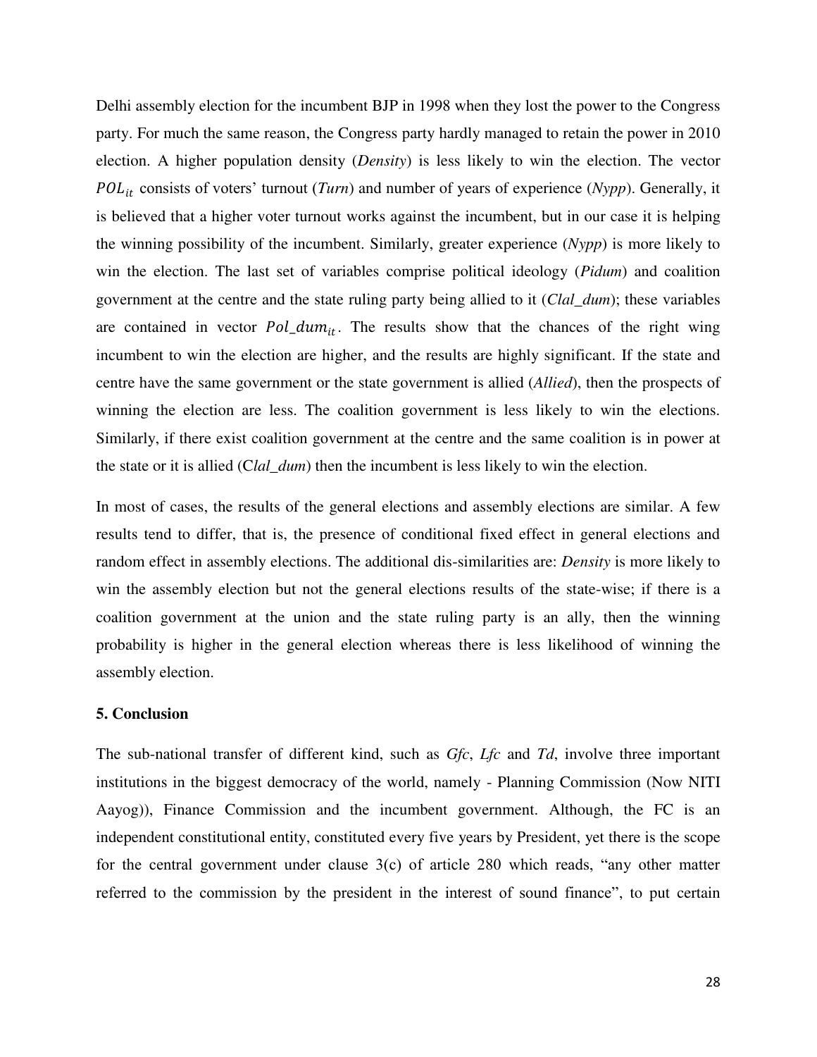Delhi assembly election for the incumbent BJP in 1998 when they lost the power to the Congress party. For much the same reason, the Congress party hardly managed to retain the power in 2010 election. A higher population density (*Density*) is less likely to win the election. The vector $POL_{it}$ consists of voters' turnout (*Turn*) and number of years of experience (*Nypp*). Generally, it is believed that a higher voter turnout works against the incumbent, but in our case it is helping the winning possibility of the incumbent. Similarly, greater experience (*Nypp*) is more likely to win the election. The last set of variables comprise political ideology (*Pidum*) and coalition government at the centre and the state ruling party being allied to it (*Clal_dum*); these variables are contained in vector $Pol\_dum_{it}$. The results show that the chances of the right wing incumbent to win the election are higher, and the results are highly significant. If the state and centre have the same government or the state government is allied (*Allied*), then the prospects of winning the election are less. The coalition government is less likely to win the elections. Similarly, if there exist coalition government at the centre and the same coalition is in power at the state or it is allied (C*lal_dum*) then the incumbent is less likely to win the election.

In most of cases, the results of the general elections and assembly elections are similar. A few results tend to differ, that is, the presence of conditional fixed effect in general elections and random effect in assembly elections. The additional dis-similarities are: *Density* is more likely to win the assembly election but not the general elections results of the state-wise; if there is a coalition government at the union and the state ruling party is an ally, then the winning probability is higher in the general election whereas there is less likelihood of winning the assembly election.

### 5. Conclusion

The sub-national transfer of different kind, such as *Gfc*, *Lfc* and *Td*, involve three important institutions in the biggest democracy of the world, namely - Planning Commission (Now NITI Aayog)), Finance Commission and the incumbent government. Although, the FC is an independent constitutional entity, constituted every five years by President, yet there is the scope for the central government under clause 3(c) of article 280 which reads, "any other matter referred to the commission by the president in the interest of sound finance", to put certain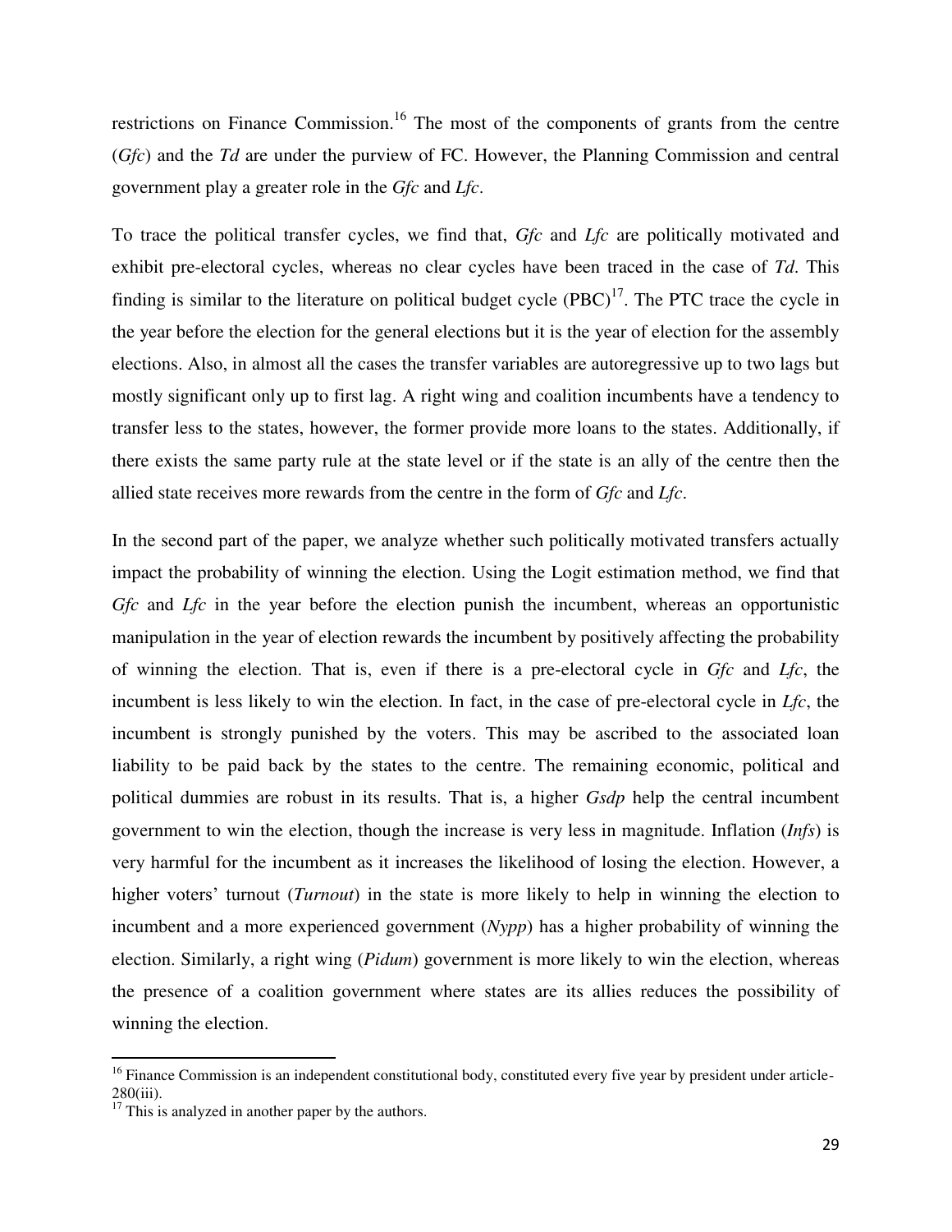restrictions on Finance Commission.[16] The most of the components of grants from the centre (*Gfc*) and the *Td* are under the purview of FC. However, the Planning Commission and central government play a greater role in the *Gfc* and *Lfc*.

To trace the political transfer cycles, we find that, *Gfc* and *Lfc* are politically motivated and exhibit pre-electoral cycles, whereas no clear cycles have been traced in the case of *Td*. This finding is similar to the literature on political budget cycle (PBC)[17]. The PTC trace the cycle in the year before the election for the general elections but it is the year of election for the assembly elections. Also, in almost all the cases the transfer variables are autoregressive up to two lags but mostly significant only up to first lag. A right wing and coalition incumbents have a tendency to transfer less to the states, however, the former provide more loans to the states. Additionally, if there exists the same party rule at the state level or if the state is an ally of the centre then the allied state receives more rewards from the centre in the form of *Gfc* and *Lfc*.

In the second part of the paper, we analyze whether such politically motivated transfers actually impact the probability of winning the election. Using the Logit estimation method, we find that *Gfc* and *Lfc* in the year before the election punish the incumbent, whereas an opportunistic manipulation in the year of election rewards the incumbent by positively affecting the probability of winning the election. That is, even if there is a pre-electoral cycle in *Gfc* and *Lfc*, the incumbent is less likely to win the election. In fact, in the case of pre-electoral cycle in *Lfc*, the incumbent is strongly punished by the voters. This may be ascribed to the associated loan liability to be paid back by the states to the centre. The remaining economic, political and political dummies are robust in its results. That is, a higher *Gsdp* help the central incumbent government to win the election, though the increase is very less in magnitude. Inflation (*Infs*) is very harmful for the incumbent as it increases the likelihood of losing the election. However, a higher voters' turnout (*Turnout*) in the state is more likely to help in winning the election to incumbent and a more experienced government (*Nypp*) has a higher probability of winning the election. Similarly, a right wing (*Pidum*) government is more likely to win the election, whereas the presence of a coalition government where states are its allies reduces the possibility of winning the election.

[16] Finance Commission is an independent constitutional body, constituted every five year by president under article-280(iii).

[17] This is analyzed in another paper by the authors.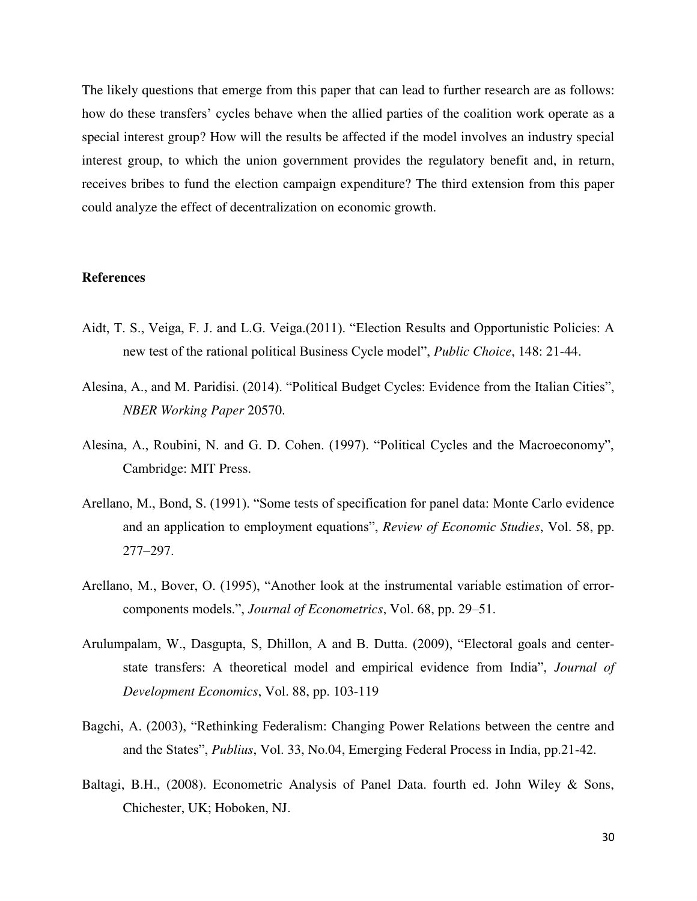The likely questions that emerge from this paper that can lead to further research are as follows: how do these transfers' cycles behave when the allied parties of the coalition work operate as a special interest group? How will the results be affected if the model involves an industry special interest group, to which the union government provides the regulatory benefit and, in return, receives bribes to fund the election campaign expenditure? The third extension from this paper could analyze the effect of decentralization on economic growth.

## References

Aidt, T. S., Veiga, F. J. and L.G. Veiga.(2011). "Election Results and Opportunistic Policies: A new test of the rational political Business Cycle model", *Public Choice*, 148: 21-44.

Alesina, A., and M. Paridisi. (2014). "Political Budget Cycles: Evidence from the Italian Cities", *NBER Working Paper* 20570.

Alesina, A., Roubini, N. and G. D. Cohen. (1997). "Political Cycles and the Macroeconomy", Cambridge: MIT Press.

Arellano, M., Bond, S. (1991). "Some tests of specification for panel data: Monte Carlo evidence and an application to employment equations", *Review of Economic Studies*, Vol. 58, pp. 277–297.

Arellano, M., Bover, O. (1995), "Another look at the instrumental variable estimation of error-components models.", *Journal of Econometrics*, Vol. 68, pp. 29–51.

Arulumpalam, W., Dasgupta, S, Dhillon, A and B. Dutta. (2009), "Electoral goals and center-state transfers: A theoretical model and empirical evidence from India", *Journal of Development Economics*, Vol. 88, pp. 103-119

Bagchi, A. (2003), "Rethinking Federalism: Changing Power Relations between the centre and and the States", *Publius*, Vol. 33, No.04, Emerging Federal Process in India, pp.21-42.

Baltagi, B.H., (2008). Econometric Analysis of Panel Data. fourth ed. John Wiley & Sons, Chichester, UK; Hoboken, NJ.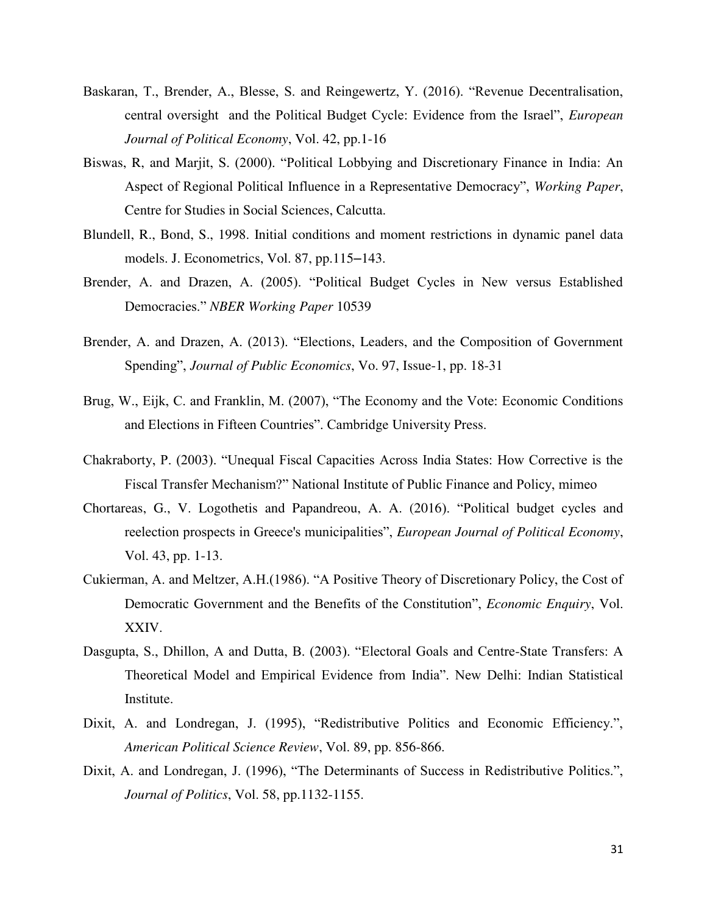Baskaran, T., Brender, A., Blesse, S. and Reingewertz, Y. (2016). “Revenue Decentralisation, central oversight  and the Political Budget Cycle: Evidence from the Israel”, *European Journal of Political Economy*, Vol. 42, pp.1-16

Biswas, R, and Marjit, S. (2000). “Political Lobbying and Discretionary Finance in India: An Aspect of Regional Political Influence in a Representative Democracy”, *Working Paper*, Centre for Studies in Social Sciences, Calcutta.

Blundell, R., Bond, S., 1998. Initial conditions and moment restrictions in dynamic panel data models. J. Econometrics, Vol. 87, pp.115–143.

Brender, A. and Drazen, A. (2005). “Political Budget Cycles in New versus Established Democracies.” *NBER Working Paper* 10539

Brender, A. and Drazen, A. (2013). “Elections, Leaders, and the Composition of Government Spending”, *Journal of Public Economics*, Vo. 97, Issue-1, pp. 18-31

Brug, W., Eijk, C. and Franklin, M. (2007), “The Economy and the Vote: Economic Conditions and Elections in Fifteen Countries”. Cambridge University Press.

Chakraborty, P. (2003). “Unequal Fiscal Capacities Across India States: How Corrective is the Fiscal Transfer Mechanism?” National Institute of Public Finance and Policy, mimeo

Chortareas, G., V. Logothetis and Papandreou, A. A. (2016). “Political budget cycles and reelection prospects in Greece's municipalities”, *European Journal of Political Economy*, Vol. 43, pp. 1-13.

Cukierman, A. and Meltzer, A.H.(1986). “A Positive Theory of Discretionary Policy, the Cost of Democratic Government and the Benefits of the Constitution”, *Economic Enquiry*, Vol. XXIV.

Dasgupta, S., Dhillon, A and Dutta, B. (2003). “Electoral Goals and Centre-State Transfers: A Theoretical Model and Empirical Evidence from India”. New Delhi: Indian Statistical Institute.

Dixit, A. and Londregan, J. (1995), “Redistributive Politics and Economic Efficiency.”, *American Political Science Review*, Vol. 89, pp. 856-866.

Dixit, A. and Londregan, J. (1996), “The Determinants of Success in Redistributive Politics.”, *Journal of Politics*, Vol. 58, pp.1132-1155.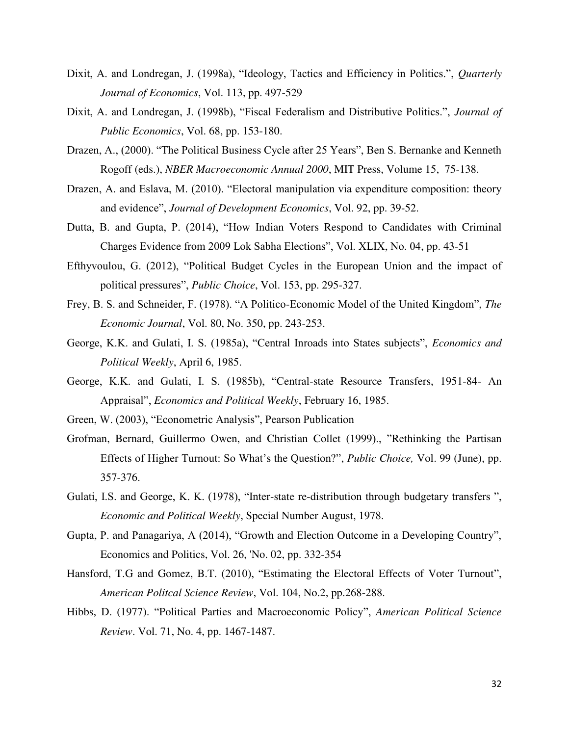Dixit, A. and Londregan, J. (1998a), "Ideology, Tactics and Efficiency in Politics.", *Quarterly Journal of Economics*, Vol. 113, pp. 497-529

Dixit, A. and Londregan, J. (1998b), "Fiscal Federalism and Distributive Politics.", *Journal of Public Economics*, Vol. 68, pp. 153-180.

Drazen, A., (2000). "The Political Business Cycle after 25 Years", Ben S. Bernanke and Kenneth Rogoff (eds.), *NBER Macroeconomic Annual 2000*, MIT Press, Volume 15, 75-138.

Drazen, A. and Eslava, M. (2010). "Electoral manipulation via expenditure composition: theory and evidence", *Journal of Development Economics*, Vol. 92, pp. 39-52.

Dutta, B. and Gupta, P. (2014), "How Indian Voters Respond to Candidates with Criminal Charges Evidence from 2009 Lok Sabha Elections", Vol. XLIX, No. 04, pp. 43-51

Efthyvoulou, G. (2012), "Political Budget Cycles in the European Union and the impact of political pressures", *Public Choice*, Vol. 153, pp. 295-327.

Frey, B. S. and Schneider, F. (1978). "A Politico-Economic Model of the United Kingdom", *The Economic Journal*, Vol. 80, No. 350, pp. 243-253.

George, K.K. and Gulati, I. S. (1985a), "Central Inroads into States subjects", *Economics and Political Weekly*, April 6, 1985.

George, K.K. and Gulati, I. S. (1985b), "Central-state Resource Transfers, 1951-84- An Appraisal", *Economics and Political Weekly*, February 16, 1985.

Green, W. (2003), "Econometric Analysis", Pearson Publication

Grofman, Bernard, Guillermo Owen, and Christian Collet (1999)., "Rethinking the Partisan Effects of Higher Turnout: So What's the Question?", *Public Choice,* Vol. 99 (June), pp. 357-376.

Gulati, I.S. and George, K. K. (1978), "Inter-state re-distribution through budgetary transfers ", *Economic and Political Weekly*, Special Number August, 1978.

Gupta, P. and Panagariya, A (2014), "Growth and Election Outcome in a Developing Country", Economics and Politics, Vol. 26, 'No. 02, pp. 332-354

Hansford, T.G and Gomez, B.T. (2010), "Estimating the Electoral Effects of Voter Turnout", *American Politcal Science Review*, Vol. 104, No.2, pp.268-288.

Hibbs, D. (1977). "Political Parties and Macroeconomic Policy", *American Political Science Review*. Vol. 71, No. 4, pp. 1467-1487.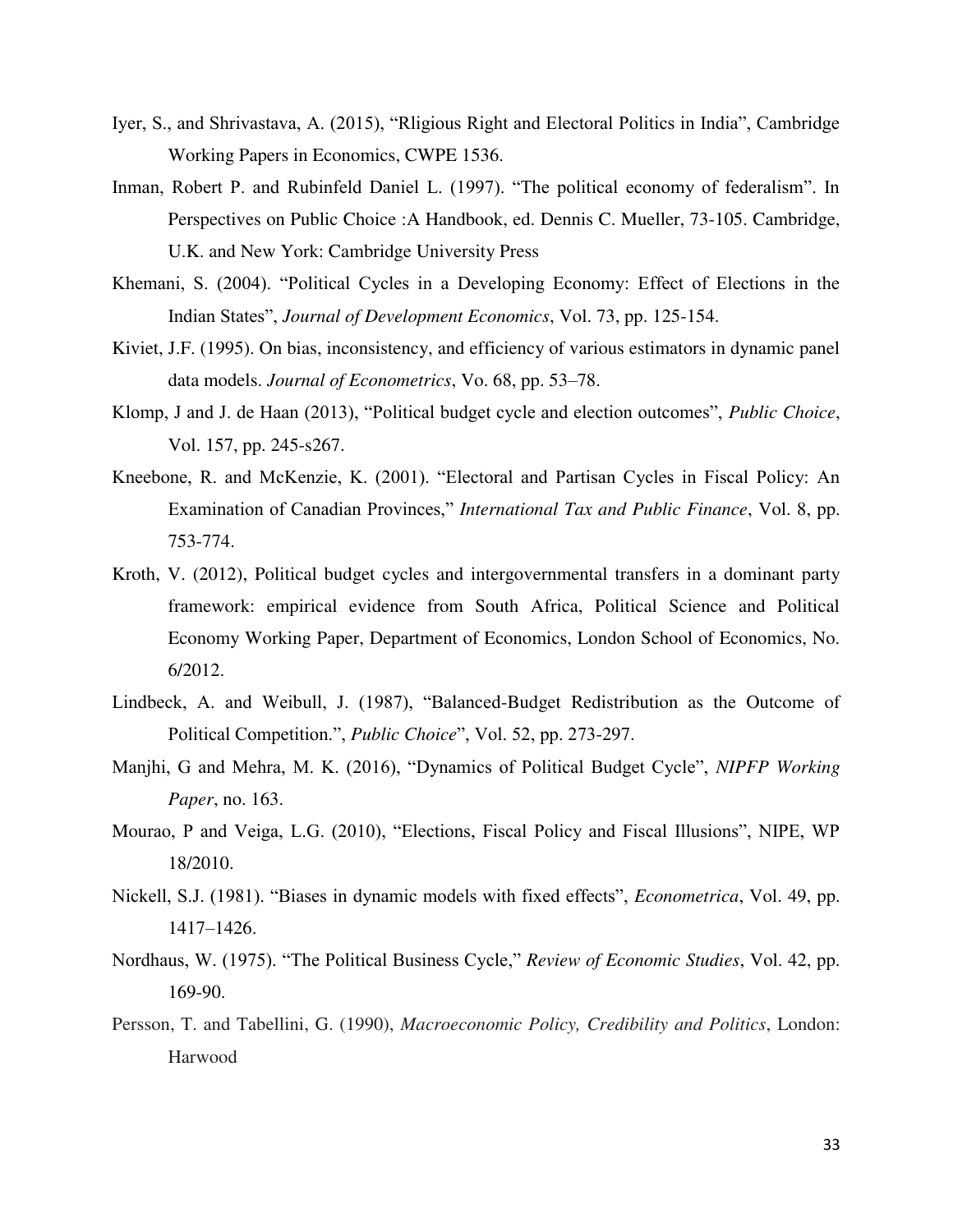Iyer, S., and Shrivastava, A. (2015), "Rligious Right and Electoral Politics in India", Cambridge Working Papers in Economics, CWPE 1536.

Inman, Robert P. and Rubinfeld Daniel L. (1997). "The political economy of federalism". In Perspectives on Public Choice :A Handbook, ed. Dennis C. Mueller, 73-105. Cambridge, U.K. and New York: Cambridge University Press

Khemani, S. (2004). "Political Cycles in a Developing Economy: Effect of Elections in the Indian States", *Journal of Development Economics*, Vol. 73, pp. 125-154.

Kiviet, J.F. (1995). On bias, inconsistency, and efficiency of various estimators in dynamic panel data models. *Journal of Econometrics*, Vo. 68, pp. 53–78.

Klomp, J and J. de Haan (2013), "Political budget cycle and election outcomes", *Public Choice*, Vol. 157, pp. 245-s267.

Kneebone, R. and McKenzie, K. (2001). "Electoral and Partisan Cycles in Fiscal Policy: An Examination of Canadian Provinces," *International Tax and Public Finance*, Vol. 8, pp. 753-774.

Kroth, V. (2012), Political budget cycles and intergovernmental transfers in a dominant party framework: empirical evidence from South Africa, Political Science and Political Economy Working Paper, Department of Economics, London School of Economics, No. 6/2012.

Lindbeck, A. and Weibull, J. (1987), "Balanced-Budget Redistribution as the Outcome of Political Competition.", *Public Choice*", Vol. 52, pp. 273-297.

Manjhi, G and Mehra, M. K. (2016), "Dynamics of Political Budget Cycle", *NIPFP Working Paper*, no. 163.

Mourao, P and Veiga, L.G. (2010), "Elections, Fiscal Policy and Fiscal Illusions", NIPE, WP 18/2010.

Nickell, S.J. (1981). "Biases in dynamic models with fixed effects", *Econometrica*, Vol. 49, pp. 1417–1426.

Nordhaus, W. (1975). "The Political Business Cycle," *Review of Economic Studies*, Vol. 42, pp. 169-90.

Persson, T. and Tabellini, G. (1990), *Macroeconomic Policy, Credibility and Politics*, London: Harwood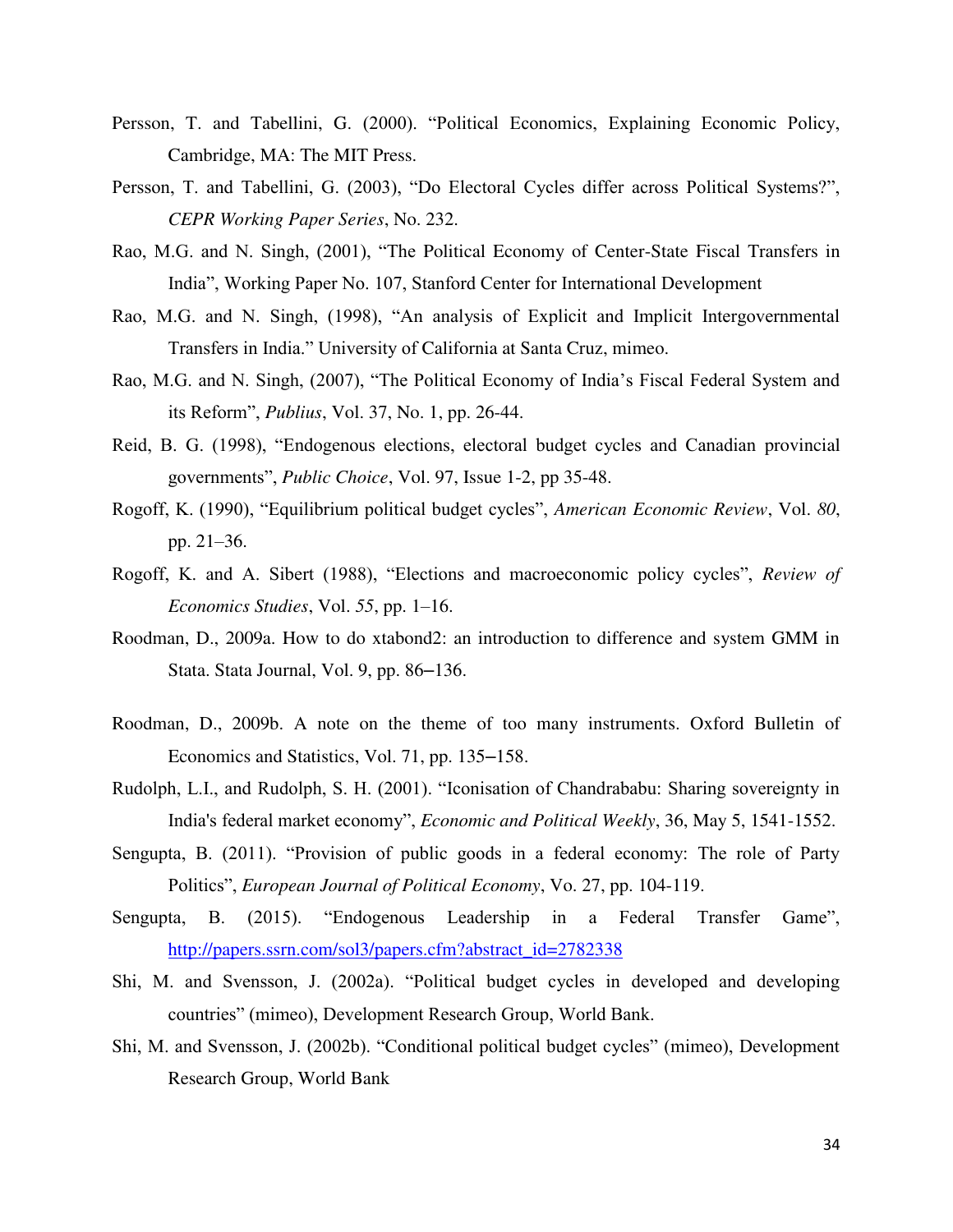Persson, T. and Tabellini, G. (2000). "Political Economics, Explaining Economic Policy, Cambridge, MA: The MIT Press.

Persson, T. and Tabellini, G. (2003), "Do Electoral Cycles differ across Political Systems?", *CEPR Working Paper Series*, No. 232.

Rao, M.G. and N. Singh, (2001), "The Political Economy of Center-State Fiscal Transfers in India", Working Paper No. 107, Stanford Center for International Development

Rao, M.G. and N. Singh, (1998), "An analysis of Explicit and Implicit Intergovernmental Transfers in India." University of California at Santa Cruz, mimeo.

Rao, M.G. and N. Singh, (2007), "The Political Economy of India's Fiscal Federal System and its Reform", *Publius*, Vol. 37, No. 1, pp. 26-44.

Reid, B. G. (1998), "Endogenous elections, electoral budget cycles and Canadian provincial governments", *Public Choice*, Vol. 97, Issue 1-2, pp 35-48.

Rogoff, K. (1990), "Equilibrium political budget cycles", *American Economic Review*, Vol. *80*, pp. 21–36.

Rogoff, K. and A. Sibert (1988), "Elections and macroeconomic policy cycles", *Review of Economics Studies*, Vol. *55*, pp. 1–16.

Roodman, D., 2009a. How to do xtabond2: an introduction to difference and system GMM in Stata. Stata Journal, Vol. 9, pp. 86–136.

Roodman, D., 2009b. A note on the theme of too many instruments. Oxford Bulletin of Economics and Statistics, Vol. 71, pp. 135–158.

Rudolph, L.I., and Rudolph, S. H. (2001). "Iconisation of Chandrababu: Sharing sovereignty in India's federal market economy", *Economic and Political Weekly*, 36, May 5, 1541-1552.

Sengupta, B. (2011). "Provision of public goods in a federal economy: The role of Party Politics", *European Journal of Political Economy*, Vo. 27, pp. 104-119.

Sengupta, B. (2015). "Endogenous Leadership in a Federal Transfer Game", http://papers.ssrn.com/sol3/papers.cfm?abstract_id=2782338

Shi, M. and Svensson, J. (2002a). "Political budget cycles in developed and developing countries" (mimeo), Development Research Group, World Bank.

Shi, M. and Svensson, J. (2002b). "Conditional political budget cycles" (mimeo), Development Research Group, World Bank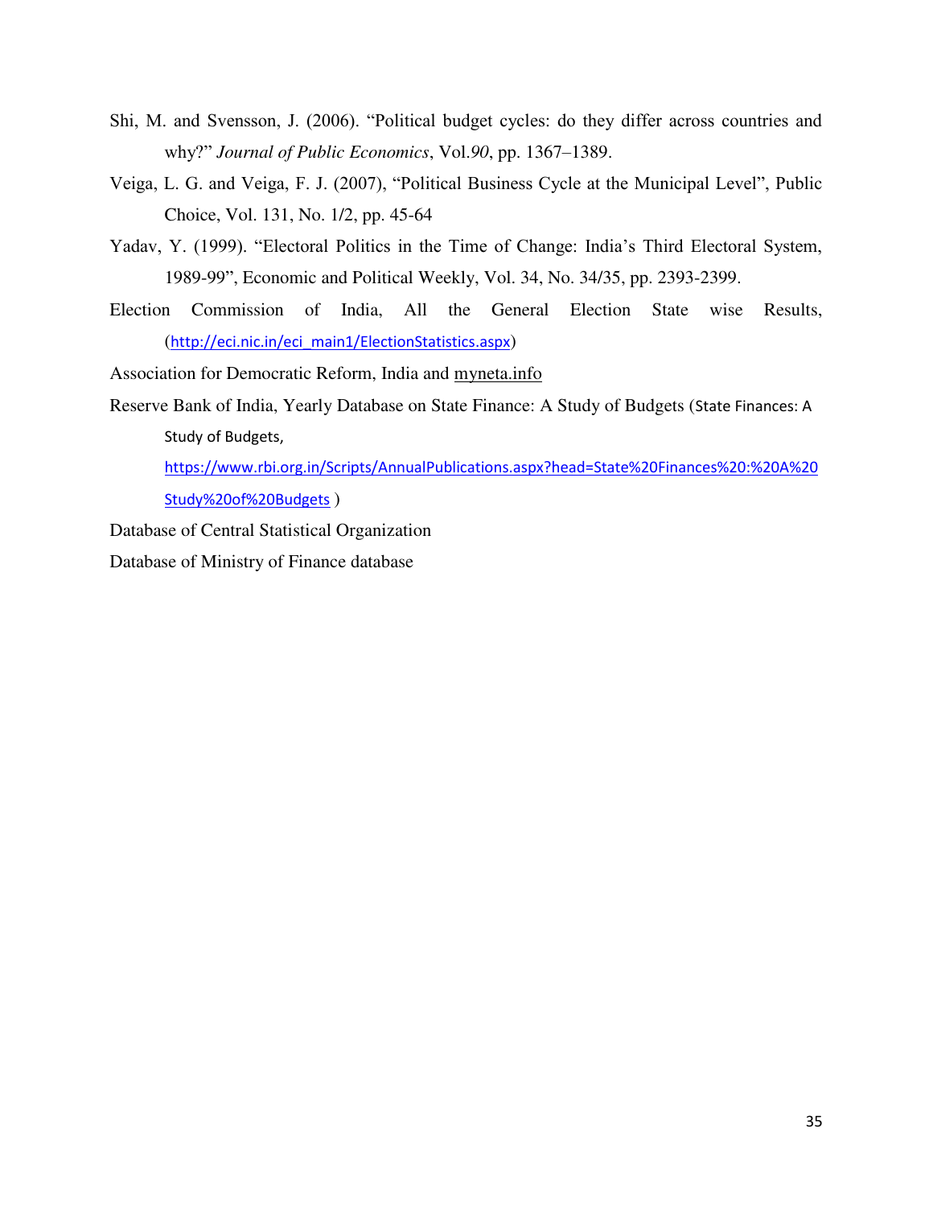Shi, M. and Svensson, J. (2006). "Political budget cycles: do they differ across countries and why?" *Journal of Public Economics*, Vol.*90*, pp. 1367–1389.

Veiga, L. G. and Veiga, F. J. (2007), "Political Business Cycle at the Municipal Level", Public Choice, Vol. 131, No. 1/2, pp. 45-64

Yadav, Y. (1999). "Electoral Politics in the Time of Change: India's Third Electoral System, 1989-99", Economic and Political Weekly, Vol. 34, No. 34/35, pp. 2393-2399.

Election Commission of India, All the General Election State wise Results, (http://eci.nic.in/eci_main1/ElectionStatistics.aspx)

Association for Democratic Reform, India and myneta.info

Reserve Bank of India, Yearly Database on State Finance: A Study of Budgets (State Finances: A Study of Budgets, https://www.rbi.org.in/Scripts/AnnualPublications.aspx?head=State%20Finances%20:%20A%20Study%20of%20Budgets )

Database of Central Statistical Organization

Database of Ministry of Finance database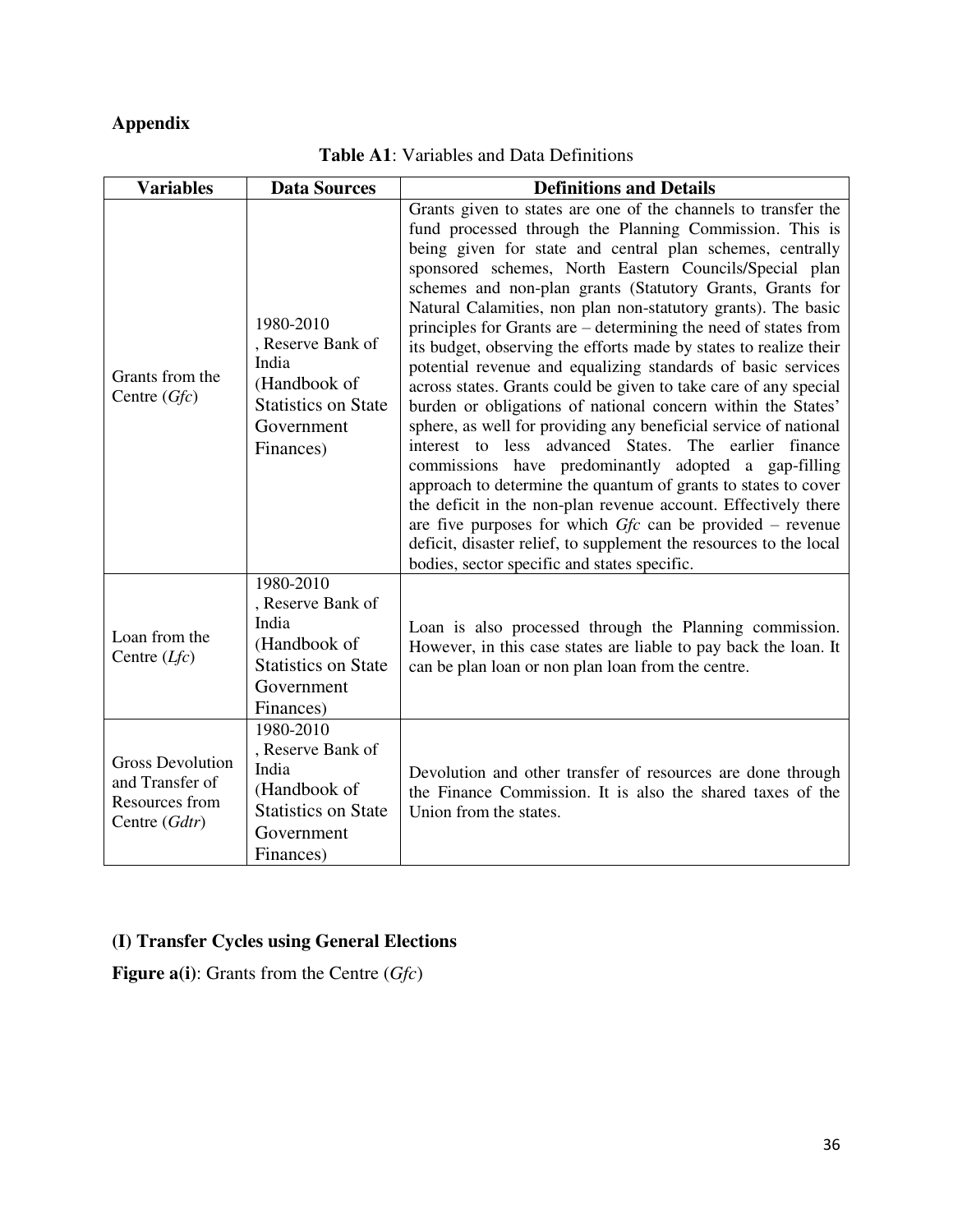## Appendix

**Table A1**: Variables and Data Definitions

| Variables | Data Sources | Definitions and Details |
|---|---|---|
| Grants from the Centre (*Gfc*) | 1980-2010, Reserve Bank of India (Handbook of Statistics on State Government Finances) | Grants given to states are one of the channels to transfer the fund processed through the Planning Commission. This is being given for state and central plan schemes, centrally sponsored schemes, North Eastern Councils/Special plan schemes and non-plan grants (Statutory Grants, Grants for Natural Calamities, non plan non-statutory grants). The basic principles for Grants are – determining the need of states from its budget, observing the efforts made by states to realize their potential revenue and equalizing standards of basic services across states. Grants could be given to take care of any special burden or obligations of national concern within the States' sphere, as well for providing any beneficial service of national interest to less advanced States. The earlier finance commissions have predominantly adopted a gap-filling approach to determine the quantum of grants to states to cover the deficit in the non-plan revenue account. Effectively there are five purposes for which *Gfc* can be provided – revenue deficit, disaster relief, to supplement the resources to the local bodies, sector specific and states specific. |
| Loan from the Centre (*Lfc*) | 1980-2010, Reserve Bank of India (Handbook of Statistics on State Government Finances) | Loan is also processed through the Planning commission. However, in this case states are liable to pay back the loan. It can be plan loan or non plan loan from the centre. |
| Gross Devolution and Transfer of Resources from Centre (*Gdtr*) | 1980-2010, Reserve Bank of India (Handbook of Statistics on State Government Finances) | Devolution and other transfer of resources are done through the Finance Commission. It is also the shared taxes of the Union from the states. |

### (I) Transfer Cycles using General Elections

**Figure a(i)**: Grants from the Centre (*Gfc*)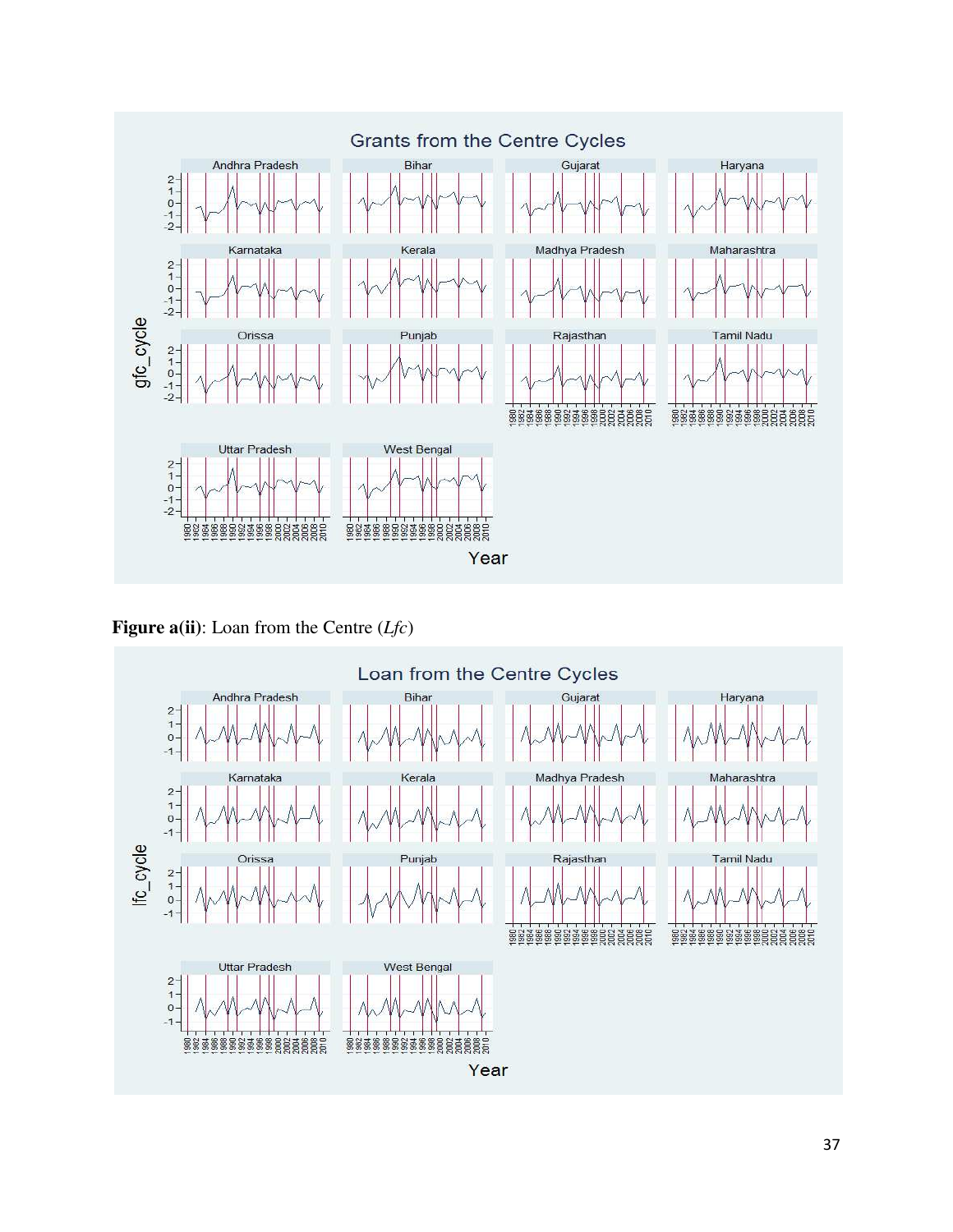Grants from the Centre Cycles

Andhra Pradesh

Bihar

Gujarat

Haryana

Karnataka

Kerala

Madhya Pradesh

Maharashtra

Orissa

Punjab

Rajasthan

Tamil Nadu

Uttar Pradesh

West Bengal

gfc_cycle

2
1
0
-1
-2

1980 1982 1984 1986 1988 1990 1992 1994 1996 1998 2000 2002 2004 2006 2008 2010

Year

**Figure a(ii)**: Loan from the Centre (*Lfc*)

Loan from the Centre Cycles

Andhra Pradesh

Bihar

Gujarat

Haryana

Karnataka

Kerala

Madhya Pradesh

Maharashtra

Orissa

Punjab

Rajasthan

Tamil Nadu

Uttar Pradesh

West Bengal

lfc_cycle

2
1
0
-1

1980 1982 1984 1986 1988 1990 1992 1994 1996 1998 2000 2002 2004 2006 2008 2010

Year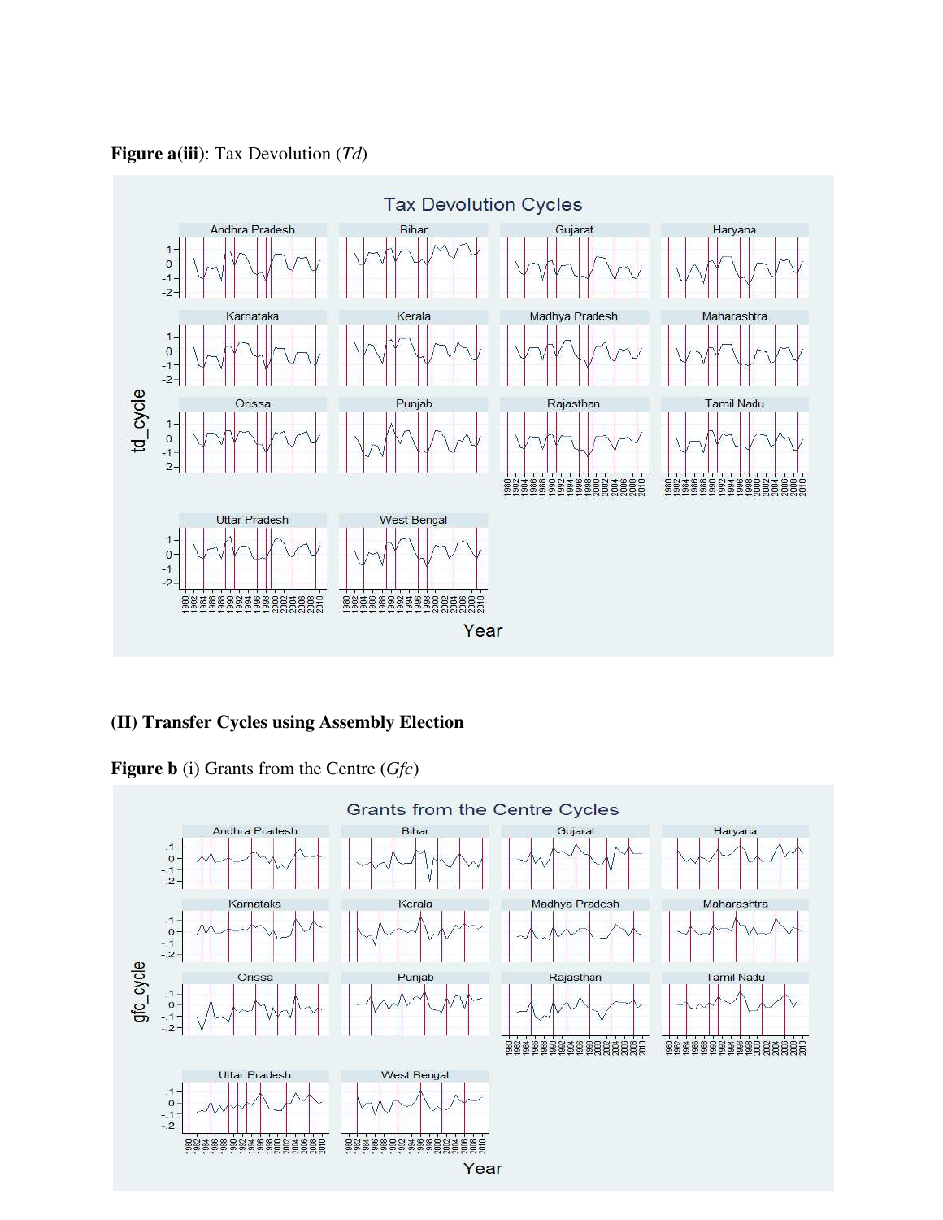**Figure a(iii)**: Tax Devolution (*Td*)

Tax Devolution Cycles

td_cycle

Andhra Pradesh
Bihar
Gujarat
Haryana
Karnataka
Kerala
Madhya Pradesh
Maharashtra
Orissa
Punjab
Rajasthan
Tamil Nadu
Uttar Pradesh
West Bengal

1
0
-1
-2

1980 1982 1984 1986 1988 1990 1992 1994 1996 1998 2000 2002 2004 2006 2008 2010

Year

**(II) Transfer Cycles using Assembly Election**

**Figure b** (i) Grants from the Centre (*Gfc*)

Grants from the Centre Cycles

gfc_cycle

Andhra Pradesh
Bihar
Gujarat
Haryana
Karnataka
Kerala
Madhya Pradesh
Maharashtra
Orissa
Punjab
Rajasthan
Tamil Nadu
Uttar Pradesh
West Bengal

.1
0
-.1
-.2

1980 1982 1984 1986 1988 1990 1992 1994 1996 1998 2000 2002 2004 2006 2008 2010

Year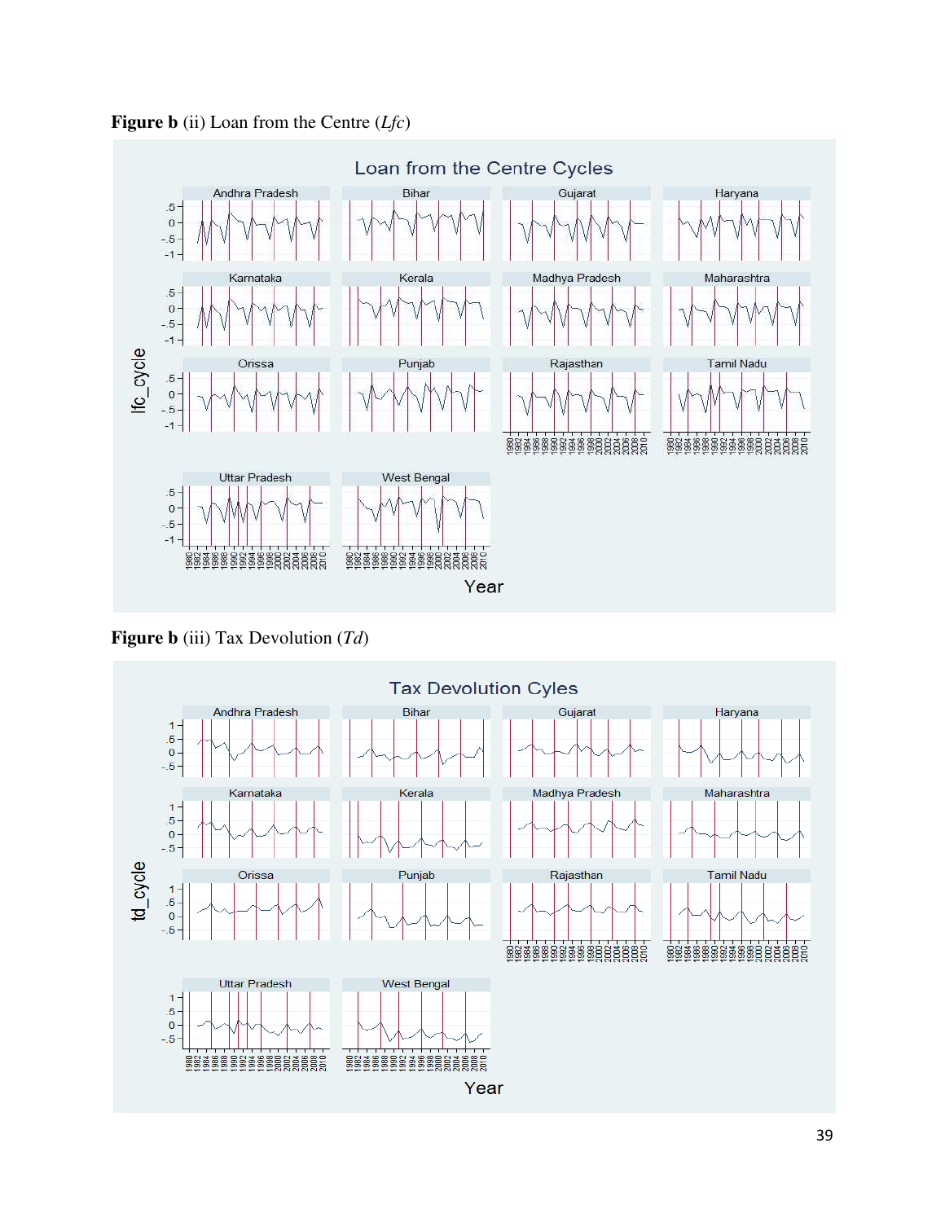**Figure b** (ii) Loan from the Centre (*Lfc*)

Loan from the Centre Cycles

lfc_cycle

Andhra Pradesh
Bihar
Gujarat
Haryana
Karnataka
Kerala
Madhya Pradesh
Maharashtra
Orissa
Punjab
Rajasthan
Tamil Nadu
Uttar Pradesh
West Bengal

.5
0
-.5
-1

1980 1982 1984 1986 1988 1990 1992 1994 1996 1998 2000 2002 2004 2006 2008 2010

Year

**Figure b** (iii) Tax Devolution (*Td*)

Tax Devolution Cyles

td_cycle

Andhra Pradesh
Bihar
Gujarat
Haryana
Karnataka
Kerala
Madhya Pradesh
Maharashtra
Orissa
Punjab
Rajasthan
Tamil Nadu
Uttar Pradesh
West Bengal

1
.5
0
-.5

1980 1982 1984 1986 1988 1990 1992 1994 1996 1998 2000 2002 2004 2006 2008 2010

Year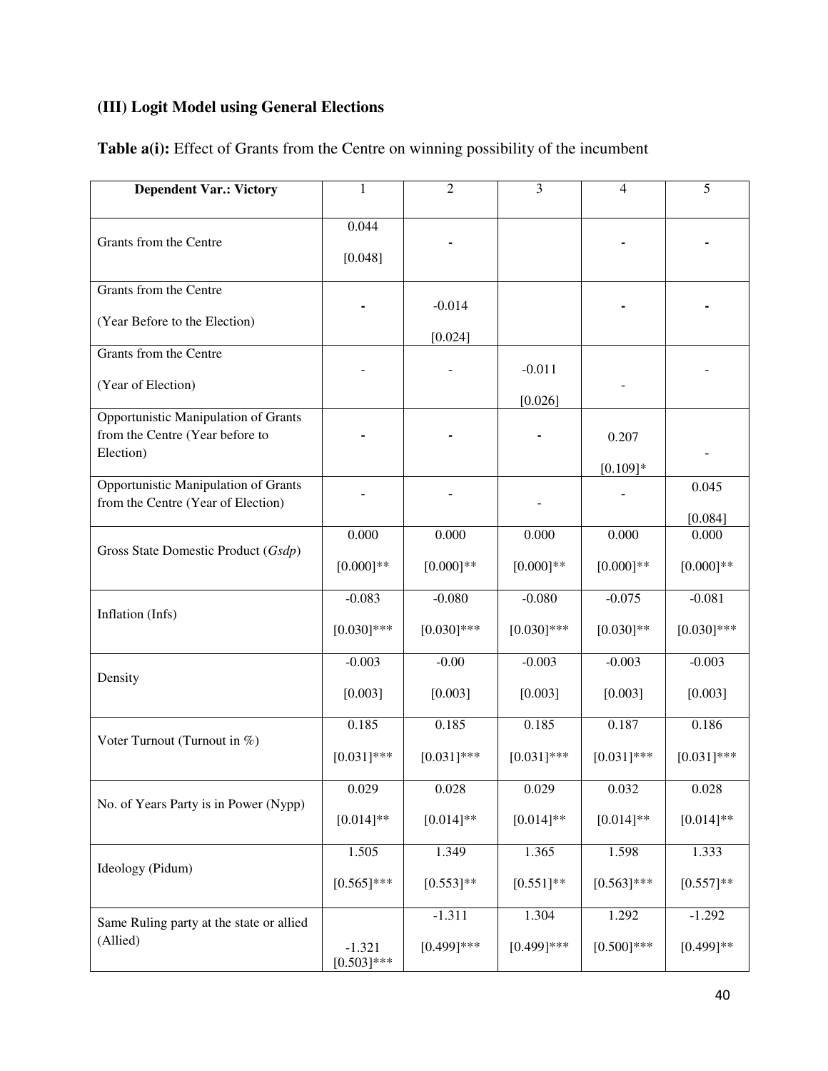### (III) Logit Model using General Elections

**Table a(i):** Effect of Grants from the Centre on winning possibility of the incumbent

| **Dependent Var.: Victory** | 1 | 2 | 3 | 4 | 5 |
|---|---|---|---|---|---|
| Grants from the Centre | 0.044<br>[0.048] | - | | - | - |
| Grants from the Centre (Year Before to the Election) | - | -0.014<br>[0.024] | | - | - |
| Grants from the Centre (Year of Election) | - | - | -0.011<br>[0.026] | - | - |
| Opportunistic Manipulation of Grants from the Centre (Year before to Election) | - | - | - | 0.207<br>[0.109]* | - |
| Opportunistic Manipulation of Grants from the Centre (Year of Election) | - | - | - | - | 0.045<br>[0.084] |
| Gross State Domestic Product (*Gsdp*) | 0.000<br>[0.000]** | 0.000<br>[0.000]** | 0.000<br>[0.000]** | 0.000<br>[0.000]** | 0.000<br>[0.000]** |
| Inflation (Infs) | -0.083<br>[0.030]*** | -0.080<br>[0.030]*** | -0.080<br>[0.030]*** | -0.075<br>[0.030]** | -0.081<br>[0.030]*** |
| Density | -0.003<br>[0.003] | -0.00<br>[0.003] | -0.003<br>[0.003] | -0.003<br>[0.003] | -0.003<br>[0.003] |
| Voter Turnout (Turnout in %) | 0.185<br>[0.031]*** | 0.185<br>[0.031]*** | 0.185<br>[0.031]*** | 0.187<br>[0.031]*** | 0.186<br>[0.031]*** |
| No. of Years Party is in Power (Nypp) | 0.029<br>[0.014]** | 0.028<br>[0.014]** | 0.029<br>[0.014]** | 0.032<br>[0.014]** | 0.028<br>[0.014]** |
| Ideology (Pidum) | 1.505<br>[0.565]*** | 1.349<br>[0.553]** | 1.365<br>[0.551]** | 1.598<br>[0.563]*** | 1.333<br>[0.557]** |
| Same Ruling party at the state or allied (Allied) | -1.321<br>[0.503]*** | -1.311<br>[0.499]*** | 1.304<br>[0.499]*** | 1.292<br>[0.500]*** | -1.292<br>[0.499]** |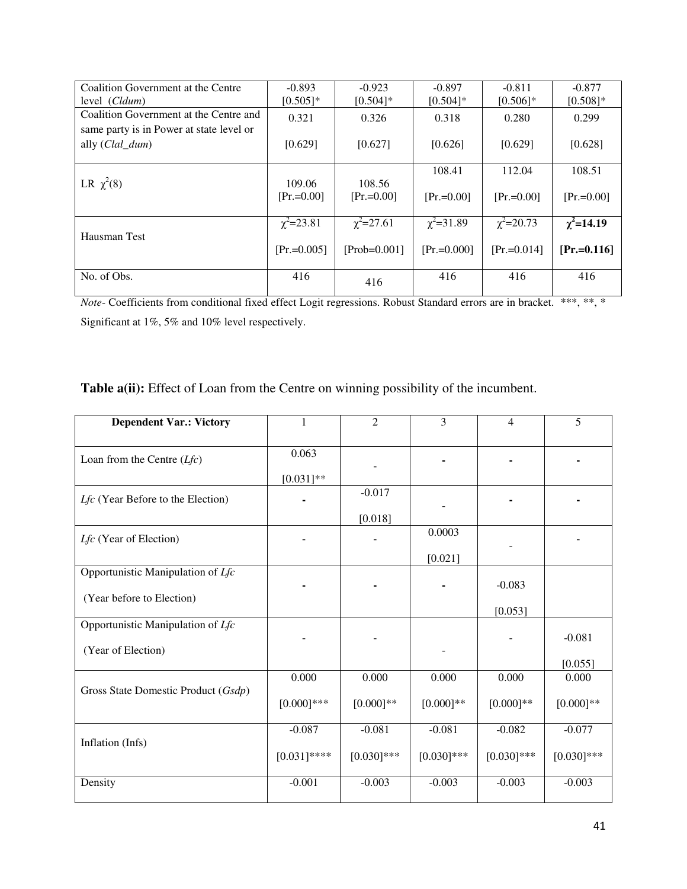| | | | | | |
|---|---|---|---|---|---|
| Coalition Government at the Centre level (*Cldum*) | -0.893 [0.505]* | -0.923 [0.504]* | -0.897 [0.504]* | -0.811 [0.506]* | -0.877 [0.508]* |
| Coalition Government at the Centre and same party is in Power at state level or ally (*Clal_dum*) | 0.321 [0.629] | 0.326 [0.627] | 0.318 [0.626] | 0.280 [0.629] | 0.299 [0.628] |
| LR $\chi^2(8)$ | 109.06 [Pr.=0.00] | 108.56 [Pr.=0.00] | 108.41 [Pr.=0.00] | 112.04 [Pr.=0.00] | 108.51 [Pr.=0.00] |
| Hausman Test | $\chi^2$=23.81 [Pr.=0.005] | $\chi^2$=27.61 [Prob=0.001] | $\chi^2$=31.89 [Pr.=0.000] | $\chi^2$=20.73 [Pr.=0.014] | **$\chi^2$=14.19 [Pr.=0.116]** |
| No. of Obs. | 416 | 416 | 416 | 416 | 416 |

*Note*- Coefficients from conditional fixed effect Logit regressions. Robust Standard errors are in bracket. ***, **, * Significant at 1%, 5% and 10% level respectively.

**Table a(ii):** Effect of Loan from the Centre on winning possibility of the incumbent.

| **Dependent Var.: Victory** | 1 | 2 | 3 | 4 | 5 |
|---|---|---|---|---|---|
| Loan from the Centre (*Lfc*) | 0.063 [0.031]** | - | - | - | - |
| *Lfc* (Year Before to the Election) | - | -0.017 [0.018] | - | - | - |
| *Lfc* (Year of Election) | - | - | 0.0003 [0.021] | - | - |
| Opportunistic Manipulation of *Lfc* (Year before to Election) | - | - | - | -0.083 [0.053] | |
| Opportunistic Manipulation of *Lfc* (Year of Election) | - | - | - | - | -0.081 [0.055] |
| Gross State Domestic Product (*Gsdp*) | 0.000 [0.000]*** | 0.000 [0.000]** | 0.000 [0.000]** | 0.000 [0.000]** | 0.000 [0.000]** |
| Inflation (Infs) | -0.087 [0.031]**** | -0.081 [0.030]*** | -0.081 [0.030]*** | -0.082 [0.030]*** | -0.077 [0.030]*** |
| Density | -0.001 | -0.003 | -0.003 | -0.003 | -0.003 |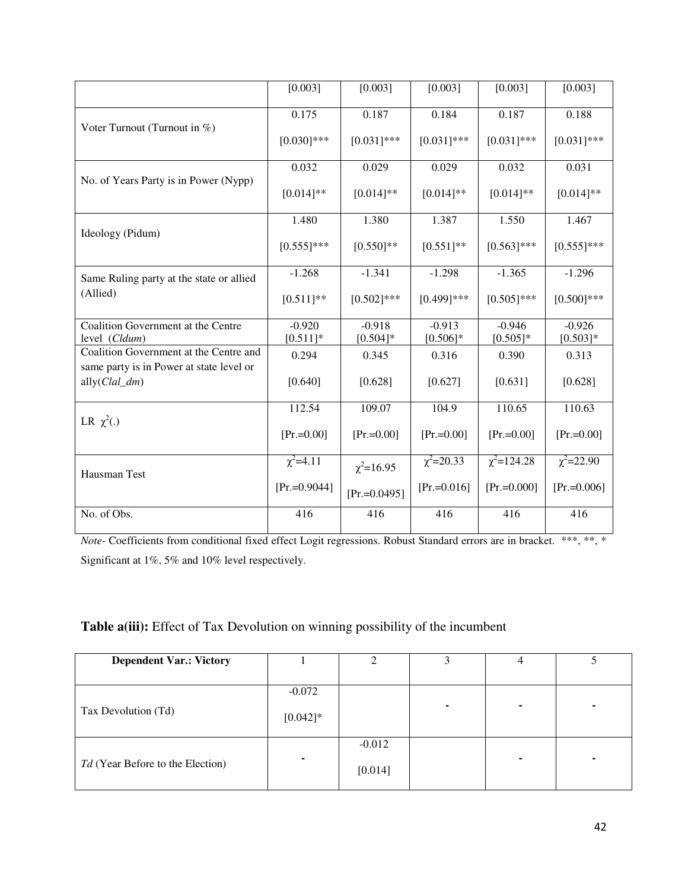| | | | | | |
|---|---|---|---|---|---|
| | [0.003] | [0.003] | [0.003] | [0.003] | [0.003] |
| Voter Turnout (Turnout in %) | 0.175<br>[0.030]*** | 0.187<br>[0.031]*** | 0.184<br>[0.031]*** | 0.187<br>[0.031]*** | 0.188<br>[0.031]*** |
| No. of Years Party is in Power (Nypp) | 0.032<br>[0.014]** | 0.029<br>[0.014]** | 0.029<br>[0.014]** | 0.032<br>[0.014]** | 0.031<br>[0.014]** |
| Ideology (Pidum) | 1.480<br>[0.555]*** | 1.380<br>[0.550]** | 1.387<br>[0.551]** | 1.550<br>[0.563]*** | 1.467<br>[0.555]*** |
| Same Ruling party at the state or allied (Allied) | -1.268<br>[0.511]** | -1.341<br>[0.502]*** | -1.298<br>[0.499]*** | -1.365<br>[0.505]*** | -1.296<br>[0.500]*** |
| Coalition Government at the Centre level (*Cldum*) | -0.920<br>[0.511]* | -0.918<br>[0.504]* | -0.913<br>[0.506]* | -0.946<br>[0.505]* | -0.926<br>[0.503]* |
| Coalition Government at the Centre and same party is in Power at state level or ally(*Clal_dm*) | 0.294<br>[0.640] | 0.345<br>[0.628] | 0.316<br>[0.627] | 0.390<br>[0.631] | 0.313<br>[0.628] |
| LR $\chi^2(.)$ | 112.54<br>[Pr.=0.00] | 109.07<br>[Pr.=0.00] | 104.9<br>[Pr.=0.00] | 110.65<br>[Pr.=0.00] | 110.63<br>[Pr.=0.00] |
| Hausman Test | $\chi^2$=4.11<br>[Pr.=0.9044] | $\chi^2$=16.95<br>[Pr.=0.0495] | $\chi^2$=20.33<br>[Pr.=0.016] | $\chi^2$=124.28<br>[Pr.=0.000] | $\chi^2$=22.90<br>[Pr.=0.006] |
| No. of Obs. | 416 | 416 | 416 | 416 | 416 |

*Note*- Coefficients from conditional fixed effect Logit regressions. Robust Standard errors are in bracket. ***, **, * Significant at 1%, 5% and 10% level respectively.

**Table a(iii):** Effect of Tax Devolution on winning possibility of the incumbent

| **Dependent Var.: Victory** | 1 | 2 | 3 | 4 | 5 |
|---|---|---|---|---|---|
| Tax Devolution (Td) | -0.072<br>[0.042]* | | - | - | - |
| *Td* (Year Before to the Election) | - | -0.012<br>[0.014] | | - | - |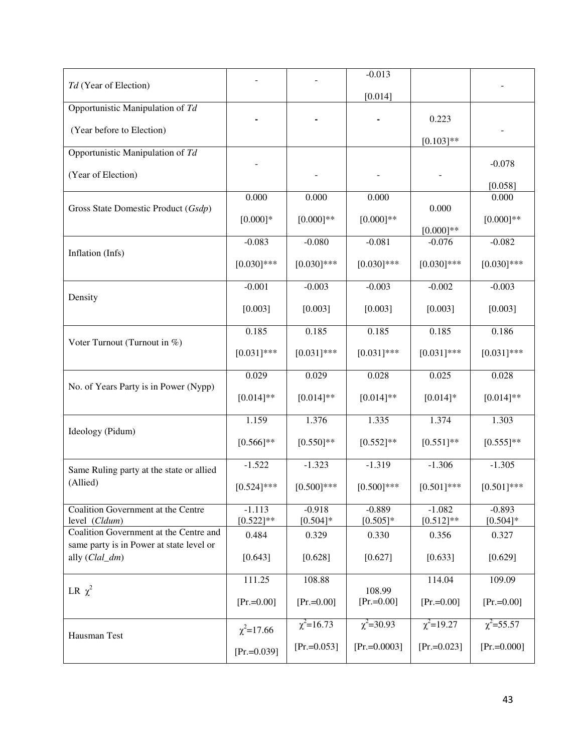| | | | | | |
|---|---|---|---|---|---|
| *Td* (Year of Election) | - | - | -0.013 [0.014] | | - |
| Opportunistic Manipulation of *Td* (Year before to Election) | **-** | **-** | **-** | 0.223 [0.103]** | - |
| Opportunistic Manipulation of *Td* (Year of Election) | - | - | - | - | -0.078 [0.058] |
| Gross State Domestic Product (*Gsdp*) | 0.000 [0.000]* | 0.000 [0.000]** | 0.000 [0.000]** | 0.000 [0.000]** | 0.000 [0.000]** |
| Inflation (Infs) | -0.083 [0.030]*** | -0.080 [0.030]*** | -0.081 [0.030]*** | -0.076 [0.030]*** | -0.082 [0.030]*** |
| Density | -0.001 [0.003] | -0.003 [0.003] | -0.003 [0.003] | -0.002 [0.003] | -0.003 [0.003] |
| Voter Turnout (Turnout in %) | 0.185 [0.031]*** | 0.185 [0.031]*** | 0.185 [0.031]*** | 0.185 [0.031]*** | 0.186 [0.031]*** |
| No. of Years Party is in Power (Nypp) | 0.029 [0.014]** | 0.029 [0.014]** | 0.028 [0.014]** | 0.025 [0.014]* | 0.028 [0.014]** |
| Ideology (Pidum) | 1.159 [0.566]** | 1.376 [0.550]** | 1.335 [0.552]** | 1.374 [0.551]** | 1.303 [0.555]** |
| Same Ruling party at the state or allied (Allied) | -1.522 [0.524]*** | -1.323 [0.500]*** | -1.319 [0.500]*** | -1.306 [0.501]*** | -1.305 [0.501]*** |
| Coalition Government at the Centre level (*Cldum*) | -1.113 [0.522]** | -0.918 [0.504]* | -0.889 [0.505]* | -1.082 [0.512]** | -0.893 [0.504]* |
| Coalition Government at the Centre and same party is in Power at state level or ally (*Clal_dm*) | 0.484 [0.643] | 0.329 [0.628] | 0.330 [0.627] | 0.356 [0.633] | 0.327 [0.629] |
| LR $\chi^2$ | 111.25 [Pr.=0.00] | 108.88 [Pr.=0.00] | 108.99 [Pr.=0.00] | 114.04 [Pr.=0.00] | 109.09 [Pr.=0.00] |
| Hausman Test | $\chi^2$=17.66 [Pr.=0.039] | $\chi^2$=16.73 [Pr.=0.053] | $\chi^2$=30.93 [Pr.=0.0003] | $\chi^2$=19.27 [Pr.=0.023] | $\chi^2$=55.57 [Pr.=0.000] |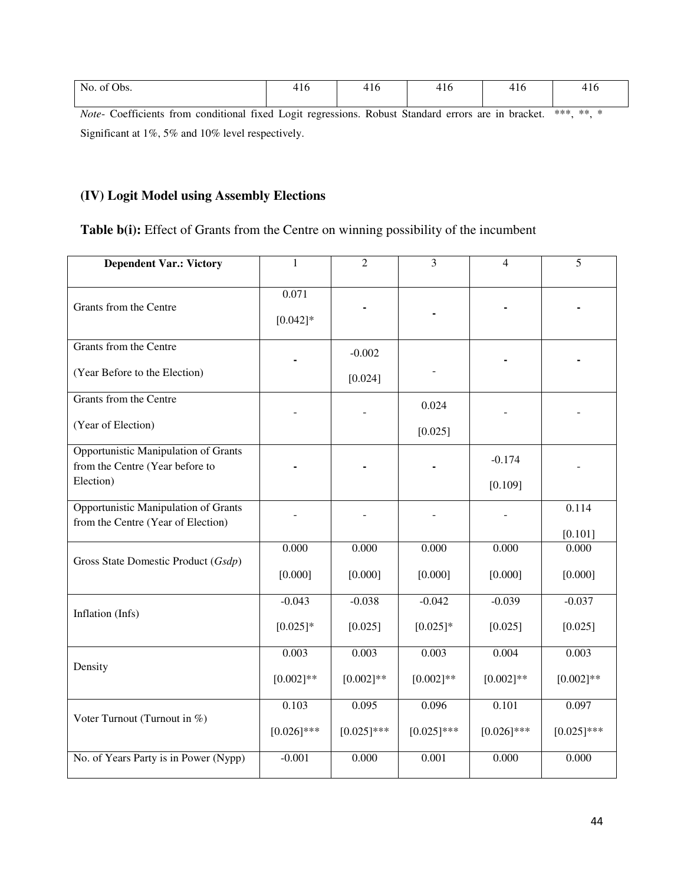| | | | | | |
|---|---|---|---|---|---|
| No. of Obs. | 416 | 416 | 416 | 416 | 416 |

*Note*- Coefficients from conditional fixed Logit regressions. Robust Standard errors are in bracket. ***, **, * Significant at 1%, 5% and 10% level respectively.

### (IV) Logit Model using Assembly Elections

**Table b(i):** Effect of Grants from the Centre on winning possibility of the incumbent

| Dependent Var.: Victory | 1 | 2 | 3 | 4 | 5 |
|---|---|---|---|---|---|
| Grants from the Centre | 0.071 [0.042]* | - | - | - | - |
| Grants from the Centre (Year Before to the Election) | - | -0.002 [0.024] | - | - | - |
| Grants from the Centre (Year of Election) | - | - | 0.024 [0.025] | - | - |
| Opportunistic Manipulation of Grants from the Centre (Year before to Election) | - | - | - | -0.174 [0.109] | - |
| Opportunistic Manipulation of Grants from the Centre (Year of Election) | - | - | - | - | 0.114 [0.101] |
| Gross State Domestic Product (*Gsdp*) | 0.000 [0.000] | 0.000 [0.000] | 0.000 [0.000] | 0.000 [0.000] | 0.000 [0.000] |
| Inflation (Infs) | -0.043 [0.025]* | -0.038 [0.025] | -0.042 [0.025]* | -0.039 [0.025] | -0.037 [0.025] |
| Density | 0.003 [0.002]** | 0.003 [0.002]** | 0.003 [0.002]** | 0.004 [0.002]** | 0.003 [0.002]** |
| Voter Turnout (Turnout in %) | 0.103 [0.026]*** | 0.095 [0.025]*** | 0.096 [0.025]*** | 0.101 [0.026]*** | 0.097 [0.025]*** |
| No. of Years Party is in Power (Nypp) | -0.001 | 0.000 | 0.001 | 0.000 | 0.000 |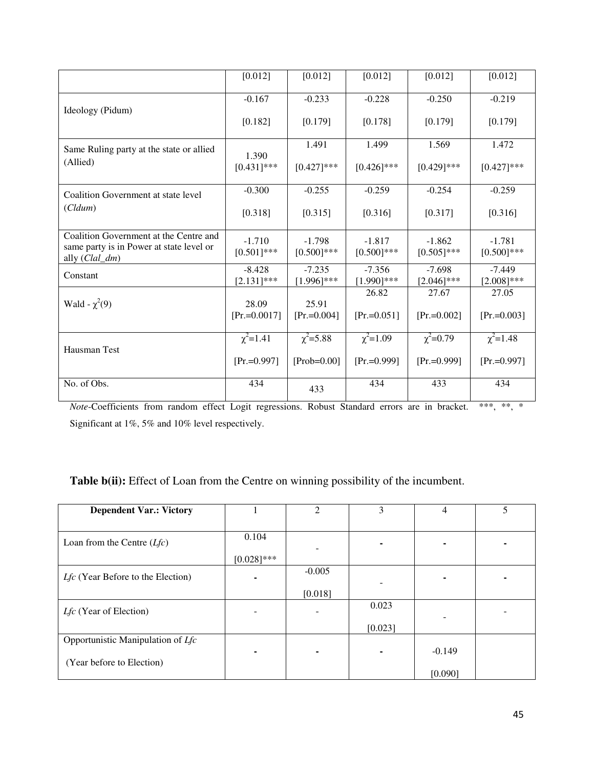| | | | | | |
|---|---|---|---|---|---|
| | [0.012] | [0.012] | [0.012] | [0.012] | [0.012] |
| Ideology (Pidum) | -0.167<br>[0.182] | -0.233<br>[0.179] | -0.228<br>[0.178] | -0.250<br>[0.179] | -0.219<br>[0.179] |
| Same Ruling party at the state or allied (Allied) | 1.390<br>[0.431]*** | 1.491<br>[0.427]*** | 1.499<br>[0.426]*** | 1.569<br>[0.429]*** | 1.472<br>[0.427]*** |
| Coalition Government at state level (*Cldum*) | -0.300<br>[0.318] | -0.255<br>[0.315] | -0.259<br>[0.316] | -0.254<br>[0.317] | -0.259<br>[0.316] |
| Coalition Government at the Centre and same party is in Power at state level or ally (*Clal_dm*) | -1.710<br>[0.501]*** | -1.798<br>[0.500]*** | -1.817<br>[0.500]*** | -1.862<br>[0.505]*** | -1.781<br>[0.500]*** |
| Constant | -8.428<br>[2.131]*** | -7.235<br>[1.996]*** | -7.356<br>[1.990]*** | -7.698<br>[2.046]*** | -7.449<br>[2.008]*** |
| Wald - $\chi^2(9)$ | 28.09<br>[Pr.=0.0017] | 25.91<br>[Pr.=0.004] | 26.82<br>[Pr.=0.051] | 27.67<br>[Pr.=0.002] | 27.05<br>[Pr.=0.003] |
| Hausman Test | $\chi^2$=1.41<br>[Pr.=0.997] | $\chi^2$=5.88<br>[Prob=0.00] | $\chi^2$=1.09<br>[Pr.=0.999] | $\chi^2$=0.79<br>[Pr.=0.999] | $\chi^2$=1.48<br>[Pr.=0.997] |
| No. of Obs. | 434 | 433 | 434 | 433 | 434 |

*Note*-Coefficients from random effect Logit regressions. Robust Standard errors are in bracket. ***, **, * Significant at 1%, 5% and 10% level respectively.

**Table b(ii):** Effect of Loan from the Centre on winning possibility of the incumbent.

| **Dependent Var.: Victory** | 1 | 2 | 3 | 4 | 5 |
|---|---|---|---|---|---|
| Loan from the Centre (*Lfc*) | 0.104<br>[0.028]*** | - | - | - | - |
| *Lfc* (Year Before to the Election) | - | -0.005<br>[0.018] | - | - | - |
| *Lfc* (Year of Election) | - | - | 0.023<br>[0.023] | - | - |
| Opportunistic Manipulation of *Lfc* (Year before to Election) | - | - | - | -0.149<br>[0.090] | |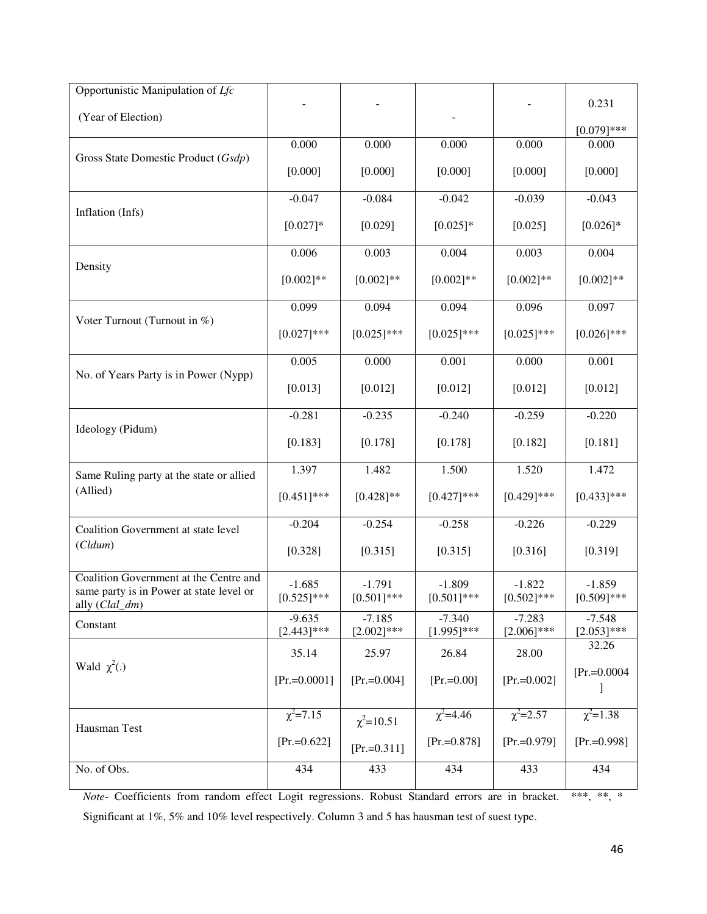| | | | | | |
|---|---|---|---|---|---|
| Opportunistic Manipulation of *Lfc* (Year of Election) | - | - | - | - | 0.231 [0.079]*** |
| Gross State Domestic Product (*Gsdp*) | 0.000 [0.000] | 0.000 [0.000] | 0.000 [0.000] | 0.000 [0.000] | 0.000 [0.000] |
| Inflation (Infs) | -0.047 [0.027]* | -0.084 [0.029] | -0.042 [0.025]* | -0.039 [0.025] | -0.043 [0.026]* |
| Density | 0.006 [0.002]** | 0.003 [0.002]** | 0.004 [0.002]** | 0.003 [0.002]** | 0.004 [0.002]** |
| Voter Turnout (Turnout in %) | 0.099 [0.027]*** | 0.094 [0.025]*** | 0.094 [0.025]*** | 0.096 [0.025]*** | 0.097 [0.026]*** |
| No. of Years Party is in Power (Nypp) | 0.005 [0.013] | 0.000 [0.012] | 0.001 [0.012] | 0.000 [0.012] | 0.001 [0.012] |
| Ideology (Pidum) | -0.281 [0.183] | -0.235 [0.178] | -0.240 [0.178] | -0.259 [0.182] | -0.220 [0.181] |
| Same Ruling party at the state or allied (Allied) | 1.397 [0.451]*** | 1.482 [0.428]** | 1.500 [0.427]*** | 1.520 [0.429]*** | 1.472 [0.433]*** |
| Coalition Government at state level (*Cldum*) | -0.204 [0.328] | -0.254 [0.315] | -0.258 [0.315] | -0.226 [0.316] | -0.229 [0.319] |
| Coalition Government at the Centre and same party is in Power at state level or ally (*Clal_dm*) | -1.685 [0.525]*** | -1.791 [0.501]*** | -1.809 [0.501]*** | -1.822 [0.502]*** | -1.859 [0.509]*** |
| Constant | -9.635 [2.443]*** | -7.185 [2.002]*** | -7.340 [1.995]*** | -7.283 [2.006]*** | -7.548 [2.053]*** |
| Wald $\chi^2(.)$ | 35.14 [Pr.=0.0001] | 25.97 [Pr.=0.004] | 26.84 [Pr.=0.00] | 28.00 [Pr.=0.002] | 32.26 [Pr.=0.0004] |
| Hausman Test | $\chi^2$=7.15 [Pr.=0.622] | $\chi^2$=10.51 [Pr.=0.311] | $\chi^2$=4.46 [Pr.=0.878] | $\chi^2$=2.57 [Pr.=0.979] | $\chi^2$=1.38 [Pr.=0.998] |
| No. of Obs. | 434 | 433 | 434 | 433 | 434 |

*Note*- Coefficients from random effect Logit regressions. Robust Standard errors are in bracket. ***, **, * Significant at 1%, 5% and 10% level respectively. Column 3 and 5 has hausman test of suest type.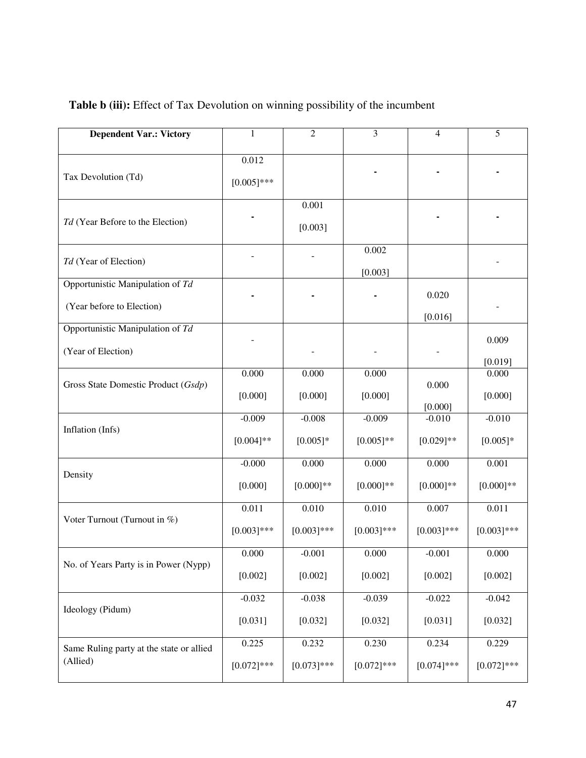**Table b (iii):** Effect of Tax Devolution on winning possibility of the incumbent

| **Dependent Var.: Victory** | 1 | 2 | 3 | 4 | 5 |
|---|---|---|---|---|---|
| Tax Devolution (Td) | 0.012 [0.005]*** | | **-** | **-** | **-** |
| *Td* (Year Before to the Election) | **-** | 0.001 [0.003] | | **-** | **-** |
| *Td* (Year of Election) | - | - | 0.002 [0.003] | | - |
| Opportunistic Manipulation of *Td* (Year before to Election) | **-** | **-** | **-** | 0.020 [0.016] | - |
| Opportunistic Manipulation of *Td* (Year of Election) | - | - | - | - | 0.009 [0.019] |
| Gross State Domestic Product (*Gsdp*) | 0.000 [0.000] | 0.000 [0.000] | 0.000 [0.000] | 0.000 [0.000] | 0.000 [0.000] |
| Inflation (Infs) | -0.009 [0.004]** | -0.008 [0.005]* | -0.009 [0.005]** | -0.010 [0.029]** | -0.010 [0.005]* |
| Density | -0.000 [0.000] | 0.000 [0.000]** | 0.000 [0.000]** | 0.000 [0.000]** | 0.001 [0.000]** |
| Voter Turnout (Turnout in %) | 0.011 [0.003]*** | 0.010 [0.003]*** | 0.010 [0.003]*** | 0.007 [0.003]*** | 0.011 [0.003]*** |
| No. of Years Party is in Power (Nypp) | 0.000 [0.002] | -0.001 [0.002] | 0.000 [0.002] | -0.001 [0.002] | 0.000 [0.002] |
| Ideology (Pidum) | -0.032 [0.031] | -0.038 [0.032] | -0.039 [0.032] | -0.022 [0.031] | -0.042 [0.032] |
| Same Ruling party at the state or allied (Allied) | 0.225 [0.072]*** | 0.232 [0.073]*** | 0.230 [0.072]*** | 0.234 [0.074]*** | 0.229 [0.072]*** |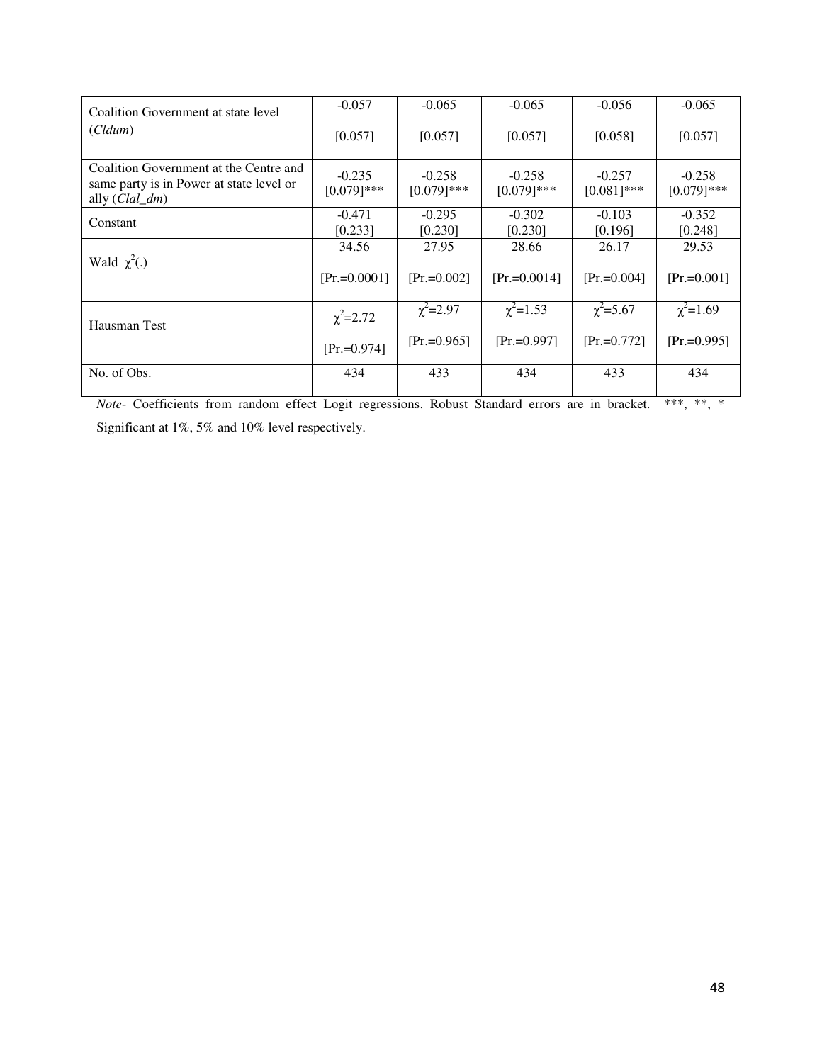| | | | | | |
|---|---|---|---|---|---|
| Coalition Government at state level (*Cldum*) | -0.057<br>[0.057] | -0.065<br>[0.057] | -0.065<br>[0.057] | -0.056<br>[0.058] | -0.065<br>[0.057] |
| Coalition Government at the Centre and same party is in Power at state level or ally (*Clal_dm*) | -0.235<br>[0.079]*** | -0.258<br>[0.079]*** | -0.258<br>[0.079]*** | -0.257<br>[0.081]*** | -0.258<br>[0.079]*** |
| Constant | -0.471<br>[0.233] | -0.295<br>[0.230] | -0.302<br>[0.230] | -0.103<br>[0.196] | -0.352<br>[0.248] |
| Wald $\chi^2(.)$ | 34.56<br>[Pr.=0.0001] | 27.95<br>[Pr.=0.002] | 28.66<br>[Pr.=0.0014] | 26.17<br>[Pr.=0.004] | 29.53<br>[Pr.=0.001] |
| Hausman Test | $\chi^2$=2.72<br>[Pr.=0.974] | $\chi^2$=2.97<br>[Pr.=0.965] | $\chi^2$=1.53<br>[Pr.=0.997] | $\chi^2$=5.67<br>[Pr.=0.772] | $\chi^2$=1.69<br>[Pr.=0.995] |
| No. of Obs. | 434 | 433 | 434 | 433 | 434 |

*Note-* Coefficients from random effect Logit regressions. Robust Standard errors are in bracket. \*\*\*, \*\*, \* Significant at 1%, 5% and 10% level respectively.